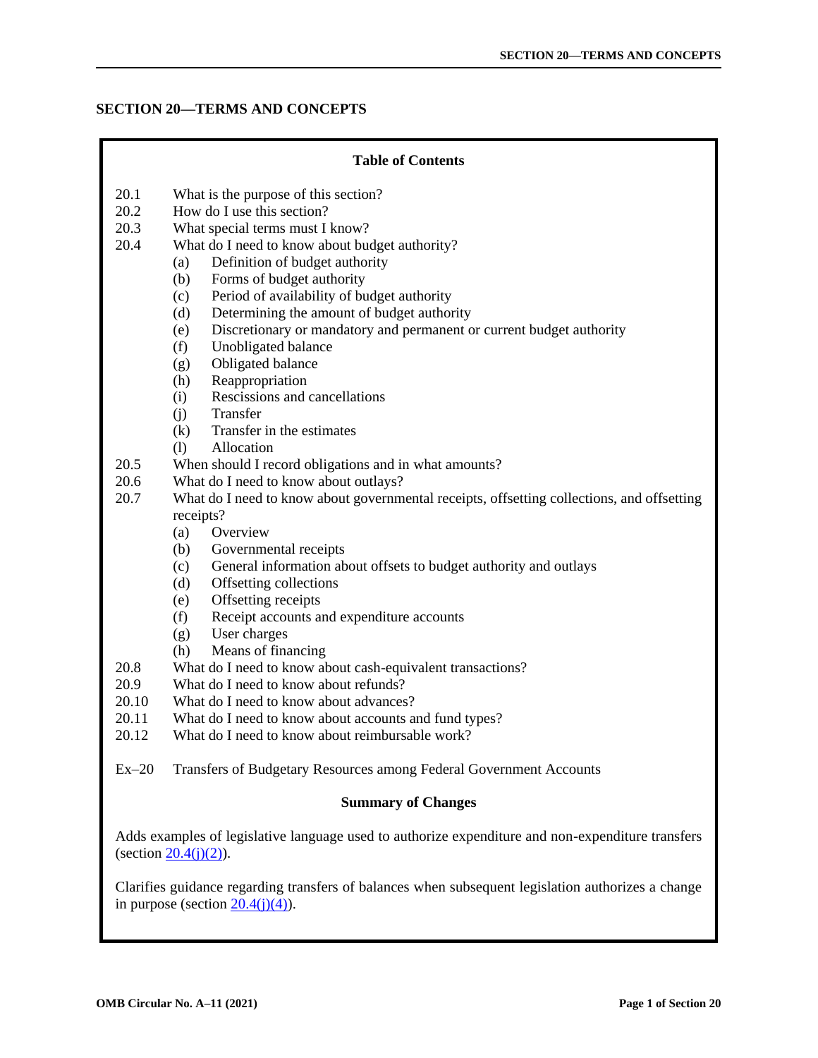# SECTION 20—TERMS AND CONCEPTS

**Table of Contents**

- 20.1 What is the purpose of this section?
- 20.2 How do I use this section?
- 20.3 What special terms must I know?
- 20.4 What do I need to know about budget authority?
  - (a) Definition of budget authority
  - (b) Forms of budget authority
  - (c) Period of availability of budget authority
  - (d) Determining the amount of budget authority
  - (e) Discretionary or mandatory and permanent or current budget authority
  - (f) Unobligated balance
  - (g) Obligated balance
  - (h) Reappropriation
  - (i) Rescissions and cancellations
  - (j) Transfer
  - (k) Transfer in the estimates
  - (l) Allocation
- 20.5 When should I record obligations and in what amounts?
- 20.6 What do I need to know about outlays?
- 20.7 What do I need to know about governmental receipts, offsetting collections, and offsetting receipts?
  - (a) Overview
  - (b) Governmental receipts
  - (c) General information about offsets to budget authority and outlays
  - (d) Offsetting collections
  - (e) Offsetting receipts
  - (f) Receipt accounts and expenditure accounts
  - (g) User charges
  - (h) Means of financing
- 20.8 What do I need to know about cash-equivalent transactions?
- 20.9 What do I need to know about refunds?
- 20.10 What do I need to know about advances?
- 20.11 What do I need to know about accounts and fund types?
- 20.12 What do I need to know about reimbursable work?

Ex–20 Transfers of Budgetary Resources among Federal Government Accounts

**Summary of Changes**

Adds examples of legislative language used to authorize expenditure and non-expenditure transfers (section 20.4(j)(2)).

Clarifies guidance regarding transfers of balances when subsequent legislation authorizes a change in purpose (section 20.4(j)(4)).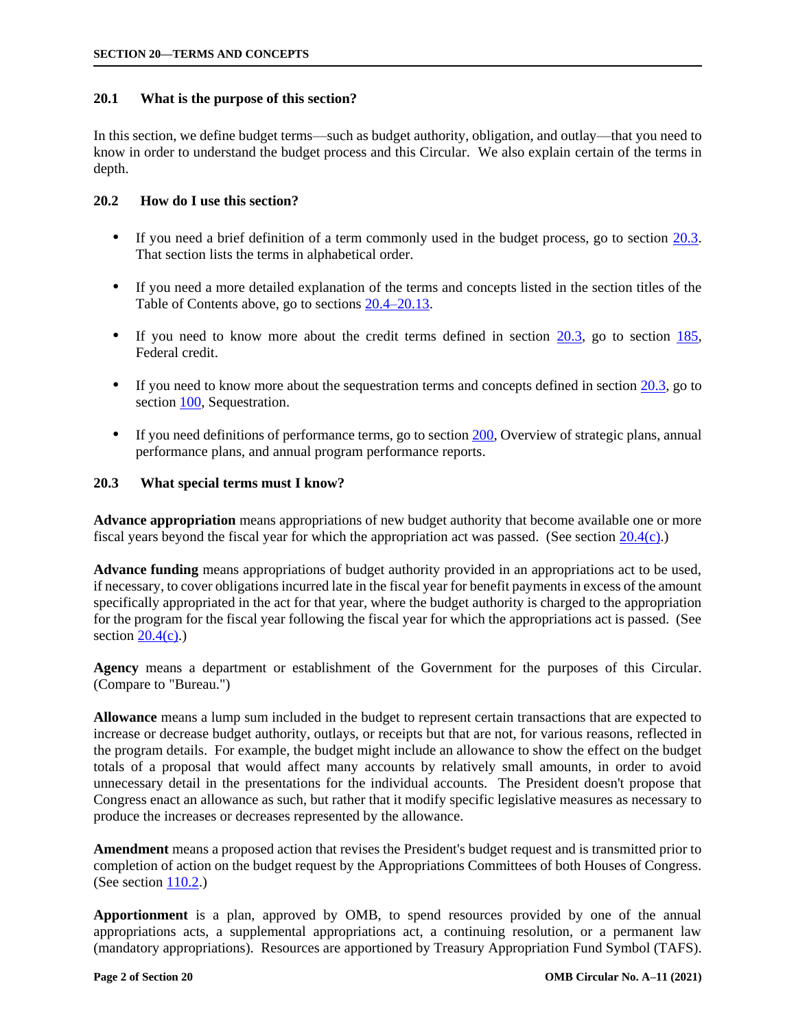## 20.1 What is the purpose of this section?

In this section, we define budget terms—such as budget authority, obligation, and outlay—that you need to know in order to understand the budget process and this Circular. We also explain certain of the terms in depth.

## 20.2 How do I use this section?

- If you need a brief definition of a term commonly used in the budget process, go to section 20.3. That section lists the terms in alphabetical order.
- If you need a more detailed explanation of the terms and concepts listed in the section titles of the Table of Contents above, go to sections 20.4–20.13.
- If you need to know more about the credit terms defined in section 20.3, go to section 185, Federal credit.
- If you need to know more about the sequestration terms and concepts defined in section 20.3, go to section 100, Sequestration.
- If you need definitions of performance terms, go to section 200, Overview of strategic plans, annual performance plans, and annual program performance reports.

## 20.3 What special terms must I know?

**Advance appropriation** means appropriations of new budget authority that become available one or more fiscal years beyond the fiscal year for which the appropriation act was passed. (See section 20.4(c).)

**Advance funding** means appropriations of budget authority provided in an appropriations act to be used, if necessary, to cover obligations incurred late in the fiscal year for benefit payments in excess of the amount specifically appropriated in the act for that year, where the budget authority is charged to the appropriation for the program for the fiscal year following the fiscal year for which the appropriations act is passed. (See section 20.4(c).)

**Agency** means a department or establishment of the Government for the purposes of this Circular. (Compare to "Bureau.")

**Allowance** means a lump sum included in the budget to represent certain transactions that are expected to increase or decrease budget authority, outlays, or receipts but that are not, for various reasons, reflected in the program details. For example, the budget might include an allowance to show the effect on the budget totals of a proposal that would affect many accounts by relatively small amounts, in order to avoid unnecessary detail in the presentations for the individual accounts. The President doesn't propose that Congress enact an allowance as such, but rather that it modify specific legislative measures as necessary to produce the increases or decreases represented by the allowance.

**Amendment** means a proposed action that revises the President's budget request and is transmitted prior to completion of action on the budget request by the Appropriations Committees of both Houses of Congress. (See section 110.2.)

**Apportionment** is a plan, approved by OMB, to spend resources provided by one of the annual appropriations acts, a supplemental appropriations act, a continuing resolution, or a permanent law (mandatory appropriations). Resources are apportioned by Treasury Appropriation Fund Symbol (TAFS).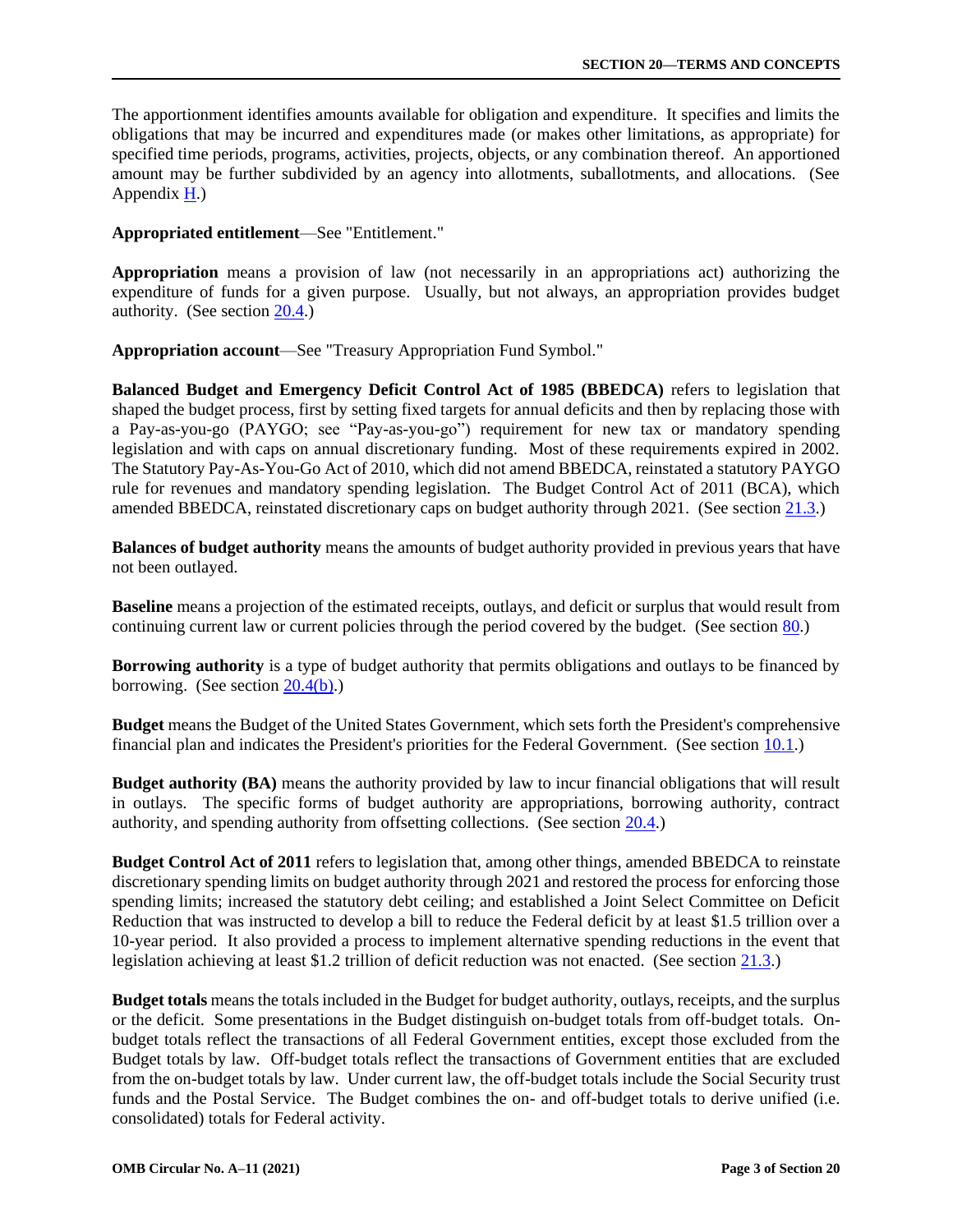The apportionment identifies amounts available for obligation and expenditure. It specifies and limits the obligations that may be incurred and expenditures made (or makes other limitations, as appropriate) for specified time periods, programs, activities, projects, objects, or any combination thereof. An apportioned amount may be further subdivided by an agency into allotments, suballotments, and allocations. (See Appendix H.)

**Appropriated entitlement**—See "Entitlement."

**Appropriation** means a provision of law (not necessarily in an appropriations act) authorizing the expenditure of funds for a given purpose. Usually, but not always, an appropriation provides budget authority. (See section 20.4.)

**Appropriation account**—See "Treasury Appropriation Fund Symbol."

**Balanced Budget and Emergency Deficit Control Act of 1985 (BBEDCA)** refers to legislation that shaped the budget process, first by setting fixed targets for annual deficits and then by replacing those with a Pay-as-you-go (PAYGO; see "Pay-as-you-go") requirement for new tax or mandatory spending legislation and with caps on annual discretionary funding. Most of these requirements expired in 2002. The Statutory Pay-As-You-Go Act of 2010, which did not amend BBEDCA, reinstated a statutory PAYGO rule for revenues and mandatory spending legislation. The Budget Control Act of 2011 (BCA), which amended BBEDCA, reinstated discretionary caps on budget authority through 2021. (See section 21.3.)

**Balances of budget authority** means the amounts of budget authority provided in previous years that have not been outlayed.

**Baseline** means a projection of the estimated receipts, outlays, and deficit or surplus that would result from continuing current law or current policies through the period covered by the budget. (See section 80.)

**Borrowing authority** is a type of budget authority that permits obligations and outlays to be financed by borrowing. (See section 20.4(b).)

**Budget** means the Budget of the United States Government, which sets forth the President's comprehensive financial plan and indicates the President's priorities for the Federal Government. (See section 10.1.)

**Budget authority (BA)** means the authority provided by law to incur financial obligations that will result in outlays. The specific forms of budget authority are appropriations, borrowing authority, contract authority, and spending authority from offsetting collections. (See section 20.4.)

**Budget Control Act of 2011** refers to legislation that, among other things, amended BBEDCA to reinstate discretionary spending limits on budget authority through 2021 and restored the process for enforcing those spending limits; increased the statutory debt ceiling; and established a Joint Select Committee on Deficit Reduction that was instructed to develop a bill to reduce the Federal deficit by at least $1.5 trillion over a 10-year period. It also provided a process to implement alternative spending reductions in the event that legislation achieving at least $1.2 trillion of deficit reduction was not enacted. (See section 21.3.)

**Budget totals** means the totals included in the Budget for budget authority, outlays, receipts, and the surplus or the deficit. Some presentations in the Budget distinguish on-budget totals from off-budget totals. On-budget totals reflect the transactions of all Federal Government entities, except those excluded from the Budget totals by law. Off-budget totals reflect the transactions of Government entities that are excluded from the on-budget totals by law. Under current law, the off-budget totals include the Social Security trust funds and the Postal Service. The Budget combines the on- and off-budget totals to derive unified (i.e. consolidated) totals for Federal activity.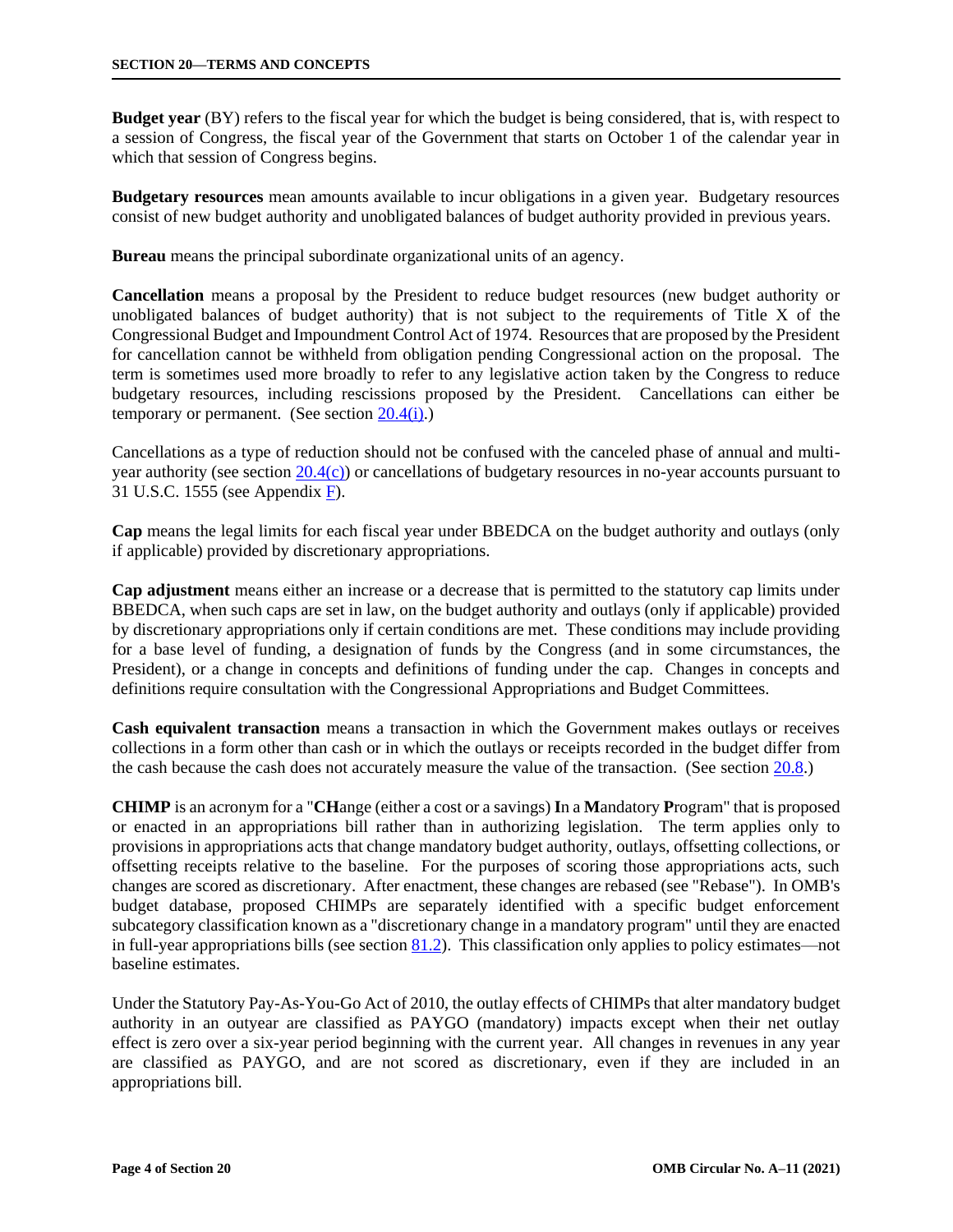**Budget year** (BY) refers to the fiscal year for which the budget is being considered, that is, with respect to a session of Congress, the fiscal year of the Government that starts on October 1 of the calendar year in which that session of Congress begins.

**Budgetary resources** mean amounts available to incur obligations in a given year. Budgetary resources consist of new budget authority and unobligated balances of budget authority provided in previous years.

**Bureau** means the principal subordinate organizational units of an agency.

**Cancellation** means a proposal by the President to reduce budget resources (new budget authority or unobligated balances of budget authority) that is not subject to the requirements of Title X of the Congressional Budget and Impoundment Control Act of 1974. Resources that are proposed by the President for cancellation cannot be withheld from obligation pending Congressional action on the proposal. The term is sometimes used more broadly to refer to any legislative action taken by the Congress to reduce budgetary resources, including rescissions proposed by the President. Cancellations can either be temporary or permanent. (See section 20.4(i).)

Cancellations as a type of reduction should not be confused with the canceled phase of annual and multi-year authority (see section 20.4(c)) or cancellations of budgetary resources in no-year accounts pursuant to 31 U.S.C. 1555 (see Appendix F).

**Cap** means the legal limits for each fiscal year under BBEDCA on the budget authority and outlays (only if applicable) provided by discretionary appropriations.

**Cap adjustment** means either an increase or a decrease that is permitted to the statutory cap limits under BBEDCA, when such caps are set in law, on the budget authority and outlays (only if applicable) provided by discretionary appropriations only if certain conditions are met. These conditions may include providing for a base level of funding, a designation of funds by the Congress (and in some circumstances, the President), or a change in concepts and definitions of funding under the cap. Changes in concepts and definitions require consultation with the Congressional Appropriations and Budget Committees.

**Cash equivalent transaction** means a transaction in which the Government makes outlays or receives collections in a form other than cash or in which the outlays or receipts recorded in the budget differ from the cash because the cash does not accurately measure the value of the transaction. (See section 20.8.)

**CHIMP** is an acronym for a "**CH**ange (either a cost or a savings) **I**n a **M**andatory **P**rogram" that is proposed or enacted in an appropriations bill rather than in authorizing legislation. The term applies only to provisions in appropriations acts that change mandatory budget authority, outlays, offsetting collections, or offsetting receipts relative to the baseline. For the purposes of scoring those appropriations acts, such changes are scored as discretionary. After enactment, these changes are rebased (see "Rebase"). In OMB's budget database, proposed CHIMPs are separately identified with a specific budget enforcement subcategory classification known as a "discretionary change in a mandatory program" until they are enacted in full-year appropriations bills (see section 81.2). This classification only applies to policy estimates—not baseline estimates.

Under the Statutory Pay-As-You-Go Act of 2010, the outlay effects of CHIMPs that alter mandatory budget authority in an outyear are classified as PAYGO (mandatory) impacts except when their net outlay effect is zero over a six-year period beginning with the current year. All changes in revenues in any year are classified as PAYGO, and are not scored as discretionary, even if they are included in an appropriations bill.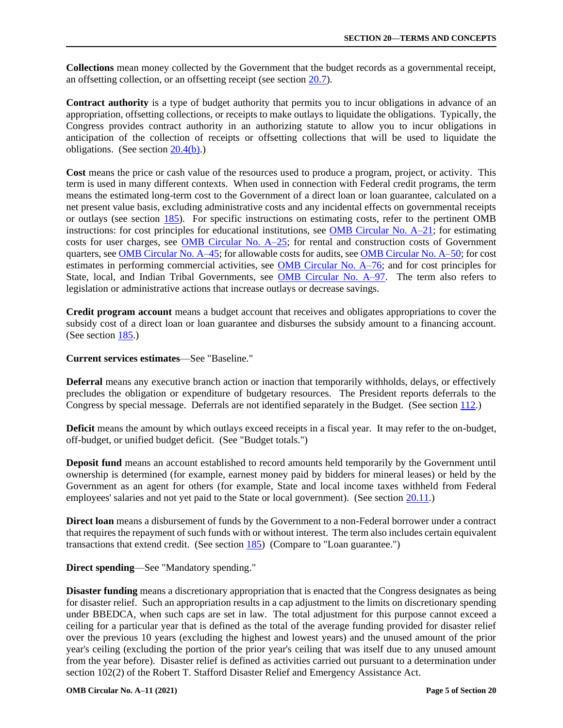**Collections** mean money collected by the Government that the budget records as a governmental receipt, an offsetting collection, or an offsetting receipt (see section 20.7).

**Contract authority** is a type of budget authority that permits you to incur obligations in advance of an appropriation, offsetting collections, or receipts to make outlays to liquidate the obligations. Typically, the Congress provides contract authority in an authorizing statute to allow you to incur obligations in anticipation of the collection of receipts or offsetting collections that will be used to liquidate the obligations. (See section 20.4(b).)

**Cost** means the price or cash value of the resources used to produce a program, project, or activity. This term is used in many different contexts. When used in connection with Federal credit programs, the term means the estimated long-term cost to the Government of a direct loan or loan guarantee, calculated on a net present value basis, excluding administrative costs and any incidental effects on governmental receipts or outlays (see section 185). For specific instructions on estimating costs, refer to the pertinent OMB instructions: for cost principles for educational institutions, see OMB Circular No. A–21; for estimating costs for user charges, see OMB Circular No. A–25; for rental and construction costs of Government quarters, see OMB Circular No. A–45; for allowable costs for audits, see OMB Circular No. A–50; for cost estimates in performing commercial activities, see OMB Circular No. A–76; and for cost principles for State, local, and Indian Tribal Governments, see OMB Circular No. A–97. The term also refers to legislation or administrative actions that increase outlays or decrease savings.

**Credit program account** means a budget account that receives and obligates appropriations to cover the subsidy cost of a direct loan or loan guarantee and disburses the subsidy amount to a financing account. (See section 185.)

**Current services estimates**—See "Baseline."

**Deferral** means any executive branch action or inaction that temporarily withholds, delays, or effectively precludes the obligation or expenditure of budgetary resources. The President reports deferrals to the Congress by special message. Deferrals are not identified separately in the Budget. (See section 112.)

**Deficit** means the amount by which outlays exceed receipts in a fiscal year. It may refer to the on-budget, off-budget, or unified budget deficit. (See "Budget totals.")

**Deposit fund** means an account established to record amounts held temporarily by the Government until ownership is determined (for example, earnest money paid by bidders for mineral leases) or held by the Government as an agent for others (for example, State and local income taxes withheld from Federal employees' salaries and not yet paid to the State or local government). (See section 20.11.)

**Direct loan** means a disbursement of funds by the Government to a non-Federal borrower under a contract that requires the repayment of such funds with or without interest. The term also includes certain equivalent transactions that extend credit. (See section 185) (Compare to "Loan guarantee.")

**Direct spending**—See "Mandatory spending."

**Disaster funding** means a discretionary appropriation that is enacted that the Congress designates as being for disaster relief. Such an appropriation results in a cap adjustment to the limits on discretionary spending under BBEDCA, when such caps are set in law. The total adjustment for this purpose cannot exceed a ceiling for a particular year that is defined as the total of the average funding provided for disaster relief over the previous 10 years (excluding the highest and lowest years) and the unused amount of the prior year's ceiling (excluding the portion of the prior year's ceiling that was itself due to any unused amount from the year before). Disaster relief is defined as activities carried out pursuant to a determination under section 102(2) of the Robert T. Stafford Disaster Relief and Emergency Assistance Act.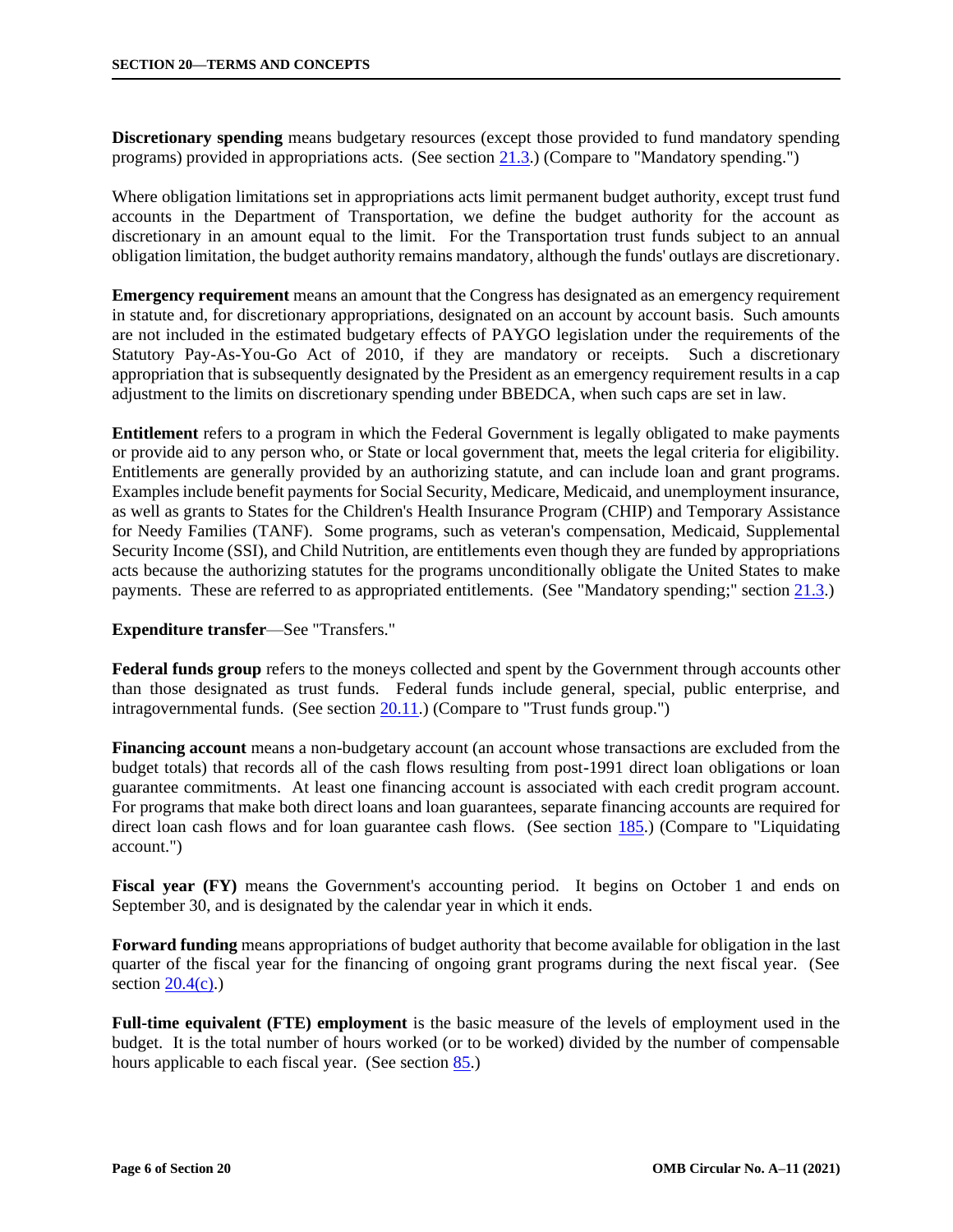**Discretionary spending** means budgetary resources (except those provided to fund mandatory spending programs) provided in appropriations acts. (See section 21.3.) (Compare to "Mandatory spending.")

Where obligation limitations set in appropriations acts limit permanent budget authority, except trust fund accounts in the Department of Transportation, we define the budget authority for the account as discretionary in an amount equal to the limit. For the Transportation trust funds subject to an annual obligation limitation, the budget authority remains mandatory, although the funds' outlays are discretionary.

**Emergency requirement** means an amount that the Congress has designated as an emergency requirement in statute and, for discretionary appropriations, designated on an account by account basis. Such amounts are not included in the estimated budgetary effects of PAYGO legislation under the requirements of the Statutory Pay-As-You-Go Act of 2010, if they are mandatory or receipts. Such a discretionary appropriation that is subsequently designated by the President as an emergency requirement results in a cap adjustment to the limits on discretionary spending under BBEDCA, when such caps are set in law.

**Entitlement** refers to a program in which the Federal Government is legally obligated to make payments or provide aid to any person who, or State or local government that, meets the legal criteria for eligibility. Entitlements are generally provided by an authorizing statute, and can include loan and grant programs. Examples include benefit payments for Social Security, Medicare, Medicaid, and unemployment insurance, as well as grants to States for the Children's Health Insurance Program (CHIP) and Temporary Assistance for Needy Families (TANF). Some programs, such as veteran's compensation, Medicaid, Supplemental Security Income (SSI), and Child Nutrition, are entitlements even though they are funded by appropriations acts because the authorizing statutes for the programs unconditionally obligate the United States to make payments. These are referred to as appropriated entitlements. (See "Mandatory spending;" section 21.3.)

**Expenditure transfer**—See "Transfers."

**Federal funds group** refers to the moneys collected and spent by the Government through accounts other than those designated as trust funds. Federal funds include general, special, public enterprise, and intragovernmental funds. (See section 20.11.) (Compare to "Trust funds group.")

**Financing account** means a non-budgetary account (an account whose transactions are excluded from the budget totals) that records all of the cash flows resulting from post-1991 direct loan obligations or loan guarantee commitments. At least one financing account is associated with each credit program account. For programs that make both direct loans and loan guarantees, separate financing accounts are required for direct loan cash flows and for loan guarantee cash flows. (See section 185.) (Compare to "Liquidating account.")

**Fiscal year (FY)** means the Government's accounting period. It begins on October 1 and ends on September 30, and is designated by the calendar year in which it ends.

**Forward funding** means appropriations of budget authority that become available for obligation in the last quarter of the fiscal year for the financing of ongoing grant programs during the next fiscal year. (See section 20.4(c).)

**Full-time equivalent (FTE) employment** is the basic measure of the levels of employment used in the budget. It is the total number of hours worked (or to be worked) divided by the number of compensable hours applicable to each fiscal year. (See section 85.)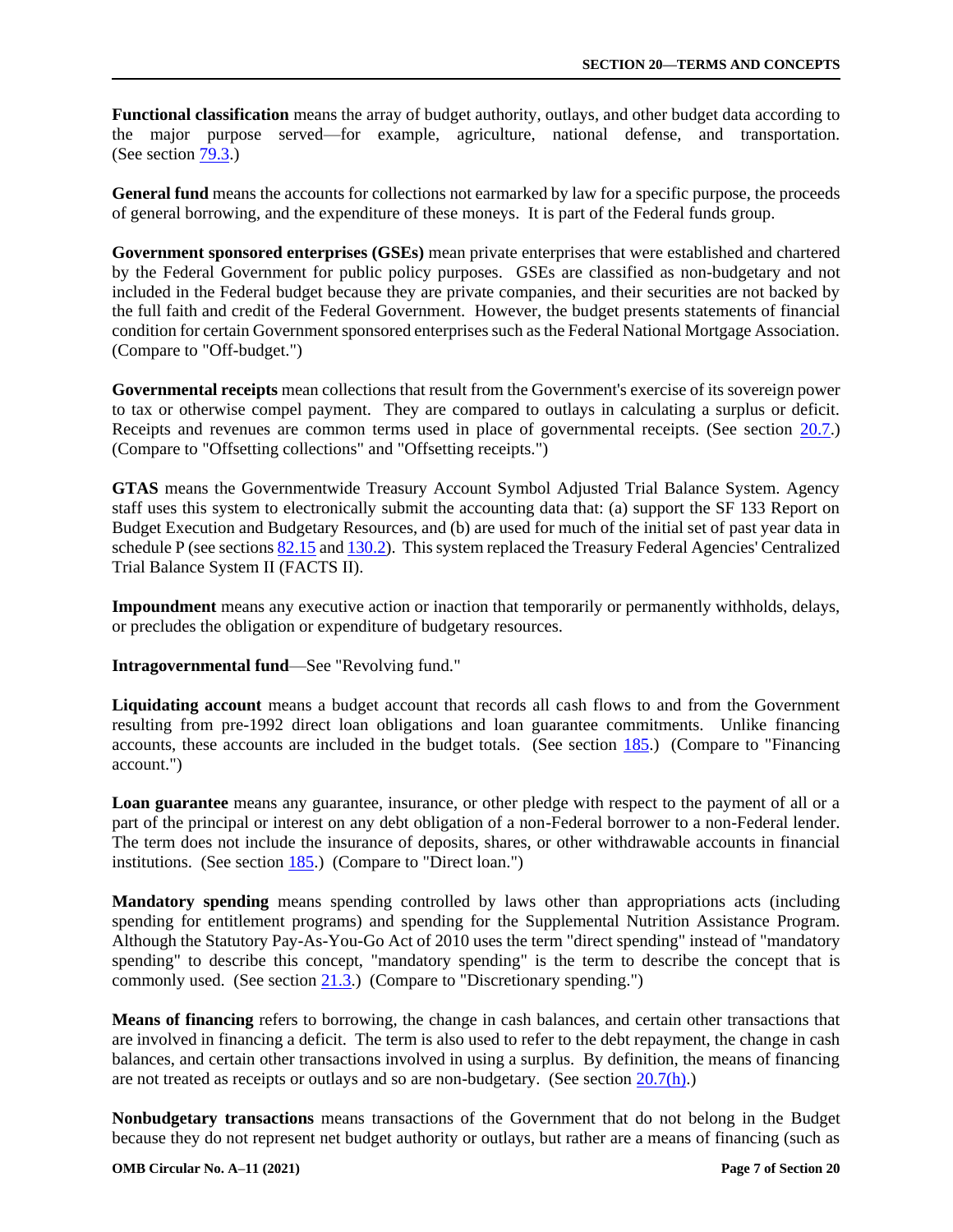**Functional classification** means the array of budget authority, outlays, and other budget data according to the major purpose served—for example, agriculture, national defense, and transportation. (See section 79.3.)

**General fund** means the accounts for collections not earmarked by law for a specific purpose, the proceeds of general borrowing, and the expenditure of these moneys. It is part of the Federal funds group.

**Government sponsored enterprises (GSEs)** mean private enterprises that were established and chartered by the Federal Government for public policy purposes. GSEs are classified as non-budgetary and not included in the Federal budget because they are private companies, and their securities are not backed by the full faith and credit of the Federal Government. However, the budget presents statements of financial condition for certain Government sponsored enterprises such as the Federal National Mortgage Association. (Compare to "Off-budget.")

**Governmental receipts** mean collections that result from the Government's exercise of its sovereign power to tax or otherwise compel payment. They are compared to outlays in calculating a surplus or deficit. Receipts and revenues are common terms used in place of governmental receipts. (See section 20.7.) (Compare to "Offsetting collections" and "Offsetting receipts.")

**GTAS** means the Governmentwide Treasury Account Symbol Adjusted Trial Balance System. Agency staff uses this system to electronically submit the accounting data that: (a) support the SF 133 Report on Budget Execution and Budgetary Resources, and (b) are used for much of the initial set of past year data in schedule P (see sections 82.15 and 130.2). This system replaced the Treasury Federal Agencies' Centralized Trial Balance System II (FACTS II).

**Impoundment** means any executive action or inaction that temporarily or permanently withholds, delays, or precludes the obligation or expenditure of budgetary resources.

**Intragovernmental fund**—See "Revolving fund."

**Liquidating account** means a budget account that records all cash flows to and from the Government resulting from pre-1992 direct loan obligations and loan guarantee commitments. Unlike financing accounts, these accounts are included in the budget totals. (See section 185.) (Compare to "Financing account.")

**Loan guarantee** means any guarantee, insurance, or other pledge with respect to the payment of all or a part of the principal or interest on any debt obligation of a non-Federal borrower to a non-Federal lender. The term does not include the insurance of deposits, shares, or other withdrawable accounts in financial institutions. (See section 185.) (Compare to "Direct loan.")

**Mandatory spending** means spending controlled by laws other than appropriations acts (including spending for entitlement programs) and spending for the Supplemental Nutrition Assistance Program. Although the Statutory Pay-As-You-Go Act of 2010 uses the term "direct spending" instead of "mandatory spending" to describe this concept, "mandatory spending" is the term to describe the concept that is commonly used. (See section 21.3.) (Compare to "Discretionary spending.")

**Means of financing** refers to borrowing, the change in cash balances, and certain other transactions that are involved in financing a deficit. The term is also used to refer to the debt repayment, the change in cash balances, and certain other transactions involved in using a surplus. By definition, the means of financing are not treated as receipts or outlays and so are non-budgetary. (See section 20.7(h).)

**Nonbudgetary transactions** means transactions of the Government that do not belong in the Budget because they do not represent net budget authority or outlays, but rather are a means of financing (such as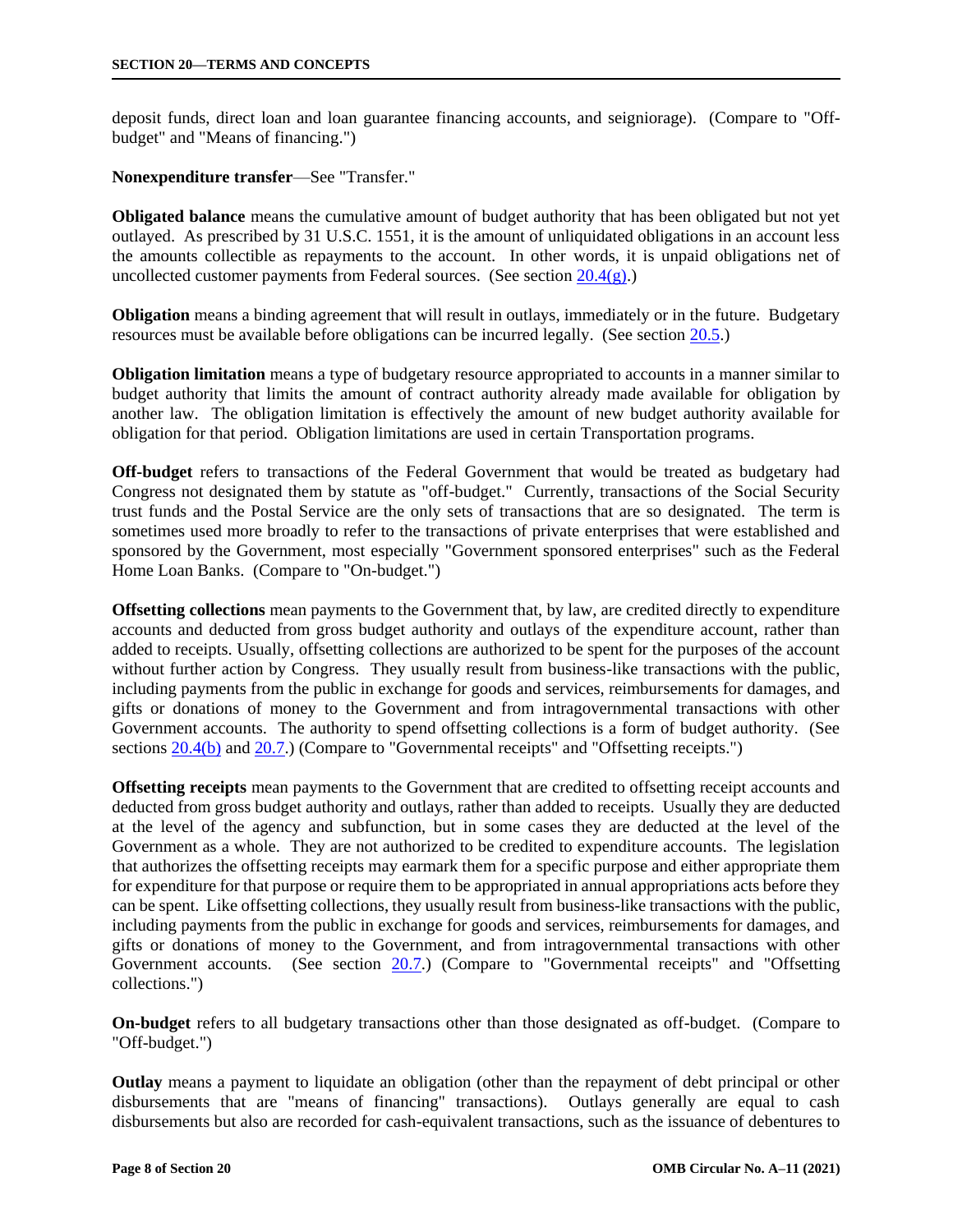deposit funds, direct loan and loan guarantee financing accounts, and seigniorage). (Compare to "Off-budget" and "Means of financing.")

**Nonexpenditure transfer**—See "Transfer."

**Obligated balance** means the cumulative amount of budget authority that has been obligated but not yet outlayed. As prescribed by 31 U.S.C. 1551, it is the amount of unliquidated obligations in an account less the amounts collectible as repayments to the account. In other words, it is unpaid obligations net of uncollected customer payments from Federal sources. (See section 20.4(g).)

**Obligation** means a binding agreement that will result in outlays, immediately or in the future. Budgetary resources must be available before obligations can be incurred legally. (See section 20.5.)

**Obligation limitation** means a type of budgetary resource appropriated to accounts in a manner similar to budget authority that limits the amount of contract authority already made available for obligation by another law. The obligation limitation is effectively the amount of new budget authority available for obligation for that period. Obligation limitations are used in certain Transportation programs.

**Off-budget** refers to transactions of the Federal Government that would be treated as budgetary had Congress not designated them by statute as "off-budget." Currently, transactions of the Social Security trust funds and the Postal Service are the only sets of transactions that are so designated. The term is sometimes used more broadly to refer to the transactions of private enterprises that were established and sponsored by the Government, most especially "Government sponsored enterprises" such as the Federal Home Loan Banks. (Compare to "On-budget.")

**Offsetting collections** mean payments to the Government that, by law, are credited directly to expenditure accounts and deducted from gross budget authority and outlays of the expenditure account, rather than added to receipts. Usually, offsetting collections are authorized to be spent for the purposes of the account without further action by Congress. They usually result from business-like transactions with the public, including payments from the public in exchange for goods and services, reimbursements for damages, and gifts or donations of money to the Government and from intragovernmental transactions with other Government accounts. The authority to spend offsetting collections is a form of budget authority. (See sections 20.4(b) and 20.7.) (Compare to "Governmental receipts" and "Offsetting receipts.")

**Offsetting receipts** mean payments to the Government that are credited to offsetting receipt accounts and deducted from gross budget authority and outlays, rather than added to receipts. Usually they are deducted at the level of the agency and subfunction, but in some cases they are deducted at the level of the Government as a whole. They are not authorized to be credited to expenditure accounts. The legislation that authorizes the offsetting receipts may earmark them for a specific purpose and either appropriate them for expenditure for that purpose or require them to be appropriated in annual appropriations acts before they can be spent. Like offsetting collections, they usually result from business-like transactions with the public, including payments from the public in exchange for goods and services, reimbursements for damages, and gifts or donations of money to the Government, and from intragovernmental transactions with other Government accounts. (See section 20.7.) (Compare to "Governmental receipts" and "Offsetting collections.")

**On-budget** refers to all budgetary transactions other than those designated as off-budget. (Compare to "Off-budget.")

**Outlay** means a payment to liquidate an obligation (other than the repayment of debt principal or other disbursements that are "means of financing" transactions). Outlays generally are equal to cash disbursements but also are recorded for cash-equivalent transactions, such as the issuance of debentures to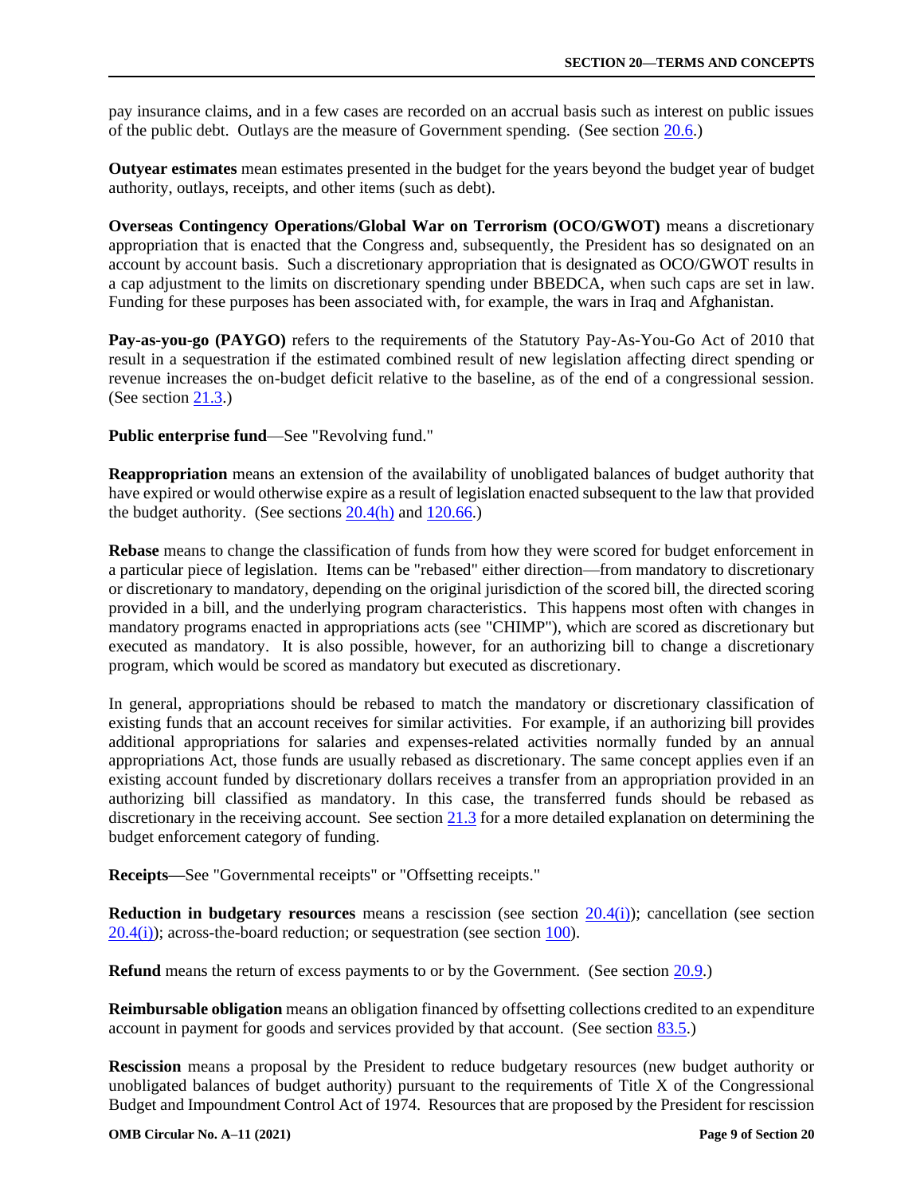pay insurance claims, and in a few cases are recorded on an accrual basis such as interest on public issues of the public debt. Outlays are the measure of Government spending. (See section 20.6.)

**Outyear estimates** mean estimates presented in the budget for the years beyond the budget year of budget authority, outlays, receipts, and other items (such as debt).

**Overseas Contingency Operations/Global War on Terrorism (OCO/GWOT)** means a discretionary appropriation that is enacted that the Congress and, subsequently, the President has so designated on an account by account basis. Such a discretionary appropriation that is designated as OCO/GWOT results in a cap adjustment to the limits on discretionary spending under BBEDCA, when such caps are set in law. Funding for these purposes has been associated with, for example, the wars in Iraq and Afghanistan.

**Pay-as-you-go (PAYGO)** refers to the requirements of the Statutory Pay-As-You-Go Act of 2010 that result in a sequestration if the estimated combined result of new legislation affecting direct spending or revenue increases the on-budget deficit relative to the baseline, as of the end of a congressional session. (See section 21.3.)

**Public enterprise fund**—See "Revolving fund."

**Reappropriation** means an extension of the availability of unobligated balances of budget authority that have expired or would otherwise expire as a result of legislation enacted subsequent to the law that provided the budget authority. (See sections 20.4(h) and 120.66.)

**Rebase** means to change the classification of funds from how they were scored for budget enforcement in a particular piece of legislation. Items can be "rebased" either direction—from mandatory to discretionary or discretionary to mandatory, depending on the original jurisdiction of the scored bill, the directed scoring provided in a bill, and the underlying program characteristics. This happens most often with changes in mandatory programs enacted in appropriations acts (see "CHIMP"), which are scored as discretionary but executed as mandatory. It is also possible, however, for an authorizing bill to change a discretionary program, which would be scored as mandatory but executed as discretionary.

In general, appropriations should be rebased to match the mandatory or discretionary classification of existing funds that an account receives for similar activities. For example, if an authorizing bill provides additional appropriations for salaries and expenses-related activities normally funded by an annual appropriations Act, those funds are usually rebased as discretionary. The same concept applies even if an existing account funded by discretionary dollars receives a transfer from an appropriation provided in an authorizing bill classified as mandatory. In this case, the transferred funds should be rebased as discretionary in the receiving account. See section 21.3 for a more detailed explanation on determining the budget enforcement category of funding.

**Receipts—**See "Governmental receipts" or "Offsetting receipts."

**Reduction in budgetary resources** means a rescission (see section 20.4(i)); cancellation (see section 20.4(i)); across-the-board reduction; or sequestration (see section 100).

**Refund** means the return of excess payments to or by the Government. (See section 20.9.)

**Reimbursable obligation** means an obligation financed by offsetting collections credited to an expenditure account in payment for goods and services provided by that account. (See section 83.5.)

**Rescission** means a proposal by the President to reduce budgetary resources (new budget authority or unobligated balances of budget authority) pursuant to the requirements of Title X of the Congressional Budget and Impoundment Control Act of 1974. Resources that are proposed by the President for rescission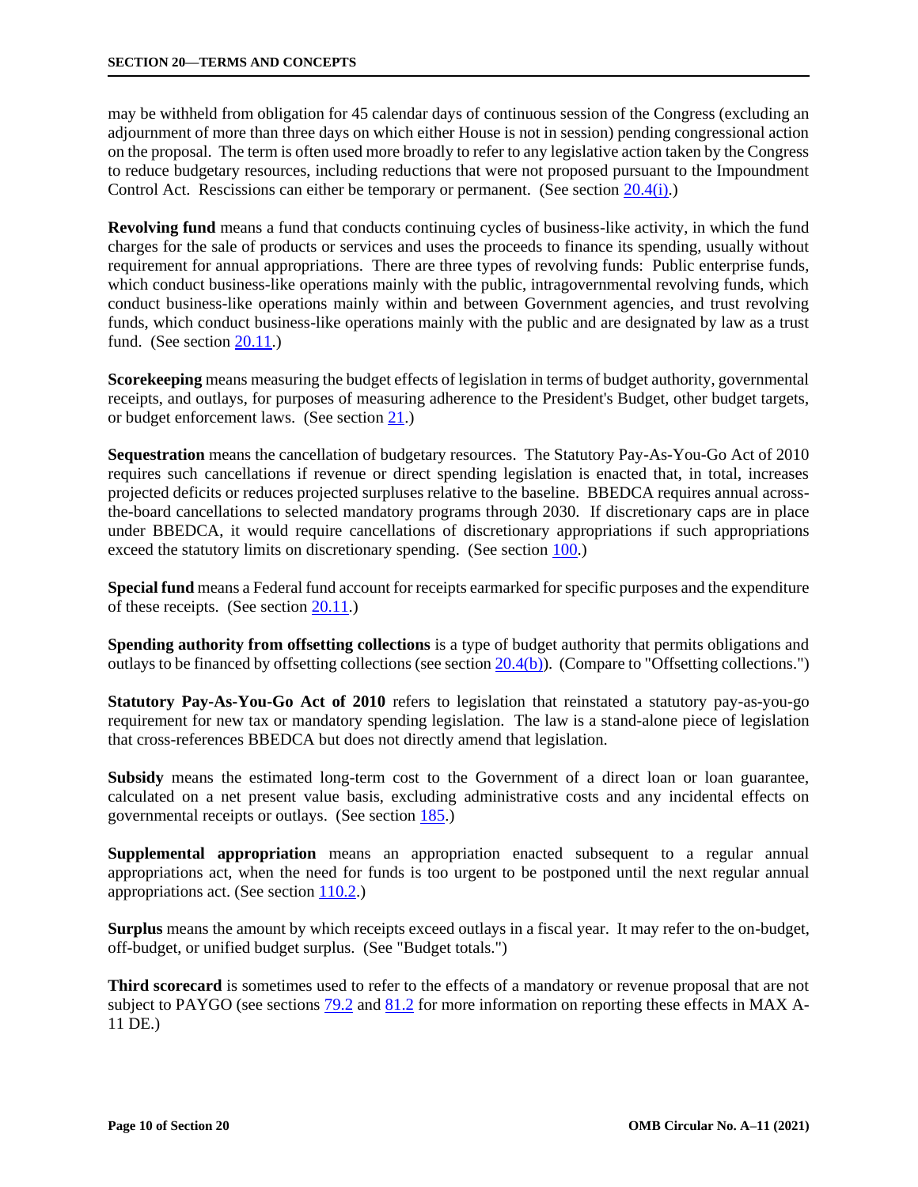may be withheld from obligation for 45 calendar days of continuous session of the Congress (excluding an adjournment of more than three days on which either House is not in session) pending congressional action on the proposal. The term is often used more broadly to refer to any legislative action taken by the Congress to reduce budgetary resources, including reductions that were not proposed pursuant to the Impoundment Control Act. Rescissions can either be temporary or permanent. (See section 20.4(i).)

**Revolving fund** means a fund that conducts continuing cycles of business-like activity, in which the fund charges for the sale of products or services and uses the proceeds to finance its spending, usually without requirement for annual appropriations. There are three types of revolving funds: Public enterprise funds, which conduct business-like operations mainly with the public, intragovernmental revolving funds, which conduct business-like operations mainly within and between Government agencies, and trust revolving funds, which conduct business-like operations mainly with the public and are designated by law as a trust fund. (See section 20.11.)

**Scorekeeping** means measuring the budget effects of legislation in terms of budget authority, governmental receipts, and outlays, for purposes of measuring adherence to the President's Budget, other budget targets, or budget enforcement laws. (See section 21.)

**Sequestration** means the cancellation of budgetary resources. The Statutory Pay-As-You-Go Act of 2010 requires such cancellations if revenue or direct spending legislation is enacted that, in total, increases projected deficits or reduces projected surpluses relative to the baseline. BBEDCA requires annual across-the-board cancellations to selected mandatory programs through 2030. If discretionary caps are in place under BBEDCA, it would require cancellations of discretionary appropriations if such appropriations exceed the statutory limits on discretionary spending. (See section 100.)

**Special fund** means a Federal fund account for receipts earmarked for specific purposes and the expenditure of these receipts. (See section 20.11.)

**Spending authority from offsetting collections** is a type of budget authority that permits obligations and outlays to be financed by offsetting collections (see section 20.4(b)). (Compare to "Offsetting collections.")

**Statutory Pay-As-You-Go Act of 2010** refers to legislation that reinstated a statutory pay-as-you-go requirement for new tax or mandatory spending legislation. The law is a stand-alone piece of legislation that cross-references BBEDCA but does not directly amend that legislation.

**Subsidy** means the estimated long-term cost to the Government of a direct loan or loan guarantee, calculated on a net present value basis, excluding administrative costs and any incidental effects on governmental receipts or outlays. (See section 185.)

**Supplemental appropriation** means an appropriation enacted subsequent to a regular annual appropriations act, when the need for funds is too urgent to be postponed until the next regular annual appropriations act. (See section 110.2.)

**Surplus** means the amount by which receipts exceed outlays in a fiscal year. It may refer to the on-budget, off-budget, or unified budget surplus. (See "Budget totals.")

**Third scorecard** is sometimes used to refer to the effects of a mandatory or revenue proposal that are not subject to PAYGO (see sections 79.2 and 81.2 for more information on reporting these effects in MAX A-11 DE.)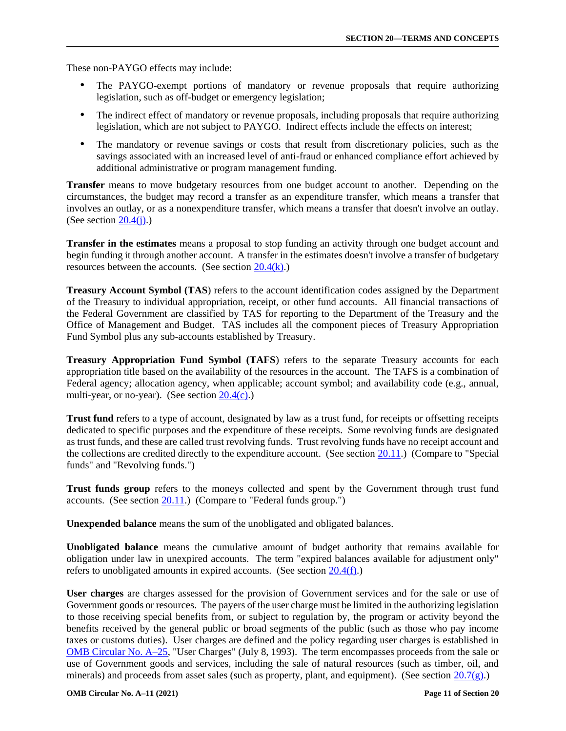These non-PAYGO effects may include:

- The PAYGO-exempt portions of mandatory or revenue proposals that require authorizing legislation, such as off-budget or emergency legislation;
- The indirect effect of mandatory or revenue proposals, including proposals that require authorizing legislation, which are not subject to PAYGO. Indirect effects include the effects on interest;
- The mandatory or revenue savings or costs that result from discretionary policies, such as the savings associated with an increased level of anti-fraud or enhanced compliance effort achieved by additional administrative or program management funding.

**Transfer** means to move budgetary resources from one budget account to another. Depending on the circumstances, the budget may record a transfer as an expenditure transfer, which means a transfer that involves an outlay, or as a nonexpenditure transfer, which means a transfer that doesn't involve an outlay. (See section 20.4(j).)

**Transfer in the estimates** means a proposal to stop funding an activity through one budget account and begin funding it through another account. A transfer in the estimates doesn't involve a transfer of budgetary resources between the accounts. (See section 20.4(k).)

**Treasury Account Symbol (TAS**) refers to the account identification codes assigned by the Department of the Treasury to individual appropriation, receipt, or other fund accounts. All financial transactions of the Federal Government are classified by TAS for reporting to the Department of the Treasury and the Office of Management and Budget. TAS includes all the component pieces of Treasury Appropriation Fund Symbol plus any sub-accounts established by Treasury.

**Treasury Appropriation Fund Symbol (TAFS**) refers to the separate Treasury accounts for each appropriation title based on the availability of the resources in the account. The TAFS is a combination of Federal agency; allocation agency, when applicable; account symbol; and availability code (e.g., annual, multi-year, or no-year). (See section 20.4(c).)

**Trust fund** refers to a type of account, designated by law as a trust fund, for receipts or offsetting receipts dedicated to specific purposes and the expenditure of these receipts. Some revolving funds are designated as trust funds, and these are called trust revolving funds. Trust revolving funds have no receipt account and the collections are credited directly to the expenditure account. (See section 20.11.) (Compare to "Special funds" and "Revolving funds.")

**Trust funds group** refers to the moneys collected and spent by the Government through trust fund accounts. (See section 20.11.) (Compare to "Federal funds group.")

**Unexpended balance** means the sum of the unobligated and obligated balances.

**Unobligated balance** means the cumulative amount of budget authority that remains available for obligation under law in unexpired accounts. The term "expired balances available for adjustment only" refers to unobligated amounts in expired accounts. (See section 20.4(f).)

**User charges** are charges assessed for the provision of Government services and for the sale or use of Government goods or resources. The payers of the user charge must be limited in the authorizing legislation to those receiving special benefits from, or subject to regulation by, the program or activity beyond the benefits received by the general public or broad segments of the public (such as those who pay income taxes or customs duties). User charges are defined and the policy regarding user charges is established in OMB Circular No. A–25, "User Charges" (July 8, 1993). The term encompasses proceeds from the sale or use of Government goods and services, including the sale of natural resources (such as timber, oil, and minerals) and proceeds from asset sales (such as property, plant, and equipment). (See section 20.7(g).)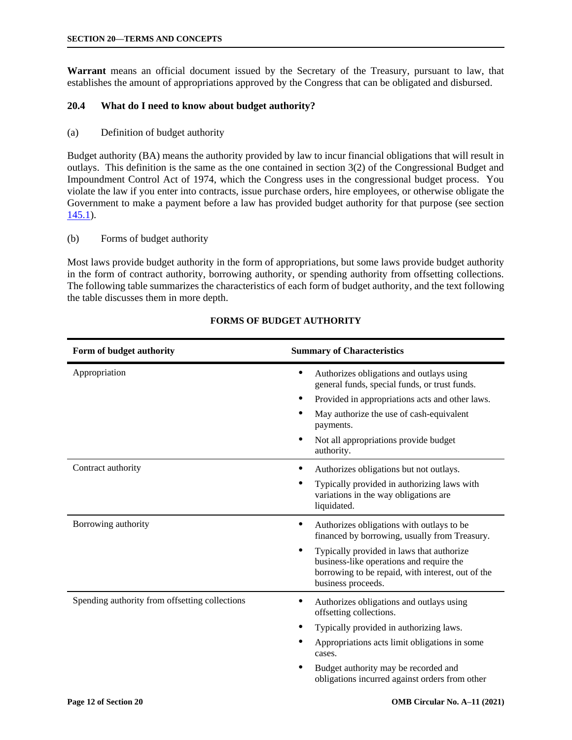**Warrant** means an official document issued by the Secretary of the Treasury, pursuant to law, that establishes the amount of appropriations approved by the Congress that can be obligated and disbursed.

## 20.4 What do I need to know about budget authority?

(a) Definition of budget authority

Budget authority (BA) means the authority provided by law to incur financial obligations that will result in outlays. This definition is the same as the one contained in section 3(2) of the Congressional Budget and Impoundment Control Act of 1974, which the Congress uses in the congressional budget process. You violate the law if you enter into contracts, issue purchase orders, hire employees, or otherwise obligate the Government to make a payment before a law has provided budget authority for that purpose (see section 145.1).

(b) Forms of budget authority

Most laws provide budget authority in the form of appropriations, but some laws provide budget authority in the form of contract authority, borrowing authority, or spending authority from offsetting collections. The following table summarizes the characteristics of each form of budget authority, and the text following the table discusses them in more depth.

**FORMS OF BUDGET AUTHORITY**

| Form of budget authority | Summary of Characteristics |
|---|---|
| Appropriation | • Authorizes obligations and outlays using general funds, special funds, or trust funds.<br>• Provided in appropriations acts and other laws.<br>• May authorize the use of cash-equivalent payments.<br>• Not all appropriations provide budget authority. |
| Contract authority | • Authorizes obligations but not outlays.<br>• Typically provided in authorizing laws with variations in the way obligations are liquidated. |
| Borrowing authority | • Authorizes obligations with outlays to be financed by borrowing, usually from Treasury.<br>• Typically provided in laws that authorize business-like operations and require the borrowing to be repaid, with interest, out of the business proceeds. |
| Spending authority from offsetting collections | • Authorizes obligations and outlays using offsetting collections.<br>• Typically provided in authorizing laws.<br>• Appropriations acts limit obligations in some cases.<br>• Budget authority may be recorded and obligations incurred against orders from other |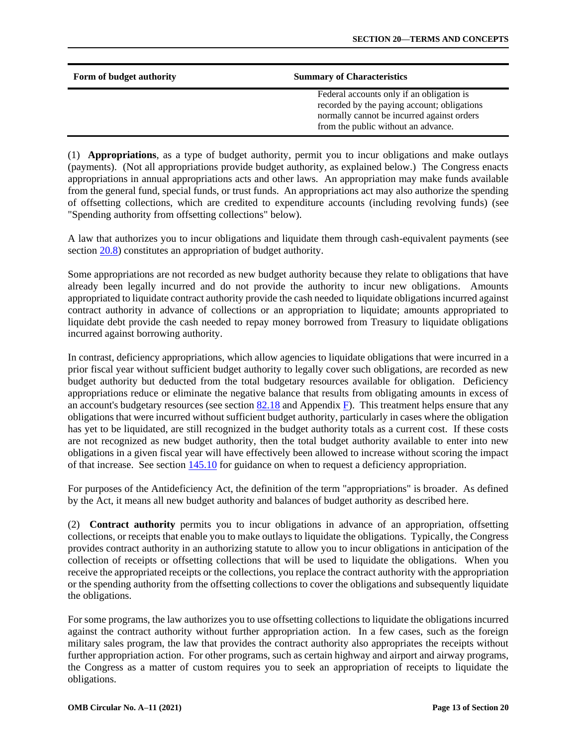| Form of budget authority | Summary of Characteristics |
| --- | --- |
| | Federal accounts only if an obligation is recorded by the paying account; obligations normally cannot be incurred against orders from the public without an advance. |

(1) **Appropriations**, as a type of budget authority, permit you to incur obligations and make outlays (payments). (Not all appropriations provide budget authority, as explained below.) The Congress enacts appropriations in annual appropriations acts and other laws. An appropriation may make funds available from the general fund, special funds, or trust funds. An appropriations act may also authorize the spending of offsetting collections, which are credited to expenditure accounts (including revolving funds) (see "Spending authority from offsetting collections" below).

A law that authorizes you to incur obligations and liquidate them through cash-equivalent payments (see section 20.8) constitutes an appropriation of budget authority.

Some appropriations are not recorded as new budget authority because they relate to obligations that have already been legally incurred and do not provide the authority to incur new obligations. Amounts appropriated to liquidate contract authority provide the cash needed to liquidate obligations incurred against contract authority in advance of collections or an appropriation to liquidate; amounts appropriated to liquidate debt provide the cash needed to repay money borrowed from Treasury to liquidate obligations incurred against borrowing authority.

In contrast, deficiency appropriations, which allow agencies to liquidate obligations that were incurred in a prior fiscal year without sufficient budget authority to legally cover such obligations, are recorded as new budget authority but deducted from the total budgetary resources available for obligation. Deficiency appropriations reduce or eliminate the negative balance that results from obligating amounts in excess of an account's budgetary resources (see section 82.18 and Appendix F). This treatment helps ensure that any obligations that were incurred without sufficient budget authority, particularly in cases where the obligation has yet to be liquidated, are still recognized in the budget authority totals as a current cost. If these costs are not recognized as new budget authority, then the total budget authority available to enter into new obligations in a given fiscal year will have effectively been allowed to increase without scoring the impact of that increase. See section 145.10 for guidance on when to request a deficiency appropriation.

For purposes of the Antideficiency Act, the definition of the term "appropriations" is broader. As defined by the Act, it means all new budget authority and balances of budget authority as described here.

(2) **Contract authority** permits you to incur obligations in advance of an appropriation, offsetting collections, or receipts that enable you to make outlays to liquidate the obligations. Typically, the Congress provides contract authority in an authorizing statute to allow you to incur obligations in anticipation of the collection of receipts or offsetting collections that will be used to liquidate the obligations. When you receive the appropriated receipts or the collections, you replace the contract authority with the appropriation or the spending authority from the offsetting collections to cover the obligations and subsequently liquidate the obligations.

For some programs, the law authorizes you to use offsetting collections to liquidate the obligations incurred against the contract authority without further appropriation action. In a few cases, such as the foreign military sales program, the law that provides the contract authority also appropriates the receipts without further appropriation action. For other programs, such as certain highway and airport and airway programs, the Congress as a matter of custom requires you to seek an appropriation of receipts to liquidate the obligations.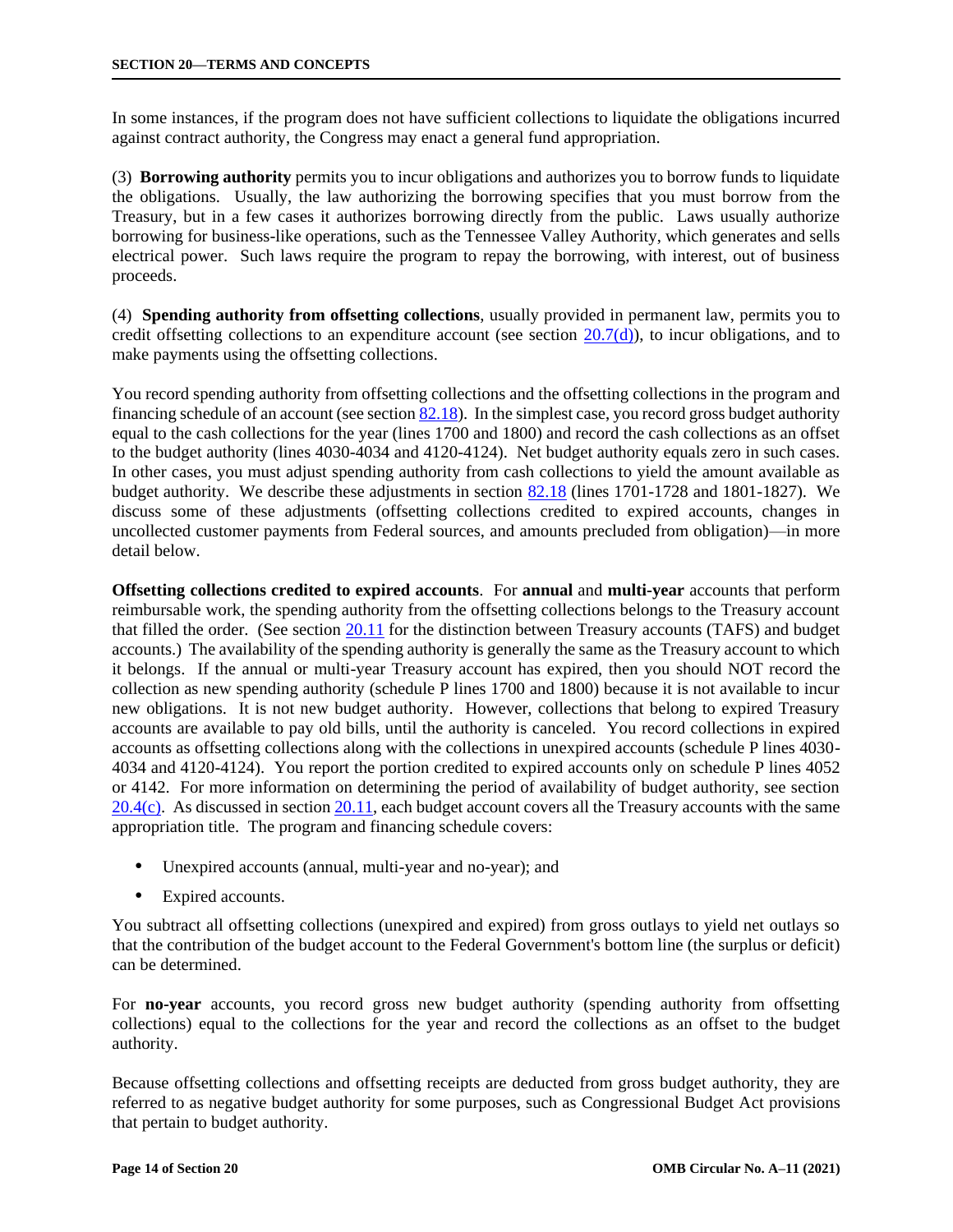In some instances, if the program does not have sufficient collections to liquidate the obligations incurred against contract authority, the Congress may enact a general fund appropriation.

(3) **Borrowing authority** permits you to incur obligations and authorizes you to borrow funds to liquidate the obligations. Usually, the law authorizing the borrowing specifies that you must borrow from the Treasury, but in a few cases it authorizes borrowing directly from the public. Laws usually authorize borrowing for business-like operations, such as the Tennessee Valley Authority, which generates and sells electrical power. Such laws require the program to repay the borrowing, with interest, out of business proceeds.

(4) **Spending authority from offsetting collections**, usually provided in permanent law, permits you to credit offsetting collections to an expenditure account (see section 20.7(d)), to incur obligations, and to make payments using the offsetting collections.

You record spending authority from offsetting collections and the offsetting collections in the program and financing schedule of an account (see section 82.18). In the simplest case, you record gross budget authority equal to the cash collections for the year (lines 1700 and 1800) and record the cash collections as an offset to the budget authority (lines 4030-4034 and 4120-4124). Net budget authority equals zero in such cases. In other cases, you must adjust spending authority from cash collections to yield the amount available as budget authority. We describe these adjustments in section 82.18 (lines 1701-1728 and 1801-1827). We discuss some of these adjustments (offsetting collections credited to expired accounts, changes in uncollected customer payments from Federal sources, and amounts precluded from obligation)—in more detail below.

**Offsetting collections credited to expired accounts**. For **annual** and **multi-year** accounts that perform reimbursable work, the spending authority from the offsetting collections belongs to the Treasury account that filled the order. (See section 20.11 for the distinction between Treasury accounts (TAFS) and budget accounts.) The availability of the spending authority is generally the same as the Treasury account to which it belongs. If the annual or multi-year Treasury account has expired, then you should NOT record the collection as new spending authority (schedule P lines 1700 and 1800) because it is not available to incur new obligations. It is not new budget authority. However, collections that belong to expired Treasury accounts are available to pay old bills, until the authority is canceled. You record collections in expired accounts as offsetting collections along with the collections in unexpired accounts (schedule P lines 4030-4034 and 4120-4124). You report the portion credited to expired accounts only on schedule P lines 4052 or 4142. For more information on determining the period of availability of budget authority, see section 20.4(c). As discussed in section 20.11, each budget account covers all the Treasury accounts with the same appropriation title. The program and financing schedule covers:

- Unexpired accounts (annual, multi-year and no-year); and
- Expired accounts.

You subtract all offsetting collections (unexpired and expired) from gross outlays to yield net outlays so that the contribution of the budget account to the Federal Government's bottom line (the surplus or deficit) can be determined.

For **no-year** accounts, you record gross new budget authority (spending authority from offsetting collections) equal to the collections for the year and record the collections as an offset to the budget authority.

Because offsetting collections and offsetting receipts are deducted from gross budget authority, they are referred to as negative budget authority for some purposes, such as Congressional Budget Act provisions that pertain to budget authority.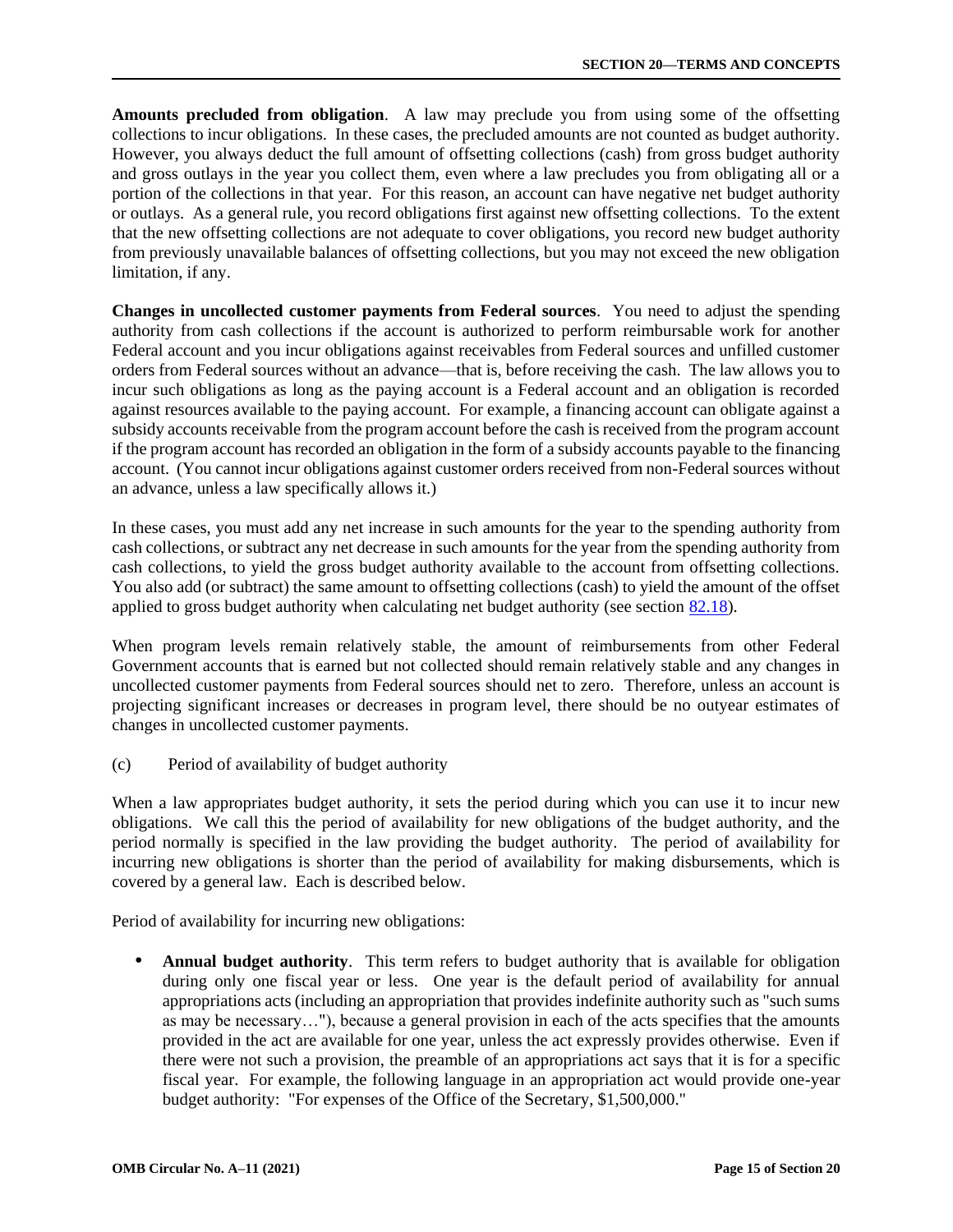**Amounts precluded from obligation**. A law may preclude you from using some of the offsetting collections to incur obligations. In these cases, the precluded amounts are not counted as budget authority. However, you always deduct the full amount of offsetting collections (cash) from gross budget authority and gross outlays in the year you collect them, even where a law precludes you from obligating all or a portion of the collections in that year. For this reason, an account can have negative net budget authority or outlays. As a general rule, you record obligations first against new offsetting collections. To the extent that the new offsetting collections are not adequate to cover obligations, you record new budget authority from previously unavailable balances of offsetting collections, but you may not exceed the new obligation limitation, if any.

**Changes in uncollected customer payments from Federal sources**. You need to adjust the spending authority from cash collections if the account is authorized to perform reimbursable work for another Federal account and you incur obligations against receivables from Federal sources and unfilled customer orders from Federal sources without an advance—that is, before receiving the cash. The law allows you to incur such obligations as long as the paying account is a Federal account and an obligation is recorded against resources available to the paying account. For example, a financing account can obligate against a subsidy accounts receivable from the program account before the cash is received from the program account if the program account has recorded an obligation in the form of a subsidy accounts payable to the financing account. (You cannot incur obligations against customer orders received from non-Federal sources without an advance, unless a law specifically allows it.)

In these cases, you must add any net increase in such amounts for the year to the spending authority from cash collections, or subtract any net decrease in such amounts for the year from the spending authority from cash collections, to yield the gross budget authority available to the account from offsetting collections. You also add (or subtract) the same amount to offsetting collections (cash) to yield the amount of the offset applied to gross budget authority when calculating net budget authority (see section 82.18).

When program levels remain relatively stable, the amount of reimbursements from other Federal Government accounts that is earned but not collected should remain relatively stable and any changes in uncollected customer payments from Federal sources should net to zero. Therefore, unless an account is projecting significant increases or decreases in program level, there should be no outyear estimates of changes in uncollected customer payments.

(c) Period of availability of budget authority

When a law appropriates budget authority, it sets the period during which you can use it to incur new obligations. We call this the period of availability for new obligations of the budget authority, and the period normally is specified in the law providing the budget authority. The period of availability for incurring new obligations is shorter than the period of availability for making disbursements, which is covered by a general law. Each is described below.

Period of availability for incurring new obligations:

- **Annual budget authority**. This term refers to budget authority that is available for obligation during only one fiscal year or less. One year is the default period of availability for annual appropriations acts (including an appropriation that provides indefinite authority such as "such sums as may be necessary…"), because a general provision in each of the acts specifies that the amounts provided in the act are available for one year, unless the act expressly provides otherwise. Even if there were not such a provision, the preamble of an appropriations act says that it is for a specific fiscal year. For example, the following language in an appropriation act would provide one-year budget authority: "For expenses of the Office of the Secretary, $1,500,000."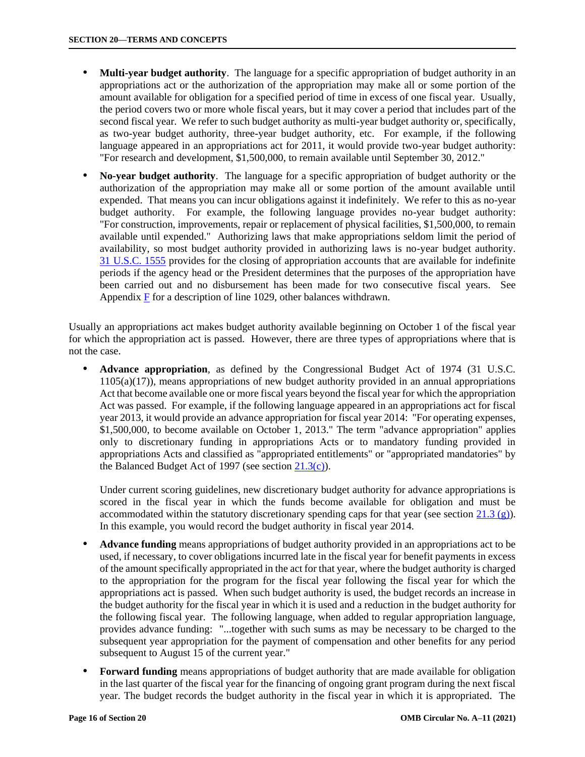- **Multi-year budget authority**. The language for a specific appropriation of budget authority in an appropriations act or the authorization of the appropriation may make all or some portion of the amount available for obligation for a specified period of time in excess of one fiscal year. Usually, the period covers two or more whole fiscal years, but it may cover a period that includes part of the second fiscal year. We refer to such budget authority as multi-year budget authority or, specifically, as two-year budget authority, three-year budget authority, etc. For example, if the following language appeared in an appropriations act for 2011, it would provide two-year budget authority: "For research and development, $1,500,000, to remain available until September 30, 2012."

- **No-year budget authority**. The language for a specific appropriation of budget authority or the authorization of the appropriation may make all or some portion of the amount available until expended. That means you can incur obligations against it indefinitely. We refer to this as no-year budget authority. For example, the following language provides no-year budget authority: "For construction, improvements, repair or replacement of physical facilities, $1,500,000, to remain available until expended." Authorizing laws that make appropriations seldom limit the period of availability, so most budget authority provided in authorizing laws is no-year budget authority. 31 U.S.C. 1555 provides for the closing of appropriation accounts that are available for indefinite periods if the agency head or the President determines that the purposes of the appropriation have been carried out and no disbursement has been made for two consecutive fiscal years. See Appendix F for a description of line 1029, other balances withdrawn.

Usually an appropriations act makes budget authority available beginning on October 1 of the fiscal year for which the appropriation act is passed. However, there are three types of appropriations where that is not the case.

- **Advance appropriation**, as defined by the Congressional Budget Act of 1974 (31 U.S.C. 1105(a)(17)), means appropriations of new budget authority provided in an annual appropriations Act that become available one or more fiscal years beyond the fiscal year for which the appropriation Act was passed. For example, if the following language appeared in an appropriations act for fiscal year 2013, it would provide an advance appropriation for fiscal year 2014: "For operating expenses, $1,500,000, to become available on October 1, 2013." The term "advance appropriation" applies only to discretionary funding in appropriations Acts or to mandatory funding provided in appropriations Acts and classified as "appropriated entitlements" or "appropriated mandatories" by the Balanced Budget Act of 1997 (see section 21.3(c)).

  Under current scoring guidelines, new discretionary budget authority for advance appropriations is scored in the fiscal year in which the funds become available for obligation and must be accommodated within the statutory discretionary spending caps for that year (see section 21.3 (g)). In this example, you would record the budget authority in fiscal year 2014.

- **Advance funding** means appropriations of budget authority provided in an appropriations act to be used, if necessary, to cover obligations incurred late in the fiscal year for benefit payments in excess of the amount specifically appropriated in the act for that year, where the budget authority is charged to the appropriation for the program for the fiscal year following the fiscal year for which the appropriations act is passed. When such budget authority is used, the budget records an increase in the budget authority for the fiscal year in which it is used and a reduction in the budget authority for the following fiscal year. The following language, when added to regular appropriation language, provides advance funding: "...together with such sums as may be necessary to be charged to the subsequent year appropriation for the payment of compensation and other benefits for any period subsequent to August 15 of the current year."

- **Forward funding** means appropriations of budget authority that are made available for obligation in the last quarter of the fiscal year for the financing of ongoing grant program during the next fiscal year. The budget records the budget authority in the fiscal year in which it is appropriated. The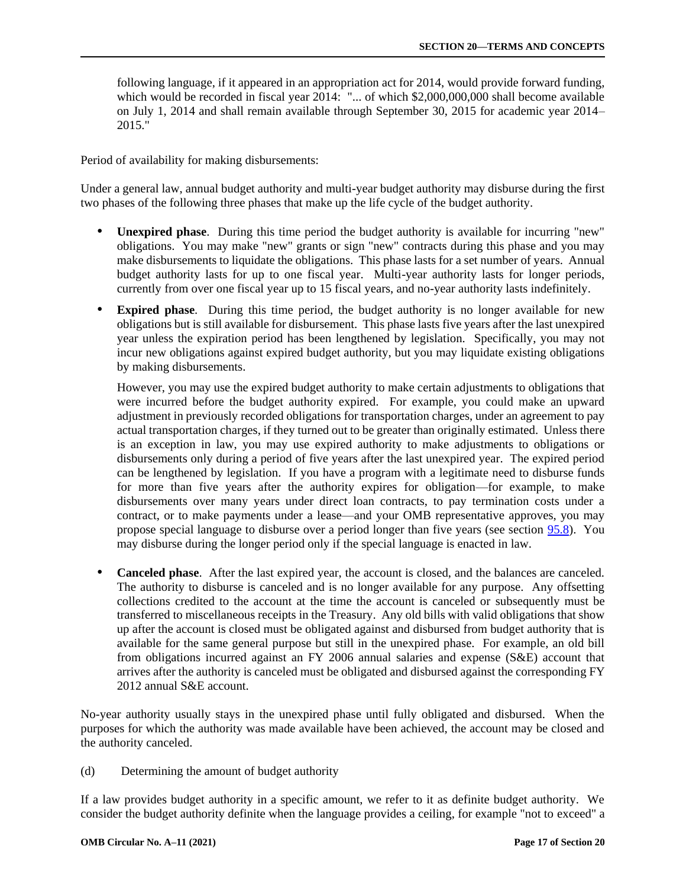following language, if it appeared in an appropriation act for 2014, would provide forward funding, which would be recorded in fiscal year 2014: "... of which $2,000,000,000 shall become available on July 1, 2014 and shall remain available through September 30, 2015 for academic year 2014–2015."

Period of availability for making disbursements:

Under a general law, annual budget authority and multi-year budget authority may disburse during the first two phases of the following three phases that make up the life cycle of the budget authority.

- **Unexpired phase**. During this time period the budget authority is available for incurring "new" obligations. You may make "new" grants or sign "new" contracts during this phase and you may make disbursements to liquidate the obligations. This phase lasts for a set number of years. Annual budget authority lasts for up to one fiscal year. Multi-year authority lasts for longer periods, currently from over one fiscal year up to 15 fiscal years, and no-year authority lasts indefinitely.

- **Expired phase**. During this time period, the budget authority is no longer available for new obligations but is still available for disbursement. This phase lasts five years after the last unexpired year unless the expiration period has been lengthened by legislation. Specifically, you may not incur new obligations against expired budget authority, but you may liquidate existing obligations by making disbursements.

  However, you may use the expired budget authority to make certain adjustments to obligations that were incurred before the budget authority expired. For example, you could make an upward adjustment in previously recorded obligations for transportation charges, under an agreement to pay actual transportation charges, if they turned out to be greater than originally estimated. Unless there is an exception in law, you may use expired authority to make adjustments to obligations or disbursements only during a period of five years after the last unexpired year. The expired period can be lengthened by legislation. If you have a program with a legitimate need to disburse funds for more than five years after the authority expires for obligation—for example, to make disbursements over many years under direct loan contracts, to pay termination costs under a contract, or to make payments under a lease—and your OMB representative approves, you may propose special language to disburse over a period longer than five years (see section 95.8). You may disburse during the longer period only if the special language is enacted in law.

- **Canceled phase**. After the last expired year, the account is closed, and the balances are canceled. The authority to disburse is canceled and is no longer available for any purpose. Any offsetting collections credited to the account at the time the account is canceled or subsequently must be transferred to miscellaneous receipts in the Treasury. Any old bills with valid obligations that show up after the account is closed must be obligated against and disbursed from budget authority that is available for the same general purpose but still in the unexpired phase. For example, an old bill from obligations incurred against an FY 2006 annual salaries and expense (S&E) account that arrives after the authority is canceled must be obligated and disbursed against the corresponding FY 2012 annual S&E account.

No-year authority usually stays in the unexpired phase until fully obligated and disbursed. When the purposes for which the authority was made available have been achieved, the account may be closed and the authority canceled.

(d) Determining the amount of budget authority

If a law provides budget authority in a specific amount, we refer to it as definite budget authority. We consider the budget authority definite when the language provides a ceiling, for example "not to exceed" a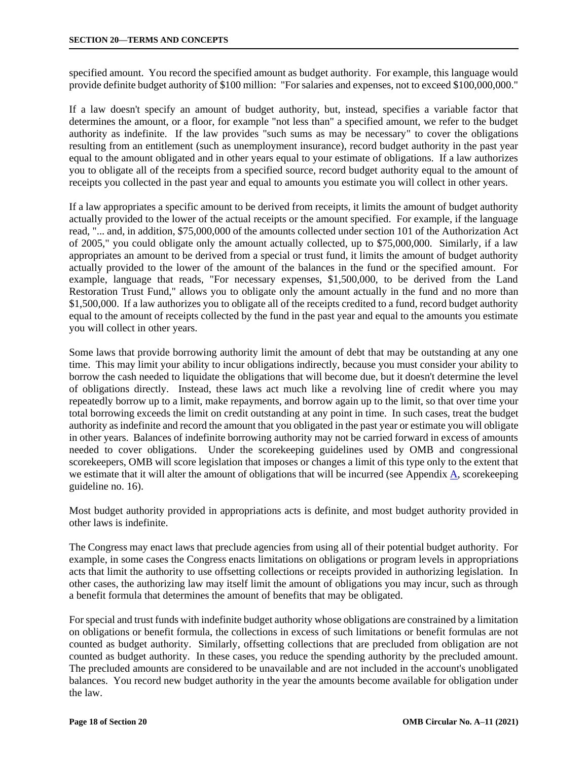specified amount. You record the specified amount as budget authority. For example, this language would provide definite budget authority of $100 million: "For salaries and expenses, not to exceed $100,000,000."

If a law doesn't specify an amount of budget authority, but, instead, specifies a variable factor that determines the amount, or a floor, for example "not less than" a specified amount, we refer to the budget authority as indefinite. If the law provides "such sums as may be necessary" to cover the obligations resulting from an entitlement (such as unemployment insurance), record budget authority in the past year equal to the amount obligated and in other years equal to your estimate of obligations. If a law authorizes you to obligate all of the receipts from a specified source, record budget authority equal to the amount of receipts you collected in the past year and equal to amounts you estimate you will collect in other years.

If a law appropriates a specific amount to be derived from receipts, it limits the amount of budget authority actually provided to the lower of the actual receipts or the amount specified. For example, if the language read, "... and, in addition, $75,000,000 of the amounts collected under section 101 of the Authorization Act of 2005," you could obligate only the amount actually collected, up to $75,000,000. Similarly, if a law appropriates an amount to be derived from a special or trust fund, it limits the amount of budget authority actually provided to the lower of the amount of the balances in the fund or the specified amount. For example, language that reads, "For necessary expenses, $1,500,000, to be derived from the Land Restoration Trust Fund," allows you to obligate only the amount actually in the fund and no more than $1,500,000. If a law authorizes you to obligate all of the receipts credited to a fund, record budget authority equal to the amount of receipts collected by the fund in the past year and equal to the amounts you estimate you will collect in other years.

Some laws that provide borrowing authority limit the amount of debt that may be outstanding at any one time. This may limit your ability to incur obligations indirectly, because you must consider your ability to borrow the cash needed to liquidate the obligations that will become due, but it doesn't determine the level of obligations directly. Instead, these laws act much like a revolving line of credit where you may repeatedly borrow up to a limit, make repayments, and borrow again up to the limit, so that over time your total borrowing exceeds the limit on credit outstanding at any point in time. In such cases, treat the budget authority as indefinite and record the amount that you obligated in the past year or estimate you will obligate in other years. Balances of indefinite borrowing authority may not be carried forward in excess of amounts needed to cover obligations. Under the scorekeeping guidelines used by OMB and congressional scorekeepers, OMB will score legislation that imposes or changes a limit of this type only to the extent that we estimate that it will alter the amount of obligations that will be incurred (see Appendix A, scorekeeping guideline no. 16).

Most budget authority provided in appropriations acts is definite, and most budget authority provided in other laws is indefinite.

The Congress may enact laws that preclude agencies from using all of their potential budget authority. For example, in some cases the Congress enacts limitations on obligations or program levels in appropriations acts that limit the authority to use offsetting collections or receipts provided in authorizing legislation. In other cases, the authorizing law may itself limit the amount of obligations you may incur, such as through a benefit formula that determines the amount of benefits that may be obligated.

For special and trust funds with indefinite budget authority whose obligations are constrained by a limitation on obligations or benefit formula, the collections in excess of such limitations or benefit formulas are not counted as budget authority. Similarly, offsetting collections that are precluded from obligation are not counted as budget authority. In these cases, you reduce the spending authority by the precluded amount. The precluded amounts are considered to be unavailable and are not included in the account's unobligated balances. You record new budget authority in the year the amounts become available for obligation under the law.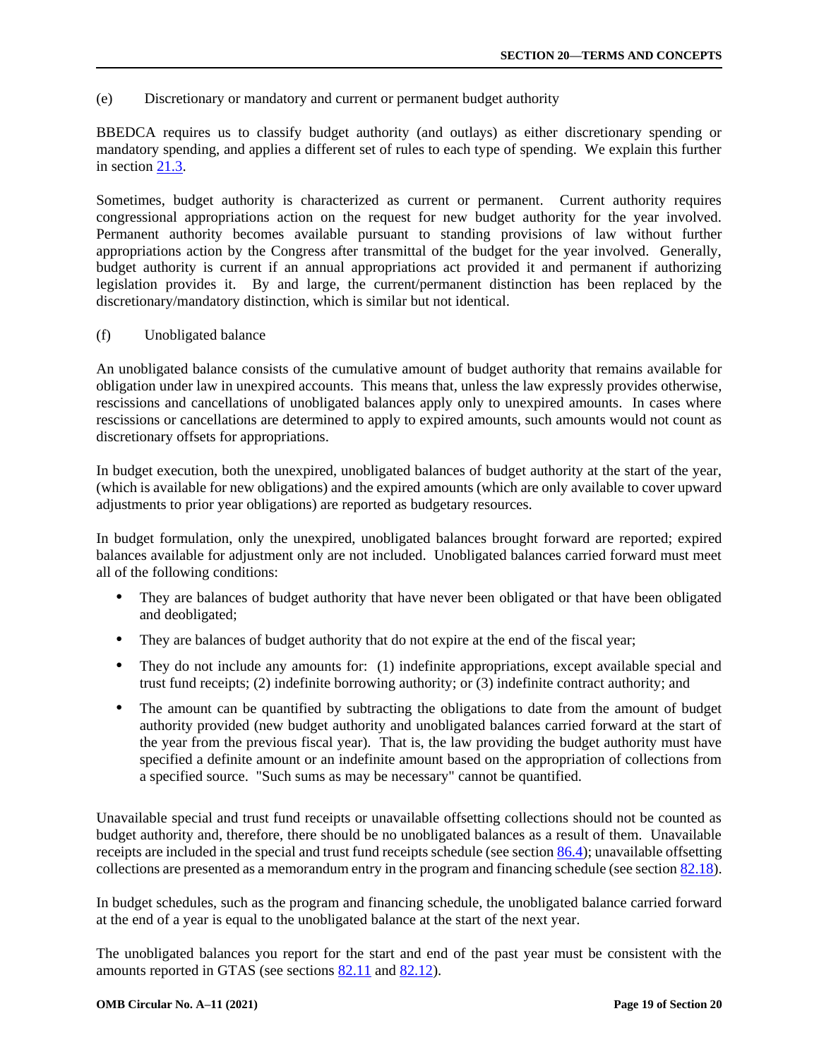(e) Discretionary or mandatory and current or permanent budget authority

BBEDCA requires us to classify budget authority (and outlays) as either discretionary spending or mandatory spending, and applies a different set of rules to each type of spending. We explain this further in section 21.3.

Sometimes, budget authority is characterized as current or permanent. Current authority requires congressional appropriations action on the request for new budget authority for the year involved. Permanent authority becomes available pursuant to standing provisions of law without further appropriations action by the Congress after transmittal of the budget for the year involved. Generally, budget authority is current if an annual appropriations act provided it and permanent if authorizing legislation provides it. By and large, the current/permanent distinction has been replaced by the discretionary/mandatory distinction, which is similar but not identical.

(f) Unobligated balance

An unobligated balance consists of the cumulative amount of budget authority that remains available for obligation under law in unexpired accounts. This means that, unless the law expressly provides otherwise, rescissions and cancellations of unobligated balances apply only to unexpired amounts. In cases where rescissions or cancellations are determined to apply to expired amounts, such amounts would not count as discretionary offsets for appropriations.

In budget execution, both the unexpired, unobligated balances of budget authority at the start of the year, (which is available for new obligations) and the expired amounts (which are only available to cover upward adjustments to prior year obligations) are reported as budgetary resources.

In budget formulation, only the unexpired, unobligated balances brought forward are reported; expired balances available for adjustment only are not included. Unobligated balances carried forward must meet all of the following conditions:

- They are balances of budget authority that have never been obligated or that have been obligated and deobligated;
- They are balances of budget authority that do not expire at the end of the fiscal year;
- They do not include any amounts for: (1) indefinite appropriations, except available special and trust fund receipts; (2) indefinite borrowing authority; or (3) indefinite contract authority; and
- The amount can be quantified by subtracting the obligations to date from the amount of budget authority provided (new budget authority and unobligated balances carried forward at the start of the year from the previous fiscal year). That is, the law providing the budget authority must have specified a definite amount or an indefinite amount based on the appropriation of collections from a specified source. "Such sums as may be necessary" cannot be quantified.

Unavailable special and trust fund receipts or unavailable offsetting collections should not be counted as budget authority and, therefore, there should be no unobligated balances as a result of them. Unavailable receipts are included in the special and trust fund receipts schedule (see section 86.4); unavailable offsetting collections are presented as a memorandum entry in the program and financing schedule (see section 82.18).

In budget schedules, such as the program and financing schedule, the unobligated balance carried forward at the end of a year is equal to the unobligated balance at the start of the next year.

The unobligated balances you report for the start and end of the past year must be consistent with the amounts reported in GTAS (see sections 82.11 and 82.12).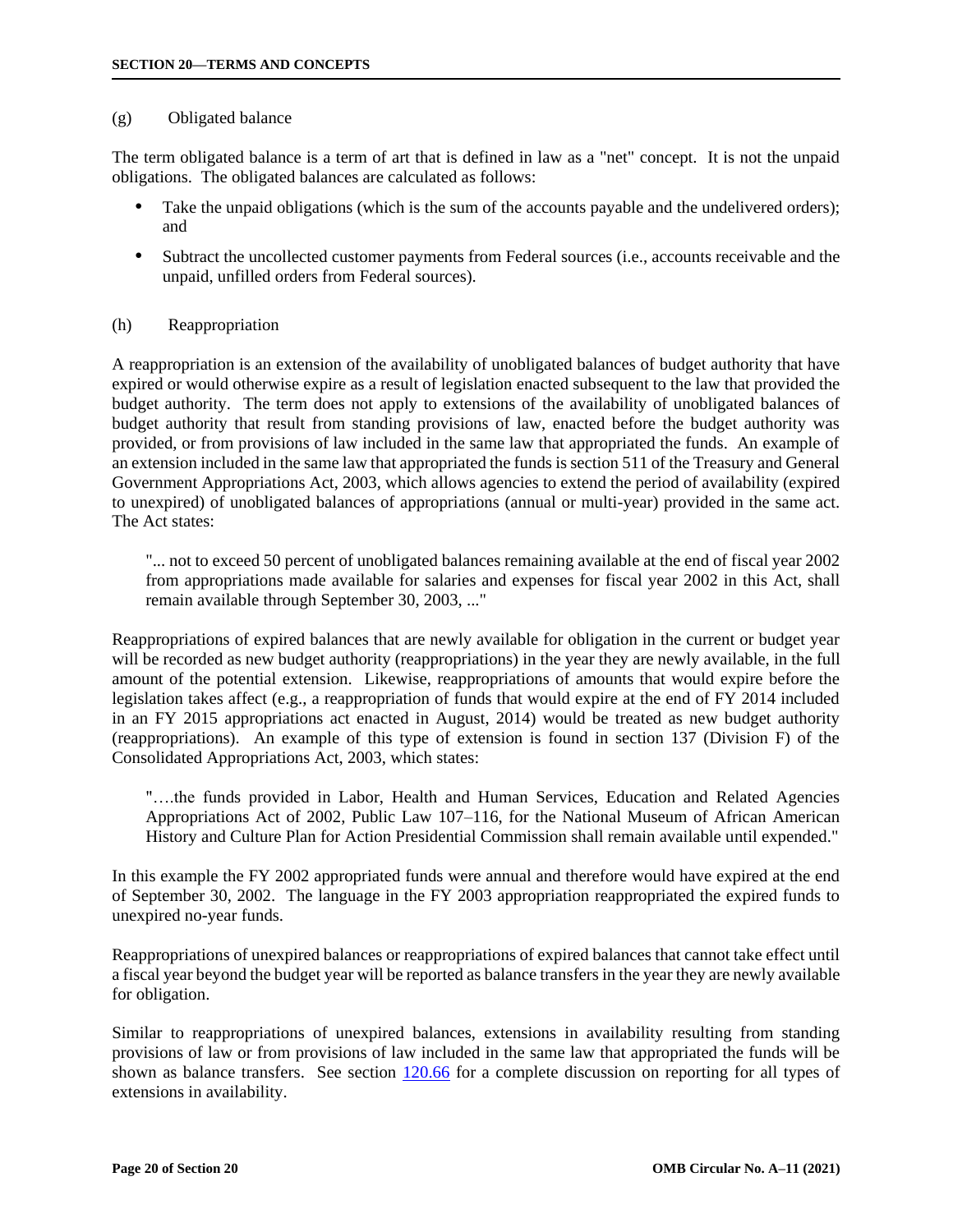(g) Obligated balance

The term obligated balance is a term of art that is defined in law as a "net" concept. It is not the unpaid obligations. The obligated balances are calculated as follows:

- Take the unpaid obligations (which is the sum of the accounts payable and the undelivered orders); and
- Subtract the uncollected customer payments from Federal sources (i.e., accounts receivable and the unpaid, unfilled orders from Federal sources).

(h) Reappropriation

A reappropriation is an extension of the availability of unobligated balances of budget authority that have expired or would otherwise expire as a result of legislation enacted subsequent to the law that provided the budget authority. The term does not apply to extensions of the availability of unobligated balances of budget authority that result from standing provisions of law, enacted before the budget authority was provided, or from provisions of law included in the same law that appropriated the funds. An example of an extension included in the same law that appropriated the funds is section 511 of the Treasury and General Government Appropriations Act, 2003, which allows agencies to extend the period of availability (expired to unexpired) of unobligated balances of appropriations (annual or multi-year) provided in the same act. The Act states:

> "... not to exceed 50 percent of unobligated balances remaining available at the end of fiscal year 2002 from appropriations made available for salaries and expenses for fiscal year 2002 in this Act, shall remain available through September 30, 2003, ..."

Reappropriations of expired balances that are newly available for obligation in the current or budget year will be recorded as new budget authority (reappropriations) in the year they are newly available, in the full amount of the potential extension. Likewise, reappropriations of amounts that would expire before the legislation takes affect (e.g., a reappropriation of funds that would expire at the end of FY 2014 included in an FY 2015 appropriations act enacted in August, 2014) would be treated as new budget authority (reappropriations). An example of this type of extension is found in section 137 (Division F) of the Consolidated Appropriations Act, 2003, which states:

> "….the funds provided in Labor, Health and Human Services, Education and Related Agencies Appropriations Act of 2002, Public Law 107–116, for the National Museum of African American History and Culture Plan for Action Presidential Commission shall remain available until expended."

In this example the FY 2002 appropriated funds were annual and therefore would have expired at the end of September 30, 2002. The language in the FY 2003 appropriation reappropriated the expired funds to unexpired no-year funds.

Reappropriations of unexpired balances or reappropriations of expired balances that cannot take effect until a fiscal year beyond the budget year will be reported as balance transfers in the year they are newly available for obligation.

Similar to reappropriations of unexpired balances, extensions in availability resulting from standing provisions of law or from provisions of law included in the same law that appropriated the funds will be shown as balance transfers. See section 120.66 for a complete discussion on reporting for all types of extensions in availability.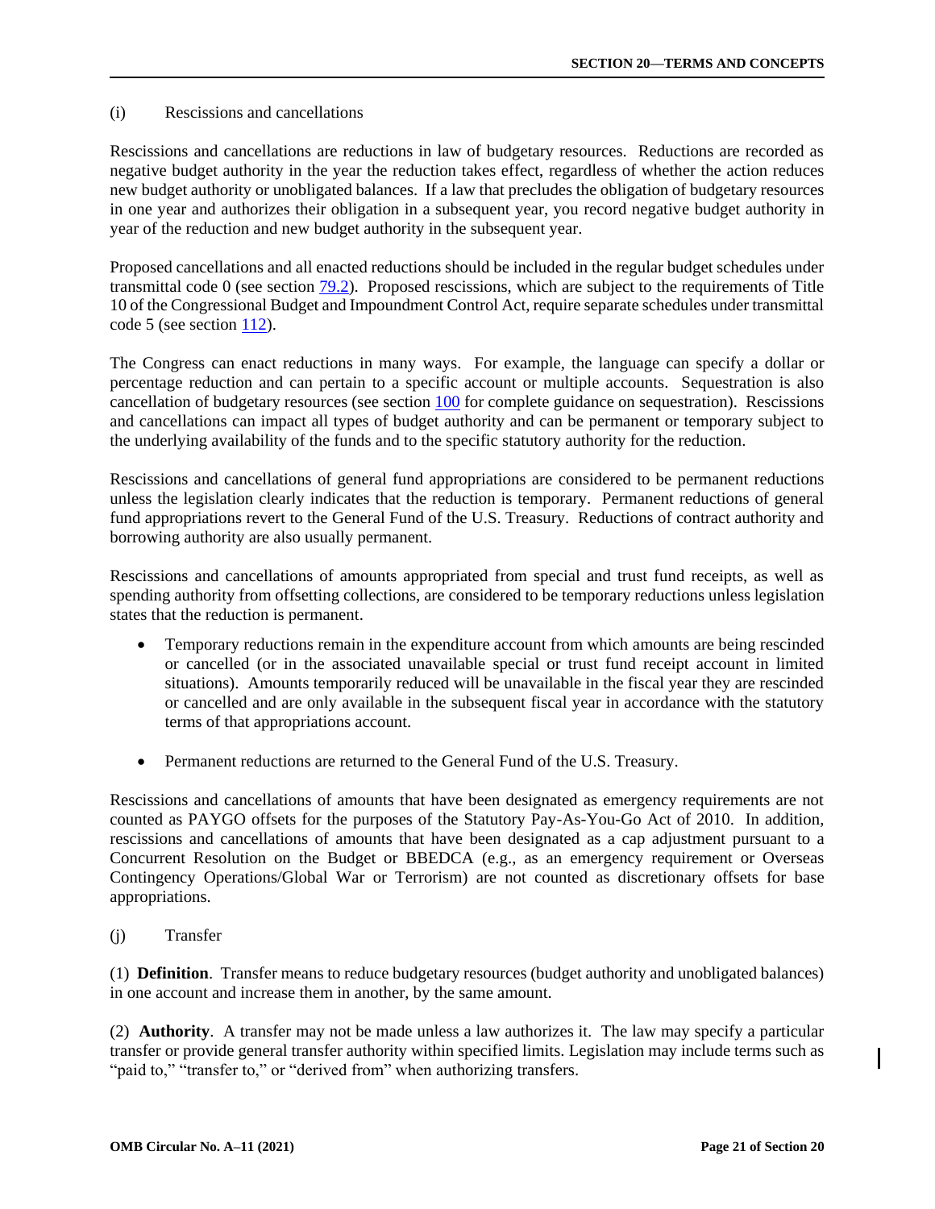(i) Rescissions and cancellations

Rescissions and cancellations are reductions in law of budgetary resources. Reductions are recorded as negative budget authority in the year the reduction takes effect, regardless of whether the action reduces new budget authority or unobligated balances. If a law that precludes the obligation of budgetary resources in one year and authorizes their obligation in a subsequent year, you record negative budget authority in year of the reduction and new budget authority in the subsequent year.

Proposed cancellations and all enacted reductions should be included in the regular budget schedules under transmittal code 0 (see section 79.2). Proposed rescissions, which are subject to the requirements of Title 10 of the Congressional Budget and Impoundment Control Act, require separate schedules under transmittal code 5 (see section 112).

The Congress can enact reductions in many ways. For example, the language can specify a dollar or percentage reduction and can pertain to a specific account or multiple accounts. Sequestration is also cancellation of budgetary resources (see section 100 for complete guidance on sequestration). Rescissions and cancellations can impact all types of budget authority and can be permanent or temporary subject to the underlying availability of the funds and to the specific statutory authority for the reduction.

Rescissions and cancellations of general fund appropriations are considered to be permanent reductions unless the legislation clearly indicates that the reduction is temporary. Permanent reductions of general fund appropriations revert to the General Fund of the U.S. Treasury. Reductions of contract authority and borrowing authority are also usually permanent.

Rescissions and cancellations of amounts appropriated from special and trust fund receipts, as well as spending authority from offsetting collections, are considered to be temporary reductions unless legislation states that the reduction is permanent.

- Temporary reductions remain in the expenditure account from which amounts are being rescinded or cancelled (or in the associated unavailable special or trust fund receipt account in limited situations). Amounts temporarily reduced will be unavailable in the fiscal year they are rescinded or cancelled and are only available in the subsequent fiscal year in accordance with the statutory terms of that appropriations account.

- Permanent reductions are returned to the General Fund of the U.S. Treasury.

Rescissions and cancellations of amounts that have been designated as emergency requirements are not counted as PAYGO offsets for the purposes of the Statutory Pay-As-You-Go Act of 2010. In addition, rescissions and cancellations of amounts that have been designated as a cap adjustment pursuant to a Concurrent Resolution on the Budget or BBEDCA (e.g., as an emergency requirement or Overseas Contingency Operations/Global War or Terrorism) are not counted as discretionary offsets for base appropriations.

(j) Transfer

(1) **Definition**. Transfer means to reduce budgetary resources (budget authority and unobligated balances) in one account and increase them in another, by the same amount.

(2) **Authority**. A transfer may not be made unless a law authorizes it. The law may specify a particular transfer or provide general transfer authority within specified limits. Legislation may include terms such as "paid to," "transfer to," or "derived from" when authorizing transfers.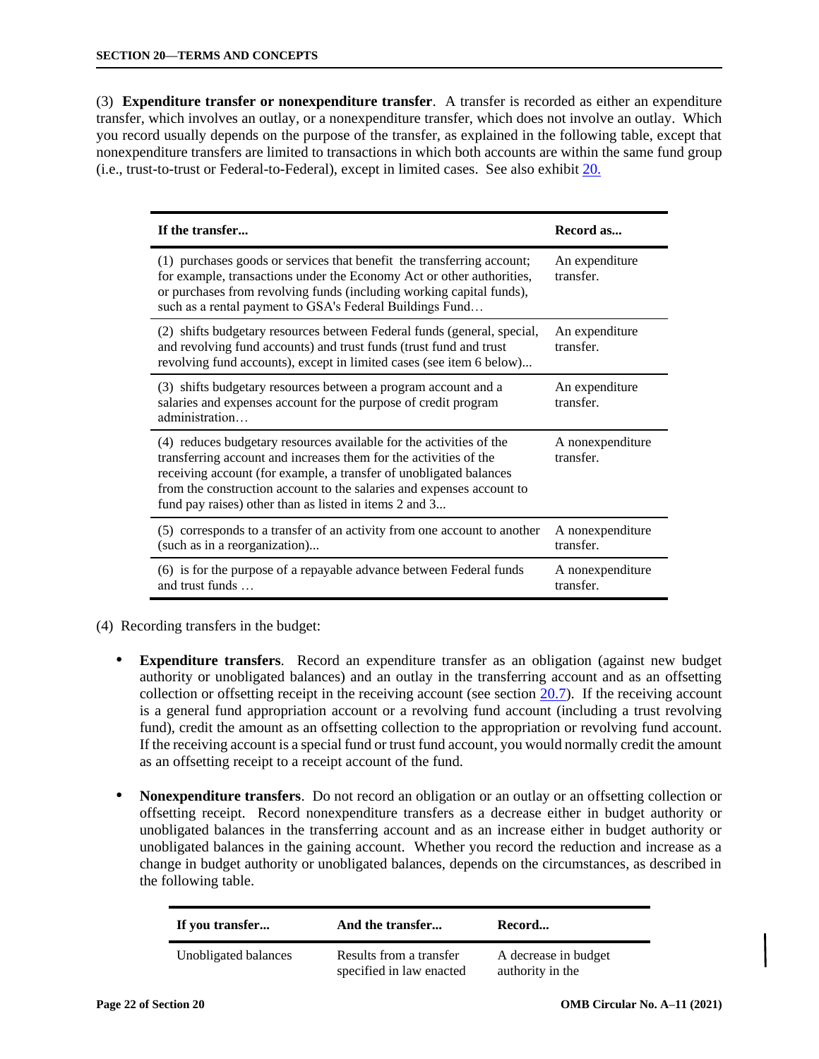(3) **Expenditure transfer or nonexpenditure transfer**. A transfer is recorded as either an expenditure transfer, which involves an outlay, or a nonexpenditure transfer, which does not involve an outlay. Which you record usually depends on the purpose of the transfer, as explained in the following table, except that nonexpenditure transfers are limited to transactions in which both accounts are within the same fund group (i.e., trust-to-trust or Federal-to-Federal), except in limited cases. See also exhibit 20.

| If the transfer... | Record as... |
|---|---|
| (1) purchases goods or services that benefit the transferring account; for example, transactions under the Economy Act or other authorities, or purchases from revolving funds (including working capital funds), such as a rental payment to GSA's Federal Buildings Fund… | An expenditure transfer. |
| (2) shifts budgetary resources between Federal funds (general, special, and revolving fund accounts) and trust funds (trust fund and trust revolving fund accounts), except in limited cases (see item 6 below)... | An expenditure transfer. |
| (3) shifts budgetary resources between a program account and a salaries and expenses account for the purpose of credit program administration… | An expenditure transfer. |
| (4) reduces budgetary resources available for the activities of the transferring account and increases them for the activities of the receiving account (for example, a transfer of unobligated balances from the construction account to the salaries and expenses account to fund pay raises) other than as listed in items 2 and 3... | A nonexpenditure transfer. |
| (5) corresponds to a transfer of an activity from one account to another (such as in a reorganization)... | A nonexpenditure transfer. |
| (6) is for the purpose of a repayable advance between Federal funds and trust funds … | A nonexpenditure transfer. |

(4) Recording transfers in the budget:

- **Expenditure transfers**. Record an expenditure transfer as an obligation (against new budget authority or unobligated balances) and an outlay in the transferring account and as an offsetting collection or offsetting receipt in the receiving account (see section 20.7). If the receiving account is a general fund appropriation account or a revolving fund account (including a trust revolving fund), credit the amount as an offsetting collection to the appropriation or revolving fund account. If the receiving account is a special fund or trust fund account, you would normally credit the amount as an offsetting receipt to a receipt account of the fund.

- **Nonexpenditure transfers**. Do not record an obligation or an outlay or an offsetting collection or offsetting receipt. Record nonexpenditure transfers as a decrease either in budget authority or unobligated balances in the transferring account and as an increase either in budget authority or unobligated balances in the gaining account. Whether you record the reduction and increase as a change in budget authority or unobligated balances, depends on the circumstances, as described in the following table.

| If you transfer... | And the transfer... | Record... |
|---|---|---|
| Unobligated balances | Results from a transfer specified in law enacted | A decrease in budget authority in the |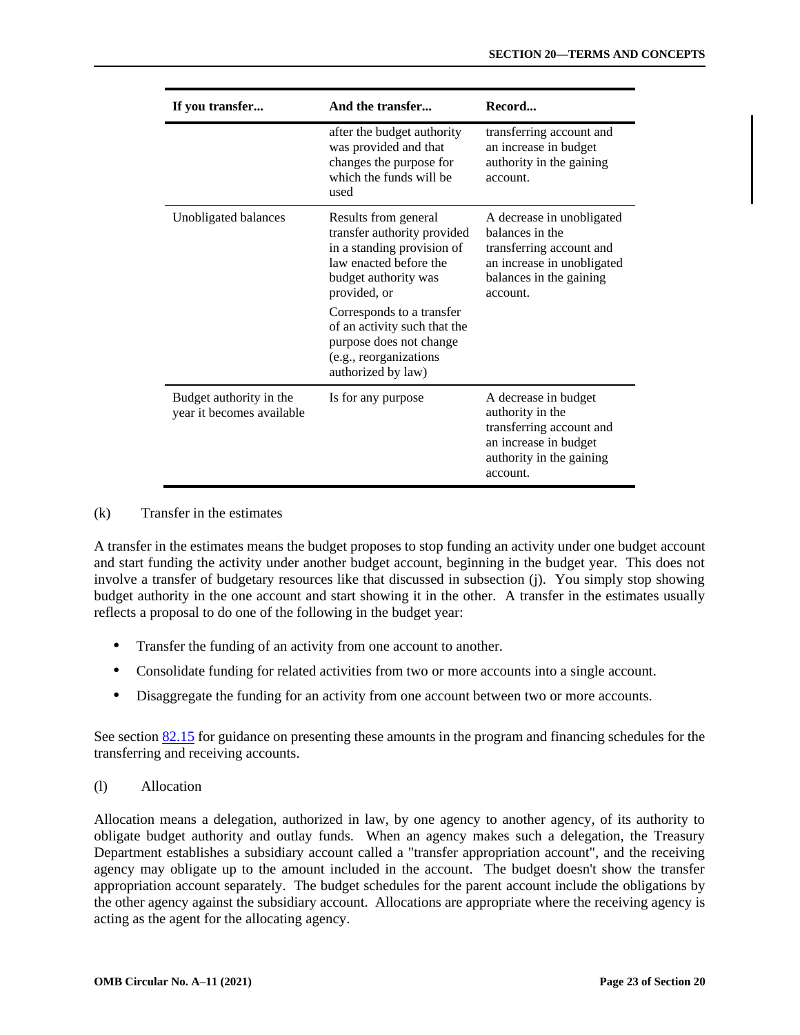| If you transfer... | And the transfer... | Record... |
|---|---|---|
| | after the budget authority was provided and that changes the purpose for which the funds will be used | transferring account and an increase in budget authority in the gaining account. |
| Unobligated balances | Results from general transfer authority provided in a standing provision of law enacted before the budget authority was provided, or<br><br>Corresponds to a transfer of an activity such that the purpose does not change (e.g., reorganizations authorized by law) | A decrease in unobligated balances in the transferring account and an increase in unobligated balances in the gaining account. |
| Budget authority in the year it becomes available | Is for any purpose | A decrease in budget authority in the transferring account and an increase in budget authority in the gaining account. |

(k) Transfer in the estimates

A transfer in the estimates means the budget proposes to stop funding an activity under one budget account and start funding the activity under another budget account, beginning in the budget year. This does not involve a transfer of budgetary resources like that discussed in subsection (j). You simply stop showing budget authority in the one account and start showing it in the other. A transfer in the estimates usually reflects a proposal to do one of the following in the budget year:

- Transfer the funding of an activity from one account to another.
- Consolidate funding for related activities from two or more accounts into a single account.
- Disaggregate the funding for an activity from one account between two or more accounts.

See section 82.15 for guidance on presenting these amounts in the program and financing schedules for the transferring and receiving accounts.

(l) Allocation

Allocation means a delegation, authorized in law, by one agency to another agency, of its authority to obligate budget authority and outlay funds. When an agency makes such a delegation, the Treasury Department establishes a subsidiary account called a "transfer appropriation account", and the receiving agency may obligate up to the amount included in the account. The budget doesn't show the transfer appropriation account separately. The budget schedules for the parent account include the obligations by the other agency against the subsidiary account. Allocations are appropriate where the receiving agency is acting as the agent for the allocating agency.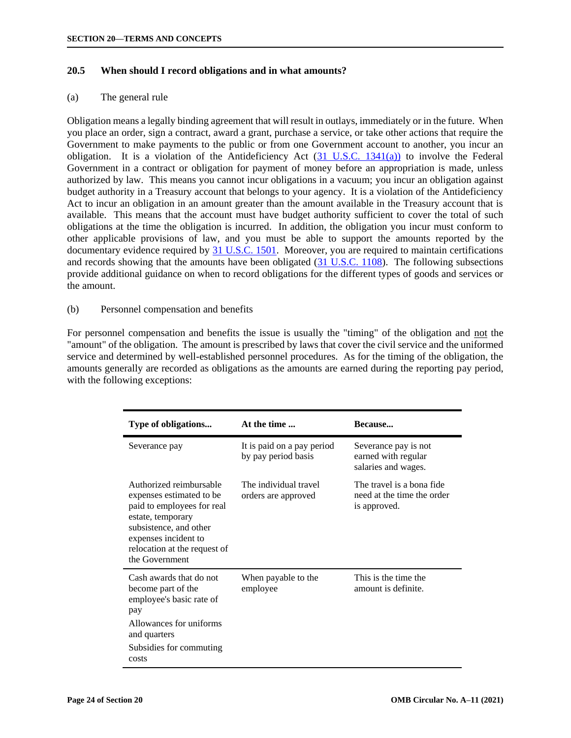### 20.5 When should I record obligations and in what amounts?

(a) The general rule

Obligation means a legally binding agreement that will result in outlays, immediately or in the future. When you place an order, sign a contract, award a grant, purchase a service, or take other actions that require the Government to make payments to the public or from one Government account to another, you incur an obligation. It is a violation of the Antideficiency Act (31 U.S.C. 1341(a)) to involve the Federal Government in a contract or obligation for payment of money before an appropriation is made, unless authorized by law. This means you cannot incur obligations in a vacuum; you incur an obligation against budget authority in a Treasury account that belongs to your agency. It is a violation of the Antideficiency Act to incur an obligation in an amount greater than the amount available in the Treasury account that is available. This means that the account must have budget authority sufficient to cover the total of such obligations at the time the obligation is incurred. In addition, the obligation you incur must conform to other applicable provisions of law, and you must be able to support the amounts reported by the documentary evidence required by 31 U.S.C. 1501. Moreover, you are required to maintain certifications and records showing that the amounts have been obligated (31 U.S.C. 1108). The following subsections provide additional guidance on when to record obligations for the different types of goods and services or the amount.

(b) Personnel compensation and benefits

For personnel compensation and benefits the issue is usually the "timing" of the obligation and not the "amount" of the obligation. The amount is prescribed by laws that cover the civil service and the uniformed service and determined by well-established personnel procedures. As for the timing of the obligation, the amounts generally are recorded as obligations as the amounts are earned during the reporting pay period, with the following exceptions:

| Type of obligations... | At the time ... | Because... |
|---|---|---|
| Severance pay | It is paid on a pay period by pay period basis | Severance pay is not earned with regular salaries and wages. |
| Authorized reimbursable expenses estimated to be paid to employees for real estate, temporary subsistence, and other expenses incident to relocation at the request of the Government | The individual travel orders are approved | The travel is a bona fide need at the time the order is approved. |
| Cash awards that do not become part of the employee's basic rate of pay<br>Allowances for uniforms and quarters<br>Subsidies for commuting costs | When payable to the employee | This is the time the amount is definite. |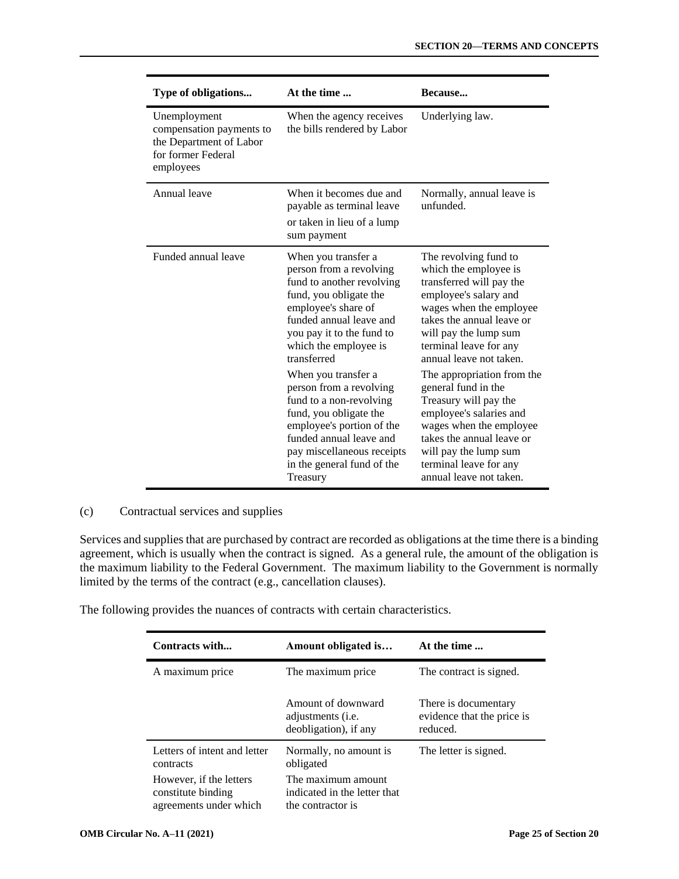| Type of obligations... | At the time ... | Because... |
| --- | --- | --- |
| Unemployment compensation payments to the Department of Labor for former Federal employees | When the agency receives the bills rendered by Labor | Underlying law. |
| Annual leave | When it becomes due and payable as terminal leave or taken in lieu of a lump sum payment | Normally, annual leave is unfunded. |
| Funded annual leave | When you transfer a person from a revolving fund to another revolving fund, you obligate the employee's share of funded annual leave and you pay it to the fund to which the employee is transferred | The revolving fund to which the employee is transferred will pay the employee's salary and wages when the employee takes the annual leave or will pay the lump sum terminal leave for any annual leave not taken. |
| | When you transfer a person from a revolving fund to a non-revolving fund, you obligate the employee's portion of the funded annual leave and pay miscellaneous receipts in the general fund of the Treasury | The appropriation from the general fund in the Treasury will pay the employee's salaries and wages when the employee takes the annual leave or will pay the lump sum terminal leave for any annual leave not taken. |

(c) Contractual services and supplies

Services and supplies that are purchased by contract are recorded as obligations at the time there is a binding agreement, which is usually when the contract is signed. As a general rule, the amount of the obligation is the maximum liability to the Federal Government. The maximum liability to the Government is normally limited by the terms of the contract (e.g., cancellation clauses).

The following provides the nuances of contracts with certain characteristics.

| Contracts with... | Amount obligated is… | At the time ... |
| --- | --- | --- |
| A maximum price | The maximum price | The contract is signed. |
| | Amount of downward adjustments (i.e. deobligation), if any | There is documentary evidence that the price is reduced. |
| Letters of intent and letter contracts | Normally, no amount is obligated | The letter is signed. |
| However, if the letters constitute binding agreements under which | The maximum amount indicated in the letter that the contractor is | |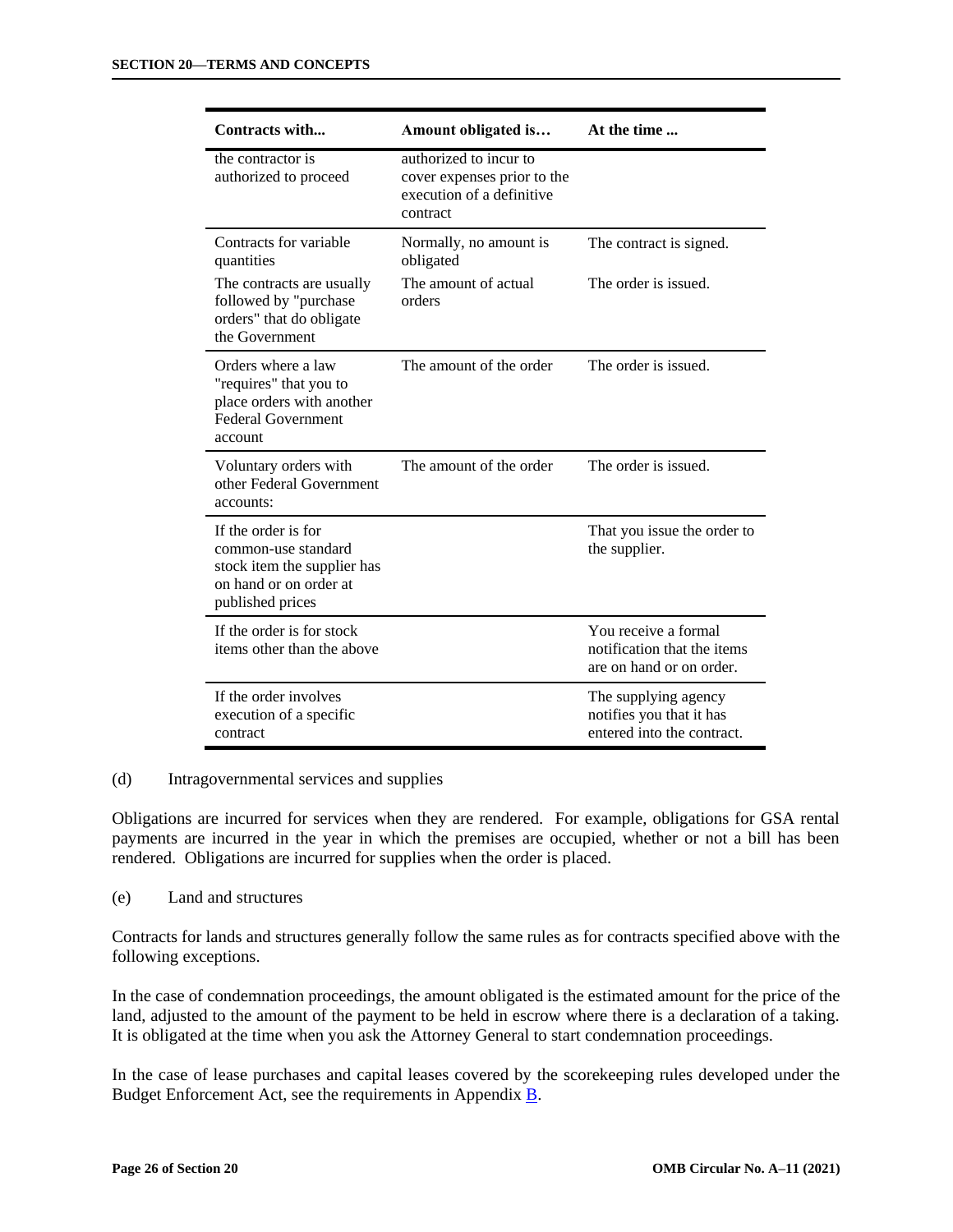| Contracts with... | Amount obligated is… | At the time ... |
|---|---|---|
| the contractor is authorized to proceed | authorized to incur to cover expenses prior to the execution of a definitive contract | |
| Contracts for variable quantities | Normally, no amount is obligated | The contract is signed. |
| The contracts are usually followed by "purchase orders" that do obligate the Government | The amount of actual orders | The order is issued. |
| Orders where a law "requires" that you to place orders with another Federal Government account | The amount of the order | The order is issued. |
| Voluntary orders with other Federal Government accounts: | The amount of the order | The order is issued. |
| If the order is for common-use standard stock item the supplier has on hand or on order at published prices | | That you issue the order to the supplier. |
| If the order is for stock items other than the above | | You receive a formal notification that the items are on hand or on order. |
| If the order involves execution of a specific contract | | The supplying agency notifies you that it has entered into the contract. |

(d) Intragovernmental services and supplies

Obligations are incurred for services when they are rendered. For example, obligations for GSA rental payments are incurred in the year in which the premises are occupied, whether or not a bill has been rendered. Obligations are incurred for supplies when the order is placed.

(e) Land and structures

Contracts for lands and structures generally follow the same rules as for contracts specified above with the following exceptions.

In the case of condemnation proceedings, the amount obligated is the estimated amount for the price of the land, adjusted to the amount of the payment to be held in escrow where there is a declaration of a taking. It is obligated at the time when you ask the Attorney General to start condemnation proceedings.

In the case of lease purchases and capital leases covered by the scorekeeping rules developed under the Budget Enforcement Act, see the requirements in Appendix B.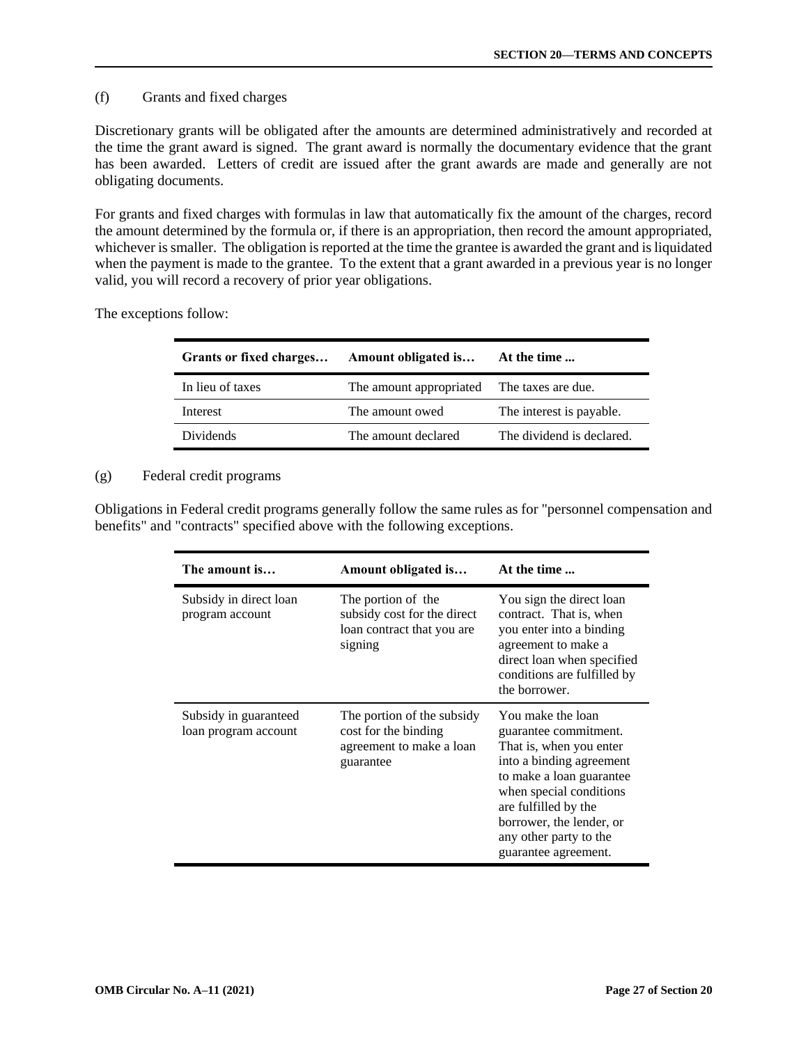(f) Grants and fixed charges

Discretionary grants will be obligated after the amounts are determined administratively and recorded at the time the grant award is signed. The grant award is normally the documentary evidence that the grant has been awarded. Letters of credit are issued after the grant awards are made and generally are not obligating documents.

For grants and fixed charges with formulas in law that automatically fix the amount of the charges, record the amount determined by the formula or, if there is an appropriation, then record the amount appropriated, whichever is smaller. The obligation is reported at the time the grantee is awarded the grant and is liquidated when the payment is made to the grantee. To the extent that a grant awarded in a previous year is no longer valid, you will record a recovery of prior year obligations.

The exceptions follow:

| Grants or fixed charges… | Amount obligated is… | At the time ... |
|---|---|---|
| In lieu of taxes | The amount appropriated | The taxes are due. |
| Interest | The amount owed | The interest is payable. |
| Dividends | The amount declared | The dividend is declared. |

(g) Federal credit programs

Obligations in Federal credit programs generally follow the same rules as for "personnel compensation and benefits" and "contracts" specified above with the following exceptions.

| The amount is… | Amount obligated is… | At the time ... |
|---|---|---|
| Subsidy in direct loan program account | The portion of the subsidy cost for the direct loan contract that you are signing | You sign the direct loan contract. That is, when you enter into a binding agreement to make a direct loan when specified conditions are fulfilled by the borrower. |
| Subsidy in guaranteed loan program account | The portion of the subsidy cost for the binding agreement to make a loan guarantee | You make the loan guarantee commitment. That is, when you enter into a binding agreement to make a loan guarantee when special conditions are fulfilled by the borrower, the lender, or any other party to the guarantee agreement. |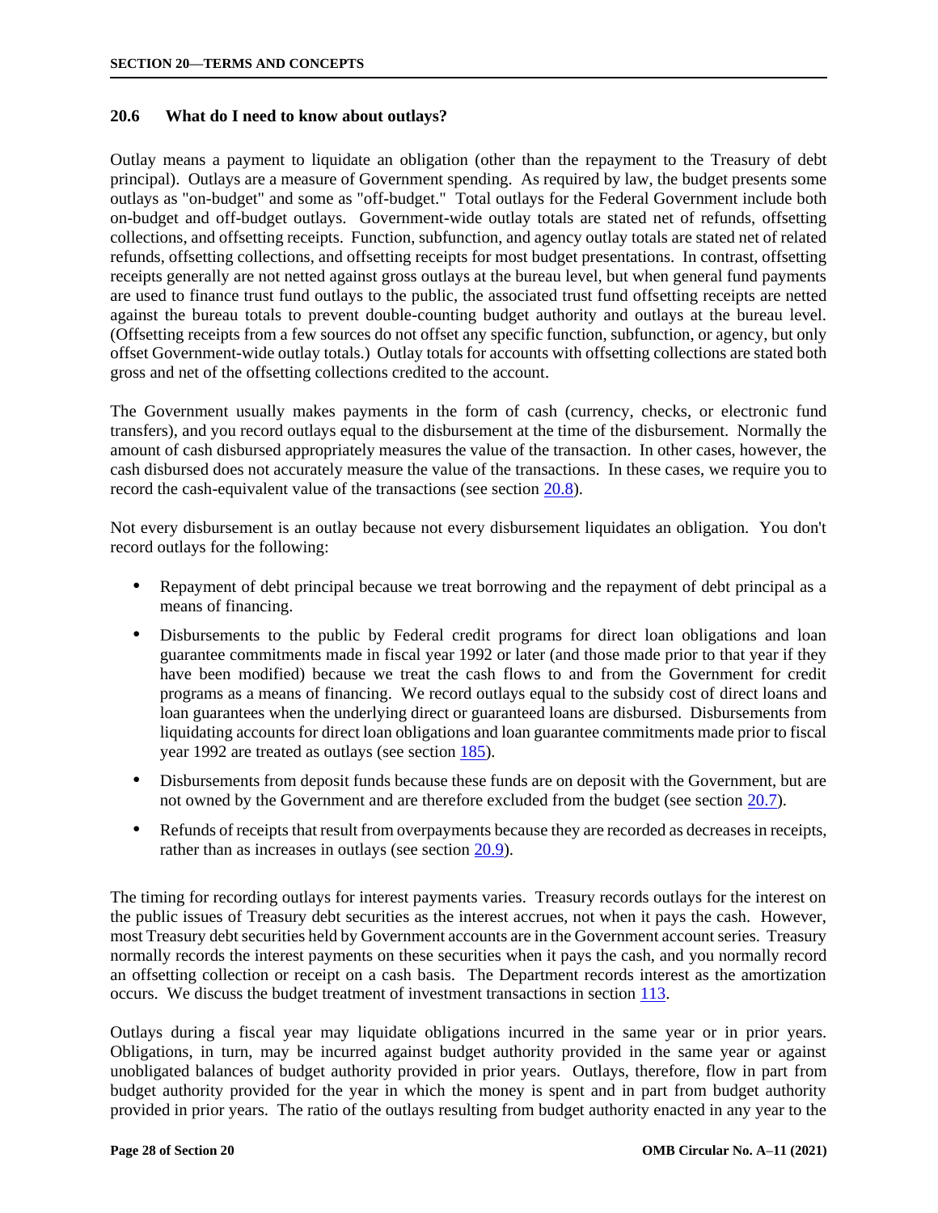## 20.6 What do I need to know about outlays?

Outlay means a payment to liquidate an obligation (other than the repayment to the Treasury of debt principal). Outlays are a measure of Government spending. As required by law, the budget presents some outlays as "on-budget" and some as "off-budget." Total outlays for the Federal Government include both on-budget and off-budget outlays. Government-wide outlay totals are stated net of refunds, offsetting collections, and offsetting receipts. Function, subfunction, and agency outlay totals are stated net of related refunds, offsetting collections, and offsetting receipts for most budget presentations. In contrast, offsetting receipts generally are not netted against gross outlays at the bureau level, but when general fund payments are used to finance trust fund outlays to the public, the associated trust fund offsetting receipts are netted against the bureau totals to prevent double-counting budget authority and outlays at the bureau level. (Offsetting receipts from a few sources do not offset any specific function, subfunction, or agency, but only offset Government-wide outlay totals.) Outlay totals for accounts with offsetting collections are stated both gross and net of the offsetting collections credited to the account.

The Government usually makes payments in the form of cash (currency, checks, or electronic fund transfers), and you record outlays equal to the disbursement at the time of the disbursement. Normally the amount of cash disbursed appropriately measures the value of the transaction. In other cases, however, the cash disbursed does not accurately measure the value of the transactions. In these cases, we require you to record the cash-equivalent value of the transactions (see section 20.8).

Not every disbursement is an outlay because not every disbursement liquidates an obligation. You don't record outlays for the following:

- Repayment of debt principal because we treat borrowing and the repayment of debt principal as a means of financing.
- Disbursements to the public by Federal credit programs for direct loan obligations and loan guarantee commitments made in fiscal year 1992 or later (and those made prior to that year if they have been modified) because we treat the cash flows to and from the Government for credit programs as a means of financing. We record outlays equal to the subsidy cost of direct loans and loan guarantees when the underlying direct or guaranteed loans are disbursed. Disbursements from liquidating accounts for direct loan obligations and loan guarantee commitments made prior to fiscal year 1992 are treated as outlays (see section 185).
- Disbursements from deposit funds because these funds are on deposit with the Government, but are not owned by the Government and are therefore excluded from the budget (see section 20.7).
- Refunds of receipts that result from overpayments because they are recorded as decreases in receipts, rather than as increases in outlays (see section 20.9).

The timing for recording outlays for interest payments varies. Treasury records outlays for the interest on the public issues of Treasury debt securities as the interest accrues, not when it pays the cash. However, most Treasury debt securities held by Government accounts are in the Government account series. Treasury normally records the interest payments on these securities when it pays the cash, and you normally record an offsetting collection or receipt on a cash basis. The Department records interest as the amortization occurs. We discuss the budget treatment of investment transactions in section 113.

Outlays during a fiscal year may liquidate obligations incurred in the same year or in prior years. Obligations, in turn, may be incurred against budget authority provided in the same year or against unobligated balances of budget authority provided in prior years. Outlays, therefore, flow in part from budget authority provided for the year in which the money is spent and in part from budget authority provided in prior years. The ratio of the outlays resulting from budget authority enacted in any year to the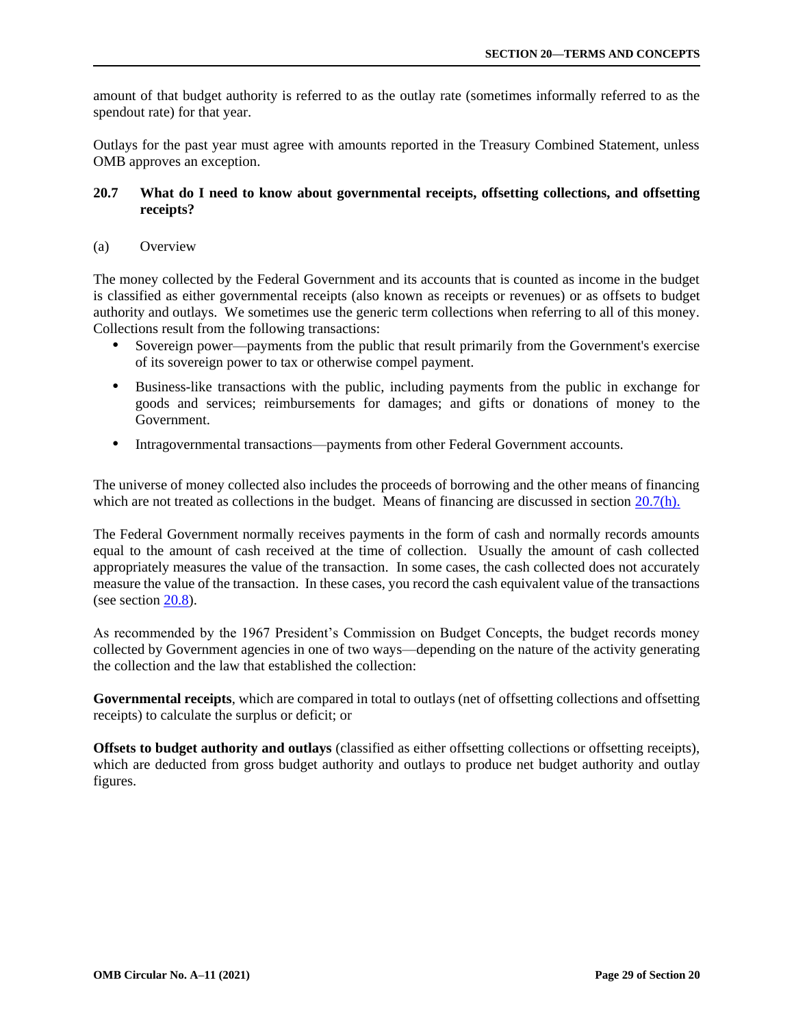amount of that budget authority is referred to as the outlay rate (sometimes informally referred to as the spendout rate) for that year.

Outlays for the past year must agree with amounts reported in the Treasury Combined Statement, unless OMB approves an exception.

### 20.7 What do I need to know about governmental receipts, offsetting collections, and offsetting receipts?

(a) Overview

The money collected by the Federal Government and its accounts that is counted as income in the budget is classified as either governmental receipts (also known as receipts or revenues) or as offsets to budget authority and outlays. We sometimes use the generic term collections when referring to all of this money. Collections result from the following transactions:

- Sovereign power—payments from the public that result primarily from the Government's exercise of its sovereign power to tax or otherwise compel payment.
- Business-like transactions with the public, including payments from the public in exchange for goods and services; reimbursements for damages; and gifts or donations of money to the Government.
- Intragovernmental transactions—payments from other Federal Government accounts.

The universe of money collected also includes the proceeds of borrowing and the other means of financing which are not treated as collections in the budget. Means of financing are discussed in section 20.7(h).

The Federal Government normally receives payments in the form of cash and normally records amounts equal to the amount of cash received at the time of collection. Usually the amount of cash collected appropriately measures the value of the transaction. In some cases, the cash collected does not accurately measure the value of the transaction. In these cases, you record the cash equivalent value of the transactions (see section 20.8).

As recommended by the 1967 President's Commission on Budget Concepts, the budget records money collected by Government agencies in one of two ways—depending on the nature of the activity generating the collection and the law that established the collection:

**Governmental receipts**, which are compared in total to outlays (net of offsetting collections and offsetting receipts) to calculate the surplus or deficit; or

**Offsets to budget authority and outlays** (classified as either offsetting collections or offsetting receipts), which are deducted from gross budget authority and outlays to produce net budget authority and outlay figures.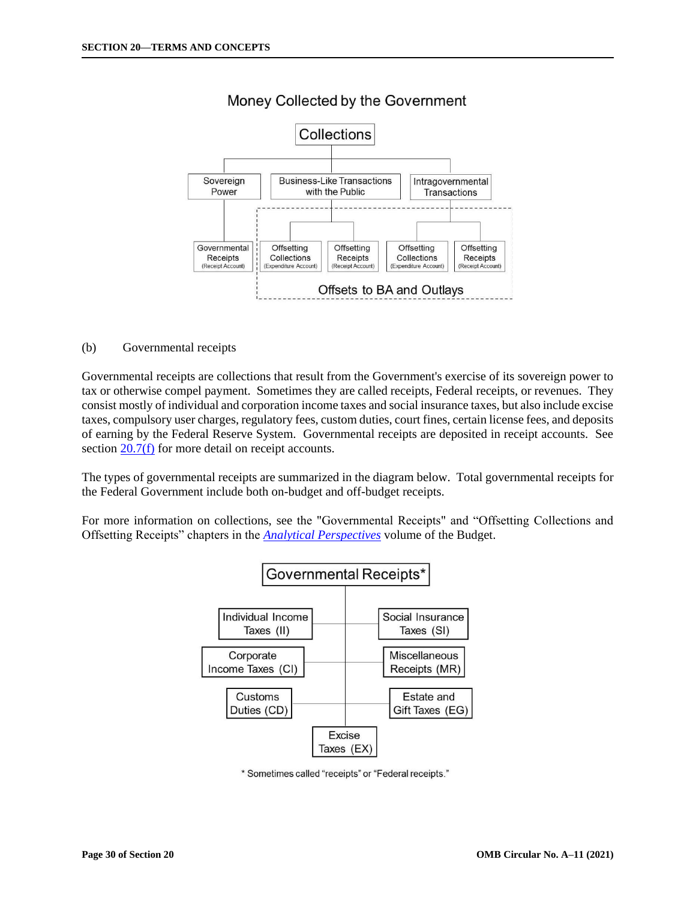Money Collected by the Government

Collections

- Sovereign Power
  - Governmental Receipts (Receipt Account)
- Business-Like Transactions with the Public
  - Offsetting Collections (Expenditure Account)
  - Offsetting Receipts (Receipt Account)
- Intragovernmental Transactions
  - Offsetting Collections (Expenditure Account)
  - Offsetting Receipts (Receipt Account)

Offsets to BA and Outlays

(b) Governmental receipts

Governmental receipts are collections that result from the Government's exercise of its sovereign power to tax or otherwise compel payment. Sometimes they are called receipts, Federal receipts, or revenues. They consist mostly of individual and corporation income taxes and social insurance taxes, but also include excise taxes, compulsory user charges, regulatory fees, custom duties, court fines, certain license fees, and deposits of earning by the Federal Reserve System. Governmental receipts are deposited in receipt accounts. See section 20.7(f) for more detail on receipt accounts.

The types of governmental receipts are summarized in the diagram below. Total governmental receipts for the Federal Government include both on-budget and off-budget receipts.

For more information on collections, see the "Governmental Receipts" and "Offsetting Collections and Offsetting Receipts" chapters in the *Analytical Perspectives* volume of the Budget.

Governmental Receipts*

- Individual Income Taxes (II)
- Social Insurance Taxes (SI)
- Corporate Income Taxes (CI)
- Miscellaneous Receipts (MR)
- Customs Duties (CD)
- Estate and Gift Taxes (EG)
- Excise Taxes (EX)

* Sometimes called "receipts" or "Federal receipts."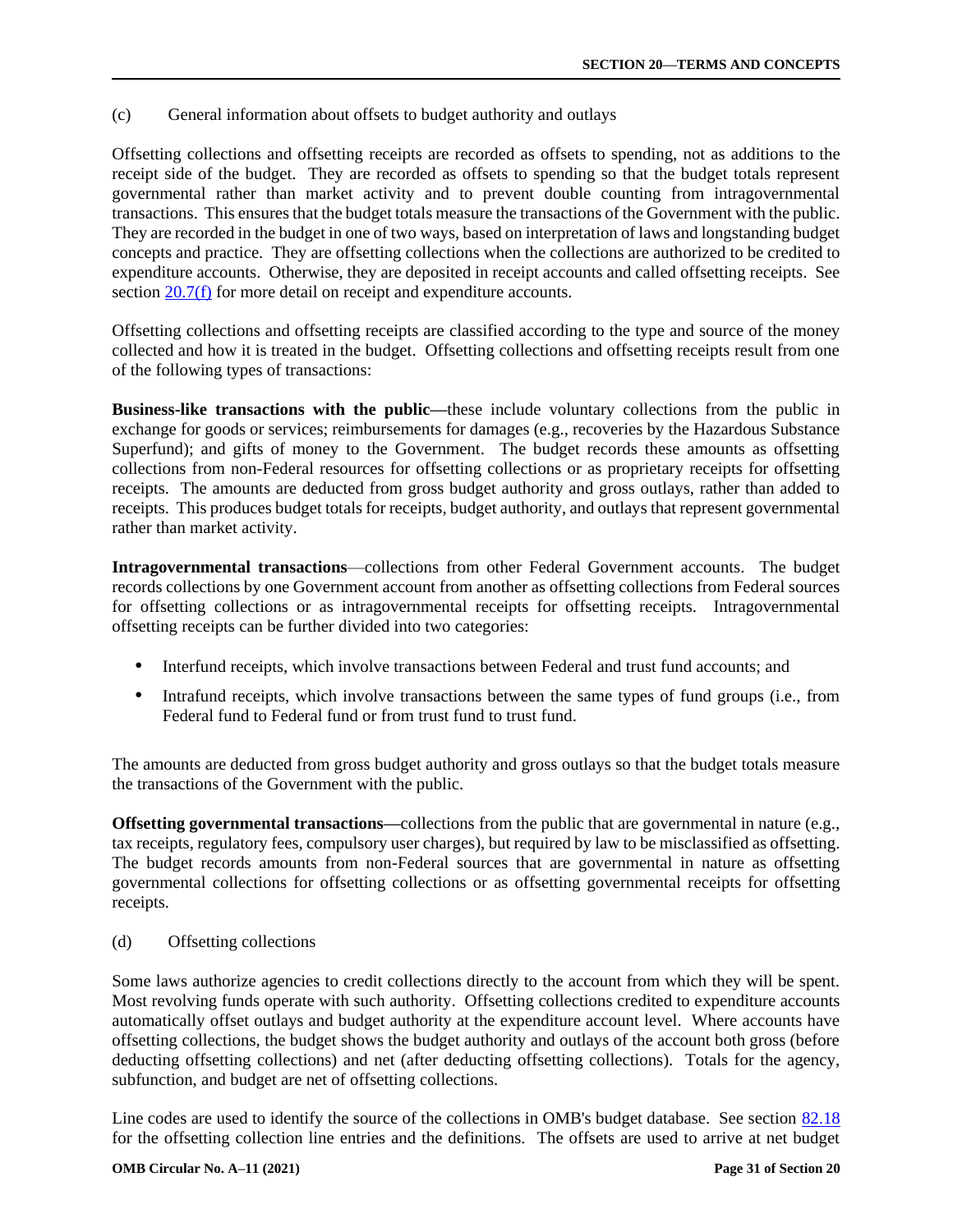(c) General information about offsets to budget authority and outlays

Offsetting collections and offsetting receipts are recorded as offsets to spending, not as additions to the receipt side of the budget. They are recorded as offsets to spending so that the budget totals represent governmental rather than market activity and to prevent double counting from intragovernmental transactions. This ensures that the budget totals measure the transactions of the Government with the public. They are recorded in the budget in one of two ways, based on interpretation of laws and longstanding budget concepts and practice. They are offsetting collections when the collections are authorized to be credited to expenditure accounts. Otherwise, they are deposited in receipt accounts and called offsetting receipts. See section 20.7(f) for more detail on receipt and expenditure accounts.

Offsetting collections and offsetting receipts are classified according to the type and source of the money collected and how it is treated in the budget. Offsetting collections and offsetting receipts result from one of the following types of transactions:

**Business-like transactions with the public**—these include voluntary collections from the public in exchange for goods or services; reimbursements for damages (e.g., recoveries by the Hazardous Substance Superfund); and gifts of money to the Government. The budget records these amounts as offsetting collections from non-Federal resources for offsetting collections or as proprietary receipts for offsetting receipts. The amounts are deducted from gross budget authority and gross outlays, rather than added to receipts. This produces budget totals for receipts, budget authority, and outlays that represent governmental rather than market activity.

**Intragovernmental transactions**—collections from other Federal Government accounts. The budget records collections by one Government account from another as offsetting collections from Federal sources for offsetting collections or as intragovernmental receipts for offsetting receipts. Intragovernmental offsetting receipts can be further divided into two categories:

- Interfund receipts, which involve transactions between Federal and trust fund accounts; and
- Intrafund receipts, which involve transactions between the same types of fund groups (i.e., from Federal fund to Federal fund or from trust fund to trust fund.

The amounts are deducted from gross budget authority and gross outlays so that the budget totals measure the transactions of the Government with the public.

**Offsetting governmental transactions**—collections from the public that are governmental in nature (e.g., tax receipts, regulatory fees, compulsory user charges), but required by law to be misclassified as offsetting. The budget records amounts from non-Federal sources that are governmental in nature as offsetting governmental collections for offsetting collections or as offsetting governmental receipts for offsetting receipts.

(d) Offsetting collections

Some laws authorize agencies to credit collections directly to the account from which they will be spent. Most revolving funds operate with such authority. Offsetting collections credited to expenditure accounts automatically offset outlays and budget authority at the expenditure account level. Where accounts have offsetting collections, the budget shows the budget authority and outlays of the account both gross (before deducting offsetting collections) and net (after deducting offsetting collections). Totals for the agency, subfunction, and budget are net of offsetting collections.

Line codes are used to identify the source of the collections in OMB's budget database. See section 82.18 for the offsetting collection line entries and the definitions. The offsets are used to arrive at net budget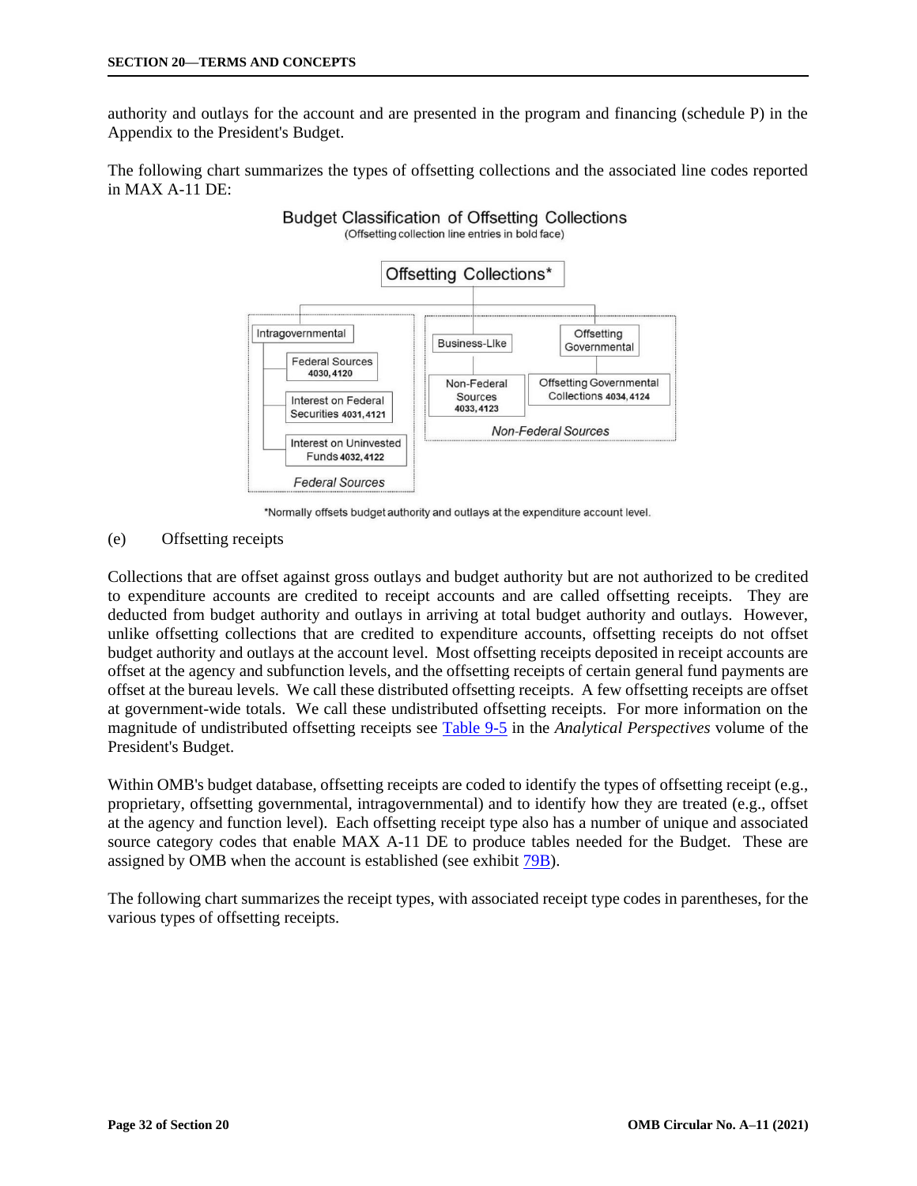authority and outlays for the account and are presented in the program and financing (schedule P) in the Appendix to the President's Budget.

The following chart summarizes the types of offsetting collections and the associated line codes reported in MAX A-11 DE:

**Budget Classification of Offsetting Collections**
(Offsetting collection line entries in bold face)

Offsetting Collections*

- Intragovernmental (*Federal Sources*)
  - Federal Sources **4030, 4120**
  - Interest on Federal Securities **4031, 4121**
  - Interest on Uninvested Funds **4032, 4122**
- *Non-Federal Sources*
  - Business-Like
    - Non-Federal Sources **4033, 4123**
  - Offsetting Governmental
    - Offsetting Governmental Collections **4034, 4124**

*Normally offsets budget authority and outlays at the expenditure account level.

(e) Offsetting receipts

Collections that are offset against gross outlays and budget authority but are not authorized to be credited to expenditure accounts are credited to receipt accounts and are called offsetting receipts. They are deducted from budget authority and outlays in arriving at total budget authority and outlays. However, unlike offsetting collections that are credited to expenditure accounts, offsetting receipts do not offset budget authority and outlays at the account level. Most offsetting receipts deposited in receipt accounts are offset at the agency and subfunction levels, and the offsetting receipts of certain general fund payments are offset at the bureau levels. We call these distributed offsetting receipts. A few offsetting receipts are offset at government-wide totals. We call these undistributed offsetting receipts. For more information on the magnitude of undistributed offsetting receipts see Table 9-5 in the *Analytical Perspectives* volume of the President's Budget.

Within OMB's budget database, offsetting receipts are coded to identify the types of offsetting receipt (e.g., proprietary, offsetting governmental, intragovernmental) and to identify how they are treated (e.g., offset at the agency and function level). Each offsetting receipt type also has a number of unique and associated source category codes that enable MAX A-11 DE to produce tables needed for the Budget. These are assigned by OMB when the account is established (see exhibit 79B).

The following chart summarizes the receipt types, with associated receipt type codes in parentheses, for the various types of offsetting receipts.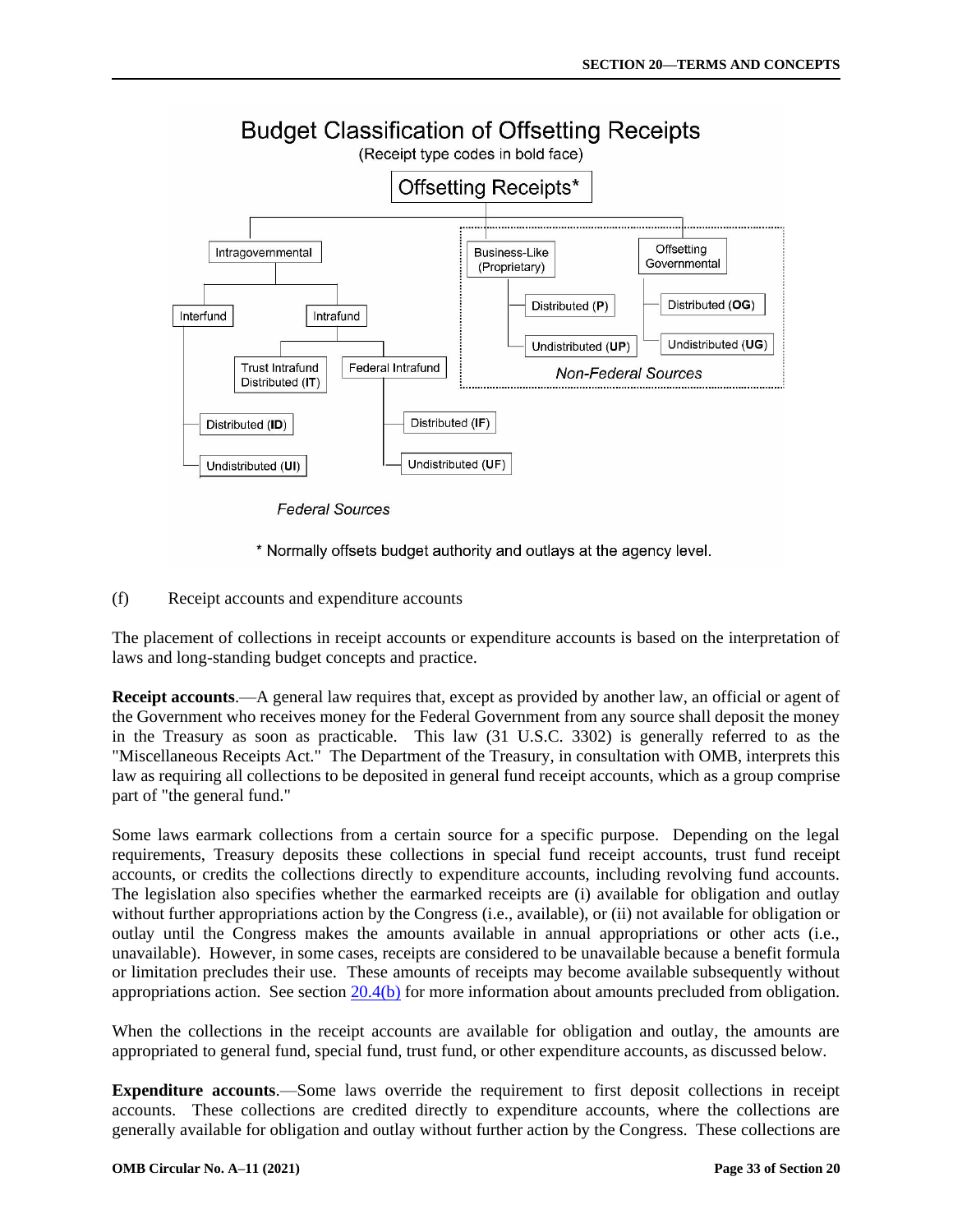**Budget Classification of Offsetting Receipts**

(Receipt type codes in bold face)

- Offsetting Receipts*
  - Intragovernmental (Federal Sources)
    - Interfund
      - Distributed (**ID**)
      - Undistributed (**UI**)
    - Intrafund
      - Trust Intrafund Distributed (**IT**)
      - Federal Intrafund
        - Distributed (**IF**)
        - Undistributed (**UF**)
  - Non-Federal Sources
    - Business-Like (Proprietary)
      - Distributed (**P**)
      - Undistributed (**UP**)
    - Offsetting Governmental
      - Distributed (**OG**)
      - Undistributed (**UG**)

\* Normally offsets budget authority and outlays at the agency level.

(f) Receipt accounts and expenditure accounts

The placement of collections in receipt accounts or expenditure accounts is based on the interpretation of laws and long-standing budget concepts and practice.

**Receipt accounts**.—A general law requires that, except as provided by another law, an official or agent of the Government who receives money for the Federal Government from any source shall deposit the money in the Treasury as soon as practicable. This law (31 U.S.C. 3302) is generally referred to as the "Miscellaneous Receipts Act." The Department of the Treasury, in consultation with OMB, interprets this law as requiring all collections to be deposited in general fund receipt accounts, which as a group comprise part of "the general fund."

Some laws earmark collections from a certain source for a specific purpose. Depending on the legal requirements, Treasury deposits these collections in special fund receipt accounts, trust fund receipt accounts, or credits the collections directly to expenditure accounts, including revolving fund accounts. The legislation also specifies whether the earmarked receipts are (i) available for obligation and outlay without further appropriations action by the Congress (i.e., available), or (ii) not available for obligation or outlay until the Congress makes the amounts available in annual appropriations or other acts (i.e., unavailable). However, in some cases, receipts are considered to be unavailable because a benefit formula or limitation precludes their use. These amounts of receipts may become available subsequently without appropriations action. See section 20.4(b) for more information about amounts precluded from obligation.

When the collections in the receipt accounts are available for obligation and outlay, the amounts are appropriated to general fund, special fund, trust fund, or other expenditure accounts, as discussed below.

**Expenditure accounts**.—Some laws override the requirement to first deposit collections in receipt accounts. These collections are credited directly to expenditure accounts, where the collections are generally available for obligation and outlay without further action by the Congress. These collections are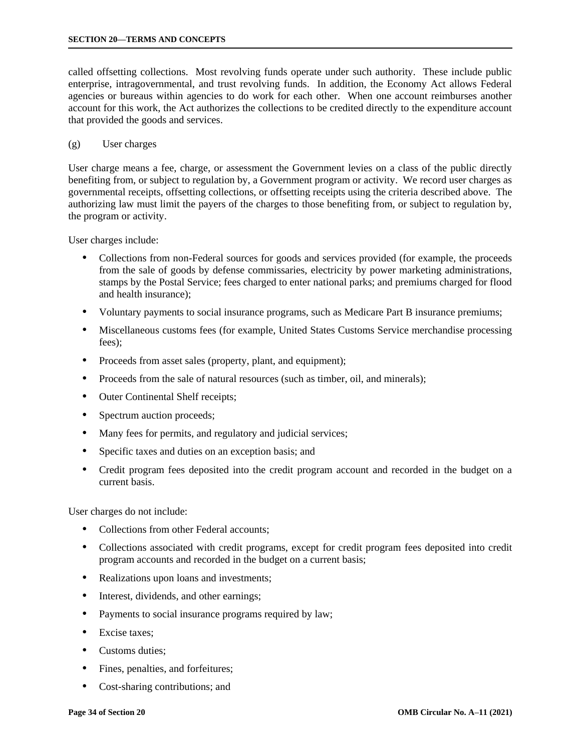called offsetting collections. Most revolving funds operate under such authority. These include public enterprise, intragovernmental, and trust revolving funds. In addition, the Economy Act allows Federal agencies or bureaus within agencies to do work for each other. When one account reimburses another account for this work, the Act authorizes the collections to be credited directly to the expenditure account that provided the goods and services.

(g) User charges

User charge means a fee, charge, or assessment the Government levies on a class of the public directly benefiting from, or subject to regulation by, a Government program or activity. We record user charges as governmental receipts, offsetting collections, or offsetting receipts using the criteria described above. The authorizing law must limit the payers of the charges to those benefiting from, or subject to regulation by, the program or activity.

User charges include:

- Collections from non-Federal sources for goods and services provided (for example, the proceeds from the sale of goods by defense commissaries, electricity by power marketing administrations, stamps by the Postal Service; fees charged to enter national parks; and premiums charged for flood and health insurance);
- Voluntary payments to social insurance programs, such as Medicare Part B insurance premiums;
- Miscellaneous customs fees (for example, United States Customs Service merchandise processing fees);
- Proceeds from asset sales (property, plant, and equipment);
- Proceeds from the sale of natural resources (such as timber, oil, and minerals);
- Outer Continental Shelf receipts;
- Spectrum auction proceeds;
- Many fees for permits, and regulatory and judicial services;
- Specific taxes and duties on an exception basis; and
- Credit program fees deposited into the credit program account and recorded in the budget on a current basis.

User charges do not include:

- Collections from other Federal accounts;
- Collections associated with credit programs, except for credit program fees deposited into credit program accounts and recorded in the budget on a current basis;
- Realizations upon loans and investments;
- Interest, dividends, and other earnings;
- Payments to social insurance programs required by law;
- Excise taxes;
- Customs duties;
- Fines, penalties, and forfeitures;
- Cost-sharing contributions; and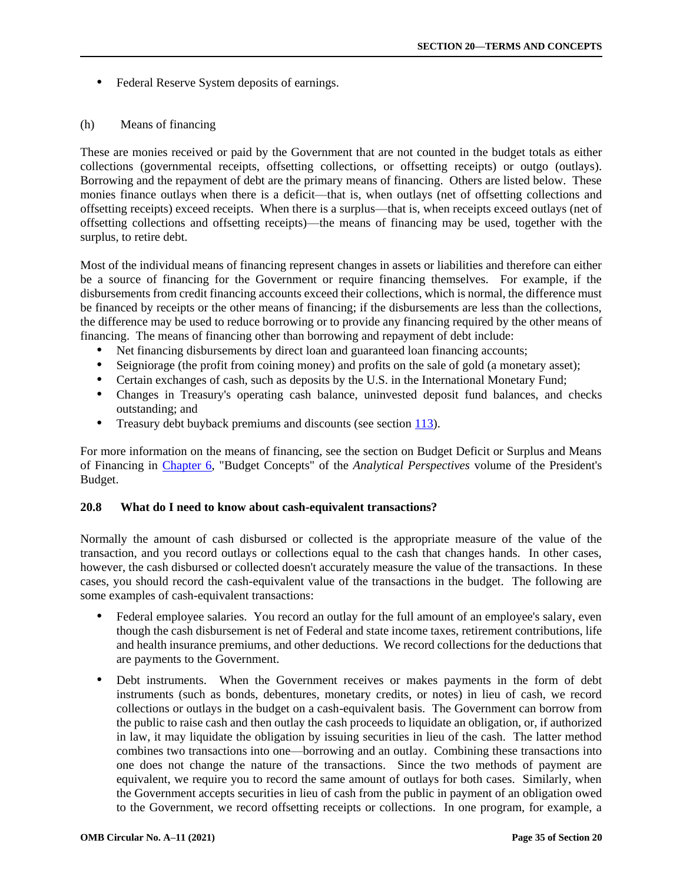- Federal Reserve System deposits of earnings.

(h) Means of financing

These are monies received or paid by the Government that are not counted in the budget totals as either collections (governmental receipts, offsetting collections, or offsetting receipts) or outgo (outlays). Borrowing and the repayment of debt are the primary means of financing. Others are listed below. These monies finance outlays when there is a deficit—that is, when outlays (net of offsetting collections and offsetting receipts) exceed receipts. When there is a surplus—that is, when receipts exceed outlays (net of offsetting collections and offsetting receipts)—the means of financing may be used, together with the surplus, to retire debt.

Most of the individual means of financing represent changes in assets or liabilities and therefore can either be a source of financing for the Government or require financing themselves. For example, if the disbursements from credit financing accounts exceed their collections, which is normal, the difference must be financed by receipts or the other means of financing; if the disbursements are less than the collections, the difference may be used to reduce borrowing or to provide any financing required by the other means of financing. The means of financing other than borrowing and repayment of debt include:

- Net financing disbursements by direct loan and guaranteed loan financing accounts;
- Seigniorage (the profit from coining money) and profits on the sale of gold (a monetary asset);
- Certain exchanges of cash, such as deposits by the U.S. in the International Monetary Fund;
- Changes in Treasury's operating cash balance, uninvested deposit fund balances, and checks outstanding; and
- Treasury debt buyback premiums and discounts (see section 113).

For more information on the means of financing, see the section on Budget Deficit or Surplus and Means of Financing in Chapter 6, "Budget Concepts" of the *Analytical Perspectives* volume of the President's Budget.

### 20.8 What do I need to know about cash-equivalent transactions?

Normally the amount of cash disbursed or collected is the appropriate measure of the value of the transaction, and you record outlays or collections equal to the cash that changes hands. In other cases, however, the cash disbursed or collected doesn't accurately measure the value of the transactions. In these cases, you should record the cash-equivalent value of the transactions in the budget. The following are some examples of cash-equivalent transactions:

- Federal employee salaries. You record an outlay for the full amount of an employee's salary, even though the cash disbursement is net of Federal and state income taxes, retirement contributions, life and health insurance premiums, and other deductions. We record collections for the deductions that are payments to the Government.

- Debt instruments. When the Government receives or makes payments in the form of debt instruments (such as bonds, debentures, monetary credits, or notes) in lieu of cash, we record collections or outlays in the budget on a cash-equivalent basis. The Government can borrow from the public to raise cash and then outlay the cash proceeds to liquidate an obligation, or, if authorized in law, it may liquidate the obligation by issuing securities in lieu of the cash. The latter method combines two transactions into one—borrowing and an outlay. Combining these transactions into one does not change the nature of the transactions. Since the two methods of payment are equivalent, we require you to record the same amount of outlays for both cases. Similarly, when the Government accepts securities in lieu of cash from the public in payment of an obligation owed to the Government, we record offsetting receipts or collections. In one program, for example, a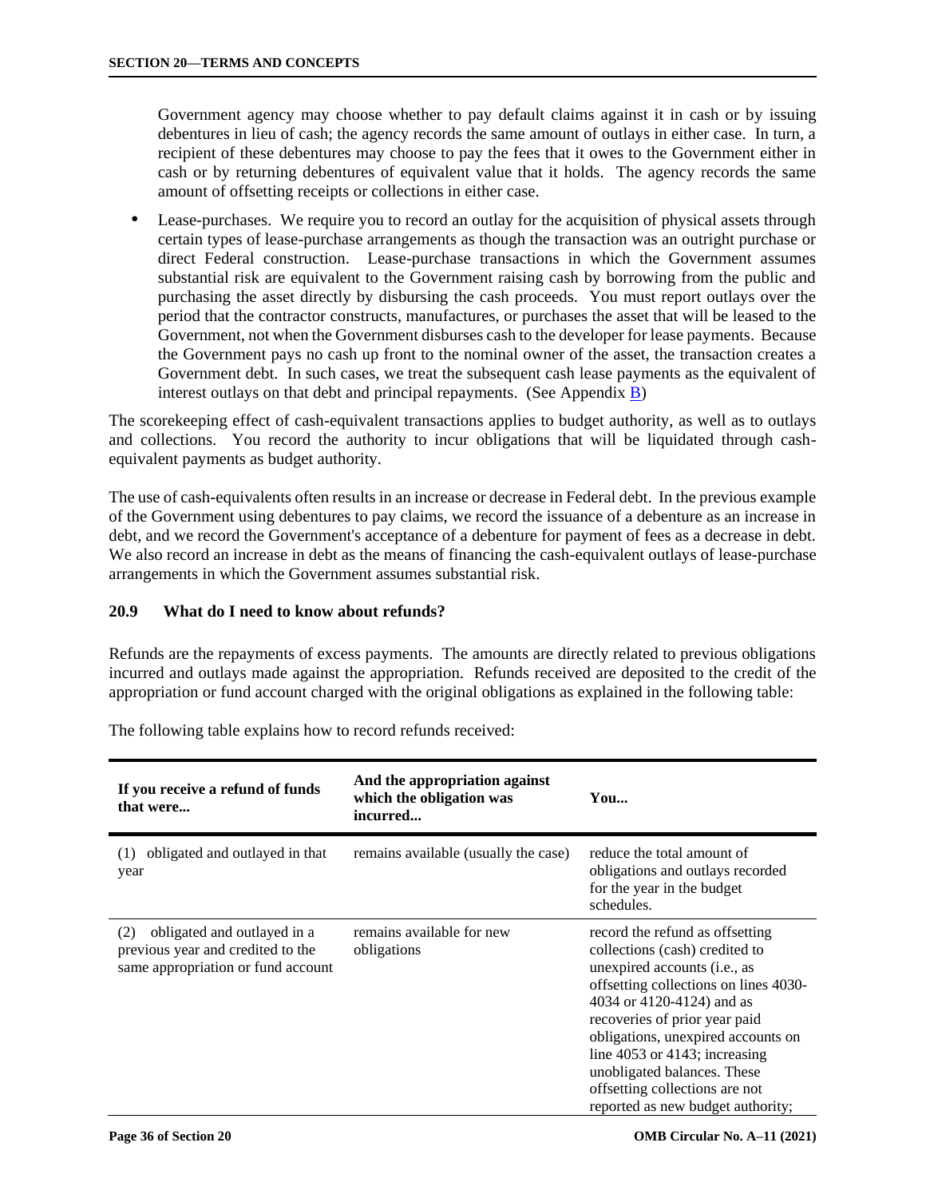Government agency may choose whether to pay default claims against it in cash or by issuing debentures in lieu of cash; the agency records the same amount of outlays in either case. In turn, a recipient of these debentures may choose to pay the fees that it owes to the Government either in cash or by returning debentures of equivalent value that it holds. The agency records the same amount of offsetting receipts or collections in either case.

- Lease-purchases. We require you to record an outlay for the acquisition of physical assets through certain types of lease-purchase arrangements as though the transaction was an outright purchase or direct Federal construction. Lease-purchase transactions in which the Government assumes substantial risk are equivalent to the Government raising cash by borrowing from the public and purchasing the asset directly by disbursing the cash proceeds. You must report outlays over the period that the contractor constructs, manufactures, or purchases the asset that will be leased to the Government, not when the Government disburses cash to the developer for lease payments. Because the Government pays no cash up front to the nominal owner of the asset, the transaction creates a Government debt. In such cases, we treat the subsequent cash lease payments as the equivalent of interest outlays on that debt and principal repayments. (See Appendix B)

The scorekeeping effect of cash-equivalent transactions applies to budget authority, as well as to outlays and collections. You record the authority to incur obligations that will be liquidated through cash-equivalent payments as budget authority.

The use of cash-equivalents often results in an increase or decrease in Federal debt. In the previous example of the Government using debentures to pay claims, we record the issuance of a debenture as an increase in debt, and we record the Government's acceptance of a debenture for payment of fees as a decrease in debt. We also record an increase in debt as the means of financing the cash-equivalent outlays of lease-purchase arrangements in which the Government assumes substantial risk.

## 20.9 What do I need to know about refunds?

Refunds are the repayments of excess payments. The amounts are directly related to previous obligations incurred and outlays made against the appropriation. Refunds received are deposited to the credit of the appropriation or fund account charged with the original obligations as explained in the following table:

The following table explains how to record refunds received:

| If you receive a refund of funds that were... | And the appropriation against which the obligation was incurred... | You... |
|---|---|---|
| (1) obligated and outlayed in that year | remains available (usually the case) | reduce the total amount of obligations and outlays recorded for the year in the budget schedules. |
| (2) obligated and outlayed in a previous year and credited to the same appropriation or fund account | remains available for new obligations | record the refund as offsetting collections (cash) credited to unexpired accounts (i.e., as offsetting collections on lines 4030-4034 or 4120-4124) and as recoveries of prior year paid obligations, unexpired accounts on line 4053 or 4143; increasing unobligated balances. These offsetting collections are not reported as new budget authority; |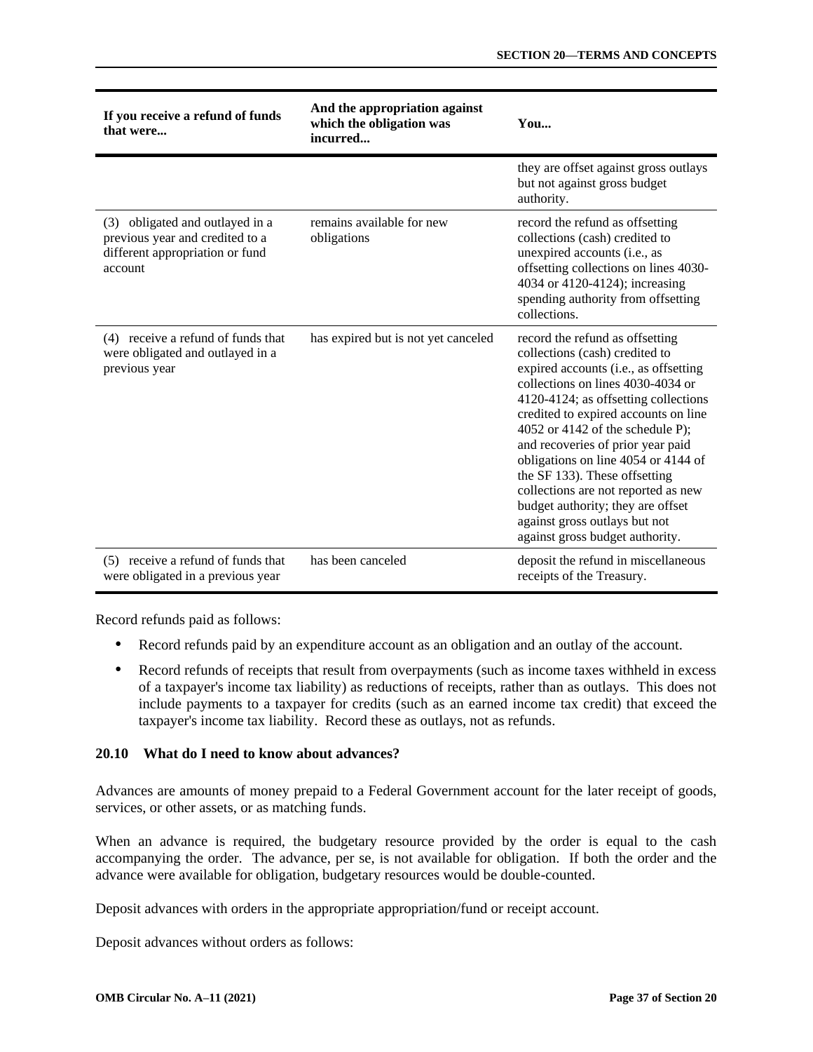| If you receive a refund of funds that were... | And the appropriation against which the obligation was incurred... | You... |
|---|---|---|
| | | they are offset against gross outlays but not against gross budget authority. |
| (3) obligated and outlayed in a previous year and credited to a different appropriation or fund account | remains available for new obligations | record the refund as offsetting collections (cash) credited to unexpired accounts (i.e., as offsetting collections on lines 4030-4034 or 4120-4124); increasing spending authority from offsetting collections. |
| (4) receive a refund of funds that were obligated and outlayed in a previous year | has expired but is not yet canceled | record the refund as offsetting collections (cash) credited to expired accounts (i.e., as offsetting collections on lines 4030-4034 or 4120-4124; as offsetting collections credited to expired accounts on line 4052 or 4142 of the schedule P); and recoveries of prior year paid obligations on line 4054 or 4144 of the SF 133). These offsetting collections are not reported as new budget authority; they are offset against gross outlays but not against gross budget authority. |
| (5) receive a refund of funds that were obligated in a previous year | has been canceled | deposit the refund in miscellaneous receipts of the Treasury. |

Record refunds paid as follows:

- Record refunds paid by an expenditure account as an obligation and an outlay of the account.
- Record refunds of receipts that result from overpayments (such as income taxes withheld in excess of a taxpayer's income tax liability) as reductions of receipts, rather than as outlays. This does not include payments to a taxpayer for credits (such as an earned income tax credit) that exceed the taxpayer's income tax liability. Record these as outlays, not as refunds.

### 20.10 What do I need to know about advances?

Advances are amounts of money prepaid to a Federal Government account for the later receipt of goods, services, or other assets, or as matching funds.

When an advance is required, the budgetary resource provided by the order is equal to the cash accompanying the order. The advance, per se, is not available for obligation. If both the order and the advance were available for obligation, budgetary resources would be double-counted.

Deposit advances with orders in the appropriate appropriation/fund or receipt account.

Deposit advances without orders as follows: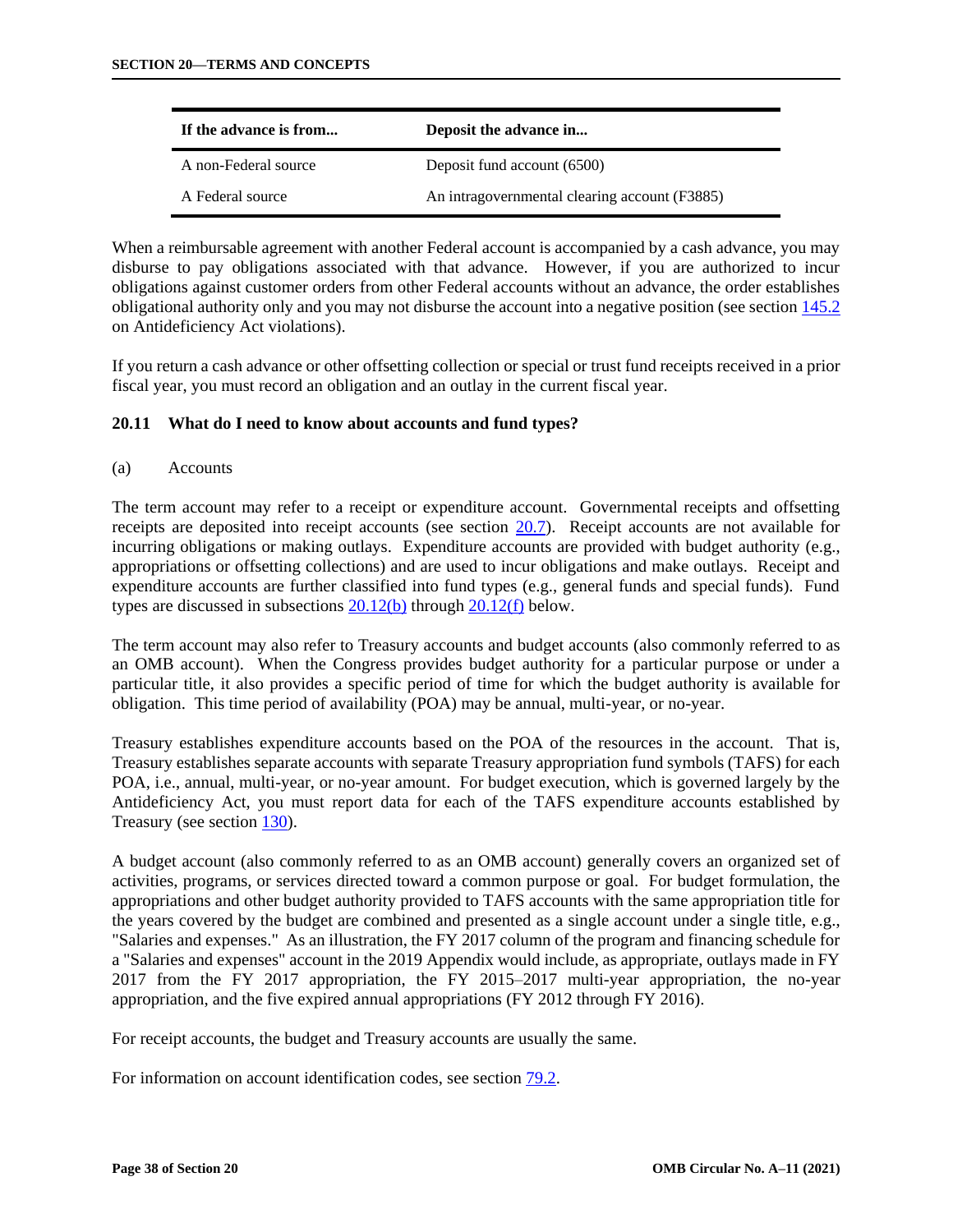| If the advance is from... | Deposit the advance in... |
|---|---|
| A non-Federal source | Deposit fund account (6500) |
| A Federal source | An intragovernmental clearing account (F3885) |

When a reimbursable agreement with another Federal account is accompanied by a cash advance, you may disburse to pay obligations associated with that advance. However, if you are authorized to incur obligations against customer orders from other Federal accounts without an advance, the order establishes obligational authority only and you may not disburse the account into a negative position (see section 145.2 on Antideficiency Act violations).

If you return a cash advance or other offsetting collection or special or trust fund receipts received in a prior fiscal year, you must record an obligation and an outlay in the current fiscal year.

### 20.11 What do I need to know about accounts and fund types?

(a) Accounts

The term account may refer to a receipt or expenditure account. Governmental receipts and offsetting receipts are deposited into receipt accounts (see section 20.7). Receipt accounts are not available for incurring obligations or making outlays. Expenditure accounts are provided with budget authority (e.g., appropriations or offsetting collections) and are used to incur obligations and make outlays. Receipt and expenditure accounts are further classified into fund types (e.g., general funds and special funds). Fund types are discussed in subsections 20.12(b) through 20.12(f) below.

The term account may also refer to Treasury accounts and budget accounts (also commonly referred to as an OMB account). When the Congress provides budget authority for a particular purpose or under a particular title, it also provides a specific period of time for which the budget authority is available for obligation. This time period of availability (POA) may be annual, multi-year, or no-year.

Treasury establishes expenditure accounts based on the POA of the resources in the account. That is, Treasury establishes separate accounts with separate Treasury appropriation fund symbols (TAFS) for each POA, i.e., annual, multi-year, or no-year amount. For budget execution, which is governed largely by the Antideficiency Act, you must report data for each of the TAFS expenditure accounts established by Treasury (see section 130).

A budget account (also commonly referred to as an OMB account) generally covers an organized set of activities, programs, or services directed toward a common purpose or goal. For budget formulation, the appropriations and other budget authority provided to TAFS accounts with the same appropriation title for the years covered by the budget are combined and presented as a single account under a single title, e.g., "Salaries and expenses." As an illustration, the FY 2017 column of the program and financing schedule for a "Salaries and expenses" account in the 2019 Appendix would include, as appropriate, outlays made in FY 2017 from the FY 2017 appropriation, the FY 2015–2017 multi-year appropriation, the no-year appropriation, and the five expired annual appropriations (FY 2012 through FY 2016).

For receipt accounts, the budget and Treasury accounts are usually the same.

For information on account identification codes, see section 79.2.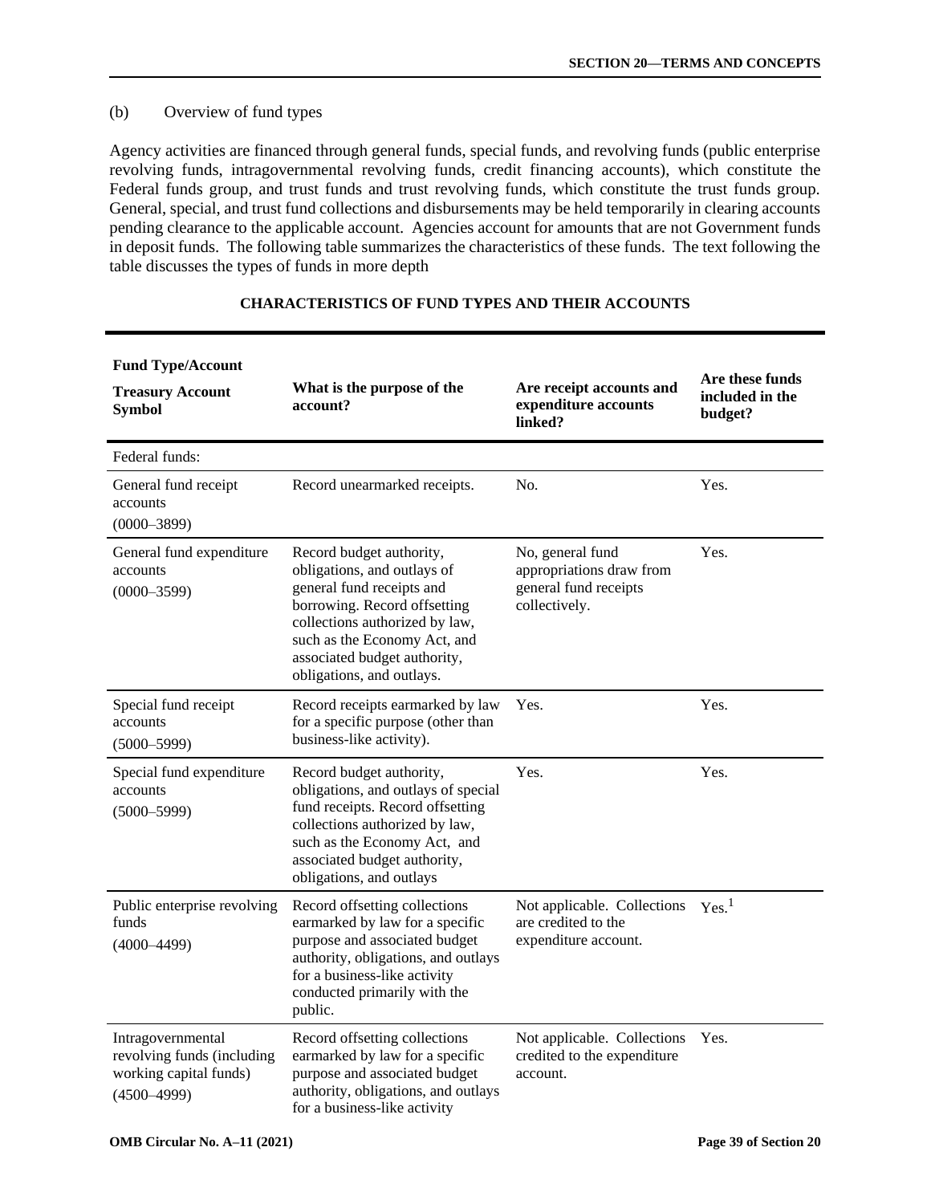(b) Overview of fund types

Agency activities are financed through general funds, special funds, and revolving funds (public enterprise revolving funds, intragovernmental revolving funds, credit financing accounts), which constitute the Federal funds group, and trust funds and trust revolving funds, which constitute the trust funds group. General, special, and trust fund collections and disbursements may be held temporarily in clearing accounts pending clearance to the applicable account. Agencies account for amounts that are not Government funds in deposit funds. The following table summarizes the characteristics of these funds. The text following the table discusses the types of funds in more depth

**CHARACTERISTICS OF FUND TYPES AND THEIR ACCOUNTS**

| **Fund Type/Account** **Treasury Account Symbol** | **What is the purpose of the account?** | **Are receipt accounts and expenditure accounts linked?** | **Are these funds included in the budget?** |
|---|---|---|---|
| Federal funds: | | | |
| General fund receipt accounts (0000–3899) | Record unearmarked receipts. | No. | Yes. |
| General fund expenditure accounts (0000–3599) | Record budget authority, obligations, and outlays of general fund receipts and borrowing. Record offsetting collections authorized by law, such as the Economy Act, and associated budget authority, obligations, and outlays. | No, general fund appropriations draw from general fund receipts collectively. | Yes. |
| Special fund receipt accounts (5000–5999) | Record receipts earmarked by law for a specific purpose (other than business-like activity). | Yes. | Yes. |
| Special fund expenditure accounts (5000–5999) | Record budget authority, obligations, and outlays of special fund receipts. Record offsetting collections authorized by law, such as the Economy Act, and associated budget authority, obligations, and outlays | Yes. | Yes. |
| Public enterprise revolving funds (4000–4499) | Record offsetting collections earmarked by law for a specific purpose and associated budget authority, obligations, and outlays for a business-like activity conducted primarily with the public. | Not applicable. Collections are credited to the expenditure account. | Yes.[1] |
| Intragovernmental revolving funds (including working capital funds) (4500–4999) | Record offsetting collections earmarked by law for a specific purpose and associated budget authority, obligations, and outlays for a business-like activity | Not applicable. Collections credited to the expenditure account. | Yes. |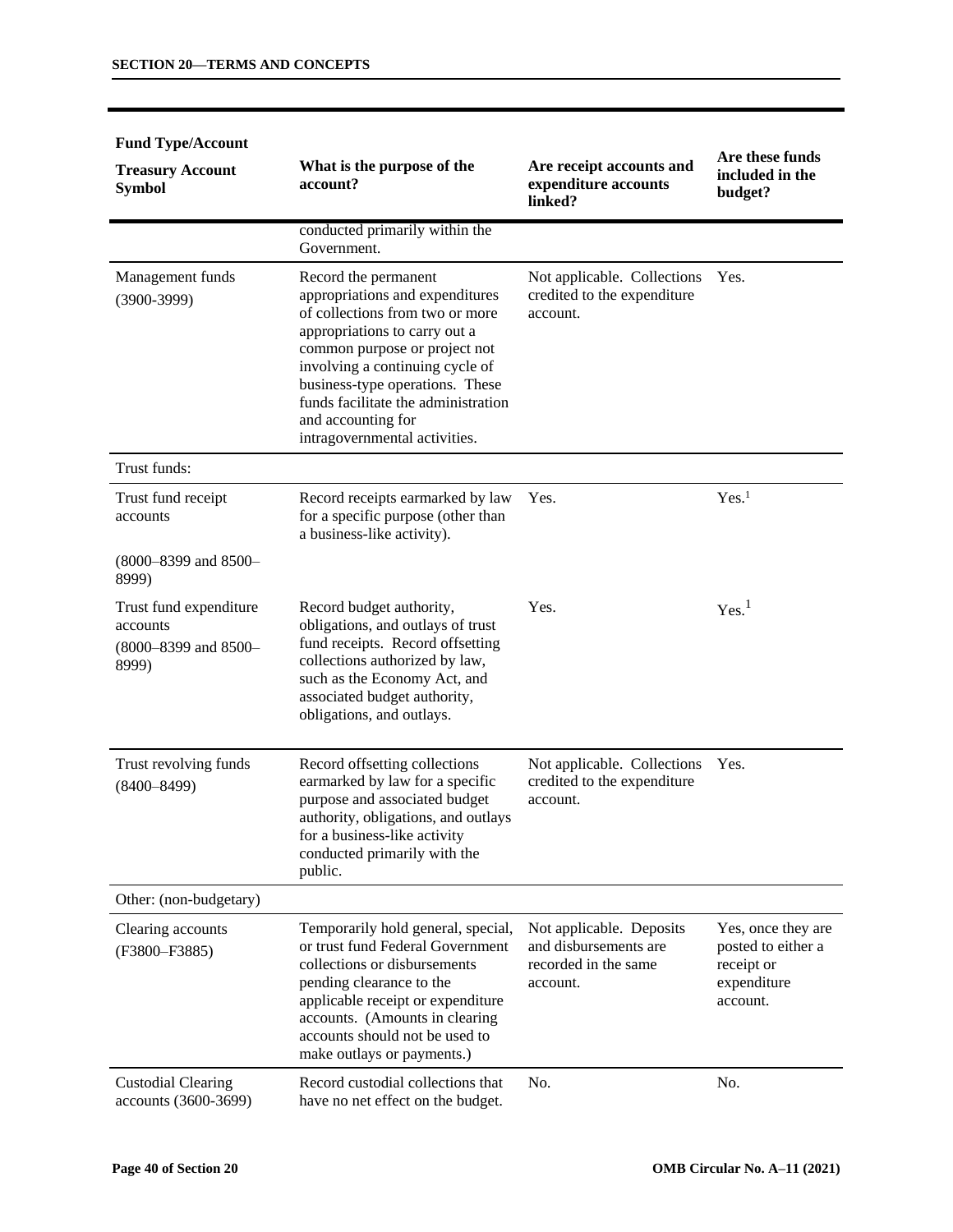| Fund Type/Account<br>Treasury Account Symbol | What is the purpose of the account? | Are receipt accounts and expenditure accounts linked? | Are these funds included in the budget? |
|---|---|---|---|
| | conducted primarily within the Government. | | |
| Management funds (3900-3999) | Record the permanent appropriations and expenditures of collections from two or more appropriations to carry out a common purpose or project not involving a continuing cycle of business-type operations. These funds facilitate the administration and accounting for intragovernmental activities. | Not applicable. Collections credited to the expenditure account. | Yes. |
| Trust funds: | | | |
| Trust fund receipt accounts<br>(8000–8399 and 8500–8999) | Record receipts earmarked by law for a specific purpose (other than a business-like activity). | Yes. | Yes.[1] |
| Trust fund expenditure accounts<br>(8000–8399 and 8500–8999) | Record budget authority, obligations, and outlays of trust fund receipts. Record offsetting collections authorized by law, such as the Economy Act, and associated budget authority, obligations, and outlays. | Yes. | Yes.[1] |
| Trust revolving funds (8400–8499) | Record offsetting collections earmarked by law for a specific purpose and associated budget authority, obligations, and outlays for a business-like activity conducted primarily with the public. | Not applicable. Collections credited to the expenditure account. | Yes. |
| Other: (non-budgetary) | | | |
| Clearing accounts (F3800–F3885) | Temporarily hold general, special, or trust fund Federal Government collections or disbursements pending clearance to the applicable receipt or expenditure accounts. (Amounts in clearing accounts should not be used to make outlays or payments.) | Not applicable. Deposits and disbursements are recorded in the same account. | Yes, once they are posted to either a receipt or expenditure account. |
| Custodial Clearing accounts (3600-3699) | Record custodial collections that have no net effect on the budget. | No. | No. |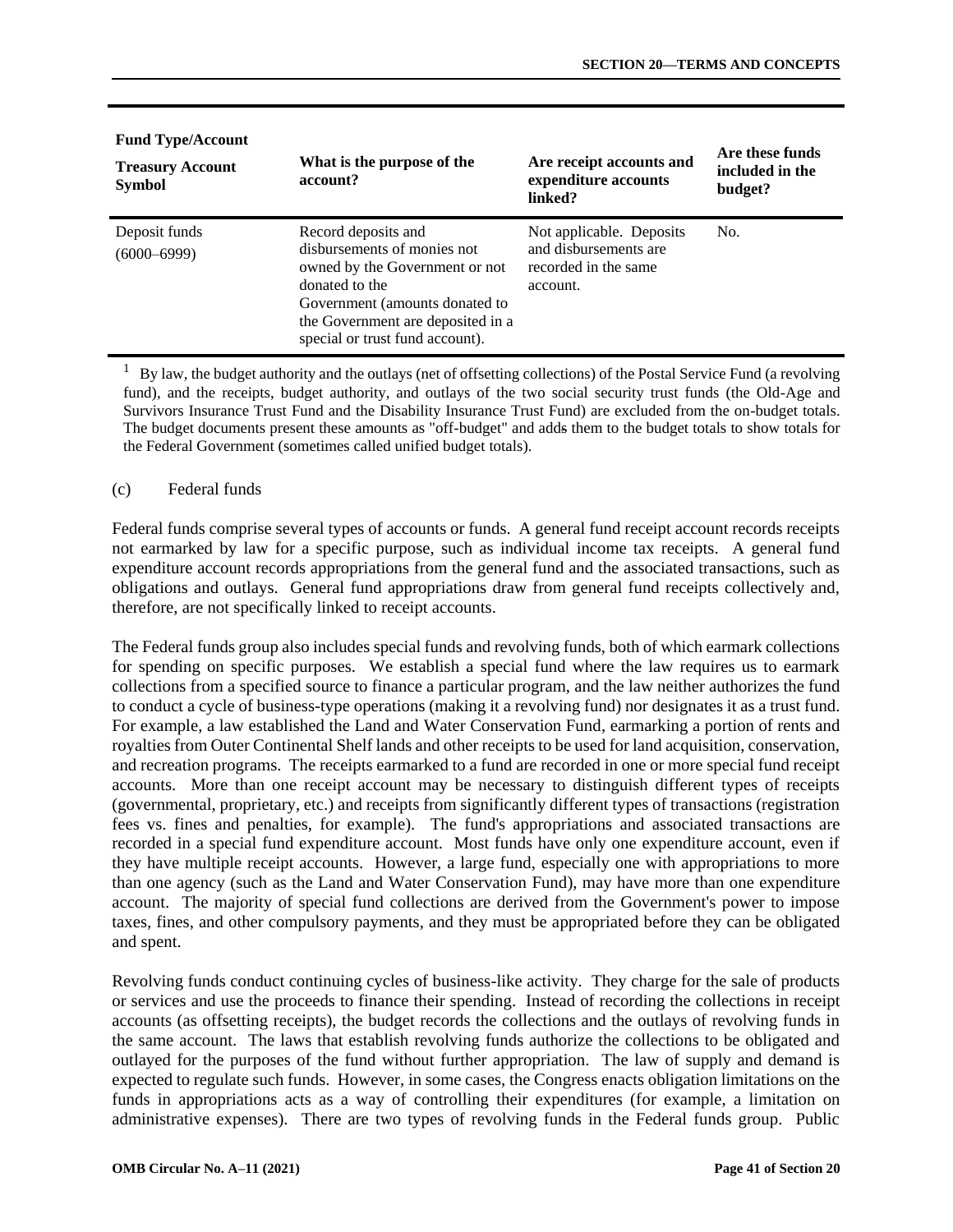| Fund Type/Account<br><br>Treasury Account Symbol | What is the purpose of the account? | Are receipt accounts and expenditure accounts linked? | Are these funds included in the budget? |
|---|---|---|---|
| Deposit funds<br>(6000–6999) | Record deposits and disbursements of monies not owned by the Government or not donated to the Government (amounts donated to the Government are deposited in a special or trust fund account). | Not applicable. Deposits and disbursements are recorded in the same account. | No. |

[1] By law, the budget authority and the outlays (net of offsetting collections) of the Postal Service Fund (a revolving fund), and the receipts, budget authority, and outlays of the two social security trust funds (the Old-Age and Survivors Insurance Trust Fund and the Disability Insurance Trust Fund) are excluded from the on-budget totals. The budget documents present these amounts as "off-budget" and adds them to the budget totals to show totals for the Federal Government (sometimes called unified budget totals).

(c) Federal funds

Federal funds comprise several types of accounts or funds. A general fund receipt account records receipts not earmarked by law for a specific purpose, such as individual income tax receipts. A general fund expenditure account records appropriations from the general fund and the associated transactions, such as obligations and outlays. General fund appropriations draw from general fund receipts collectively and, therefore, are not specifically linked to receipt accounts.

The Federal funds group also includes special funds and revolving funds, both of which earmark collections for spending on specific purposes. We establish a special fund where the law requires us to earmark collections from a specified source to finance a particular program, and the law neither authorizes the fund to conduct a cycle of business-type operations (making it a revolving fund) nor designates it as a trust fund. For example, a law established the Land and Water Conservation Fund, earmarking a portion of rents and royalties from Outer Continental Shelf lands and other receipts to be used for land acquisition, conservation, and recreation programs. The receipts earmarked to a fund are recorded in one or more special fund receipt accounts. More than one receipt account may be necessary to distinguish different types of receipts (governmental, proprietary, etc.) and receipts from significantly different types of transactions (registration fees vs. fines and penalties, for example). The fund's appropriations and associated transactions are recorded in a special fund expenditure account. Most funds have only one expenditure account, even if they have multiple receipt accounts. However, a large fund, especially one with appropriations to more than one agency (such as the Land and Water Conservation Fund), may have more than one expenditure account. The majority of special fund collections are derived from the Government's power to impose taxes, fines, and other compulsory payments, and they must be appropriated before they can be obligated and spent.

Revolving funds conduct continuing cycles of business-like activity. They charge for the sale of products or services and use the proceeds to finance their spending. Instead of recording the collections in receipt accounts (as offsetting receipts), the budget records the collections and the outlays of revolving funds in the same account. The laws that establish revolving funds authorize the collections to be obligated and outlayed for the purposes of the fund without further appropriation. The law of supply and demand is expected to regulate such funds. However, in some cases, the Congress enacts obligation limitations on the funds in appropriations acts as a way of controlling their expenditures (for example, a limitation on administrative expenses). There are two types of revolving funds in the Federal funds group. Public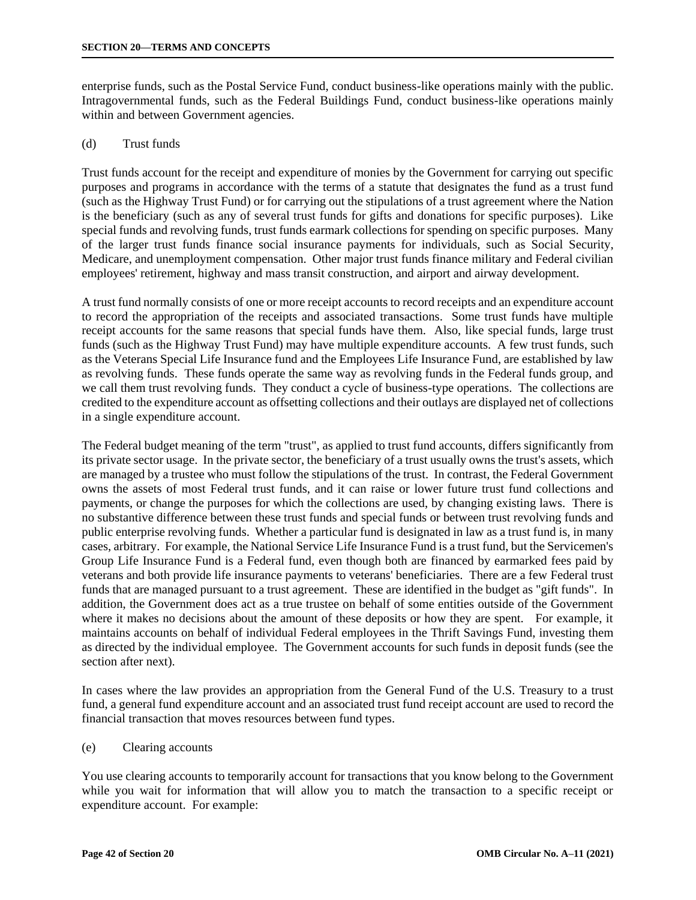enterprise funds, such as the Postal Service Fund, conduct business-like operations mainly with the public. Intragovernmental funds, such as the Federal Buildings Fund, conduct business-like operations mainly within and between Government agencies.

(d) Trust funds

Trust funds account for the receipt and expenditure of monies by the Government for carrying out specific purposes and programs in accordance with the terms of a statute that designates the fund as a trust fund (such as the Highway Trust Fund) or for carrying out the stipulations of a trust agreement where the Nation is the beneficiary (such as any of several trust funds for gifts and donations for specific purposes). Like special funds and revolving funds, trust funds earmark collections for spending on specific purposes. Many of the larger trust funds finance social insurance payments for individuals, such as Social Security, Medicare, and unemployment compensation. Other major trust funds finance military and Federal civilian employees' retirement, highway and mass transit construction, and airport and airway development.

A trust fund normally consists of one or more receipt accounts to record receipts and an expenditure account to record the appropriation of the receipts and associated transactions. Some trust funds have multiple receipt accounts for the same reasons that special funds have them. Also, like special funds, large trust funds (such as the Highway Trust Fund) may have multiple expenditure accounts. A few trust funds, such as the Veterans Special Life Insurance fund and the Employees Life Insurance Fund, are established by law as revolving funds. These funds operate the same way as revolving funds in the Federal funds group, and we call them trust revolving funds. They conduct a cycle of business-type operations. The collections are credited to the expenditure account as offsetting collections and their outlays are displayed net of collections in a single expenditure account.

The Federal budget meaning of the term "trust", as applied to trust fund accounts, differs significantly from its private sector usage. In the private sector, the beneficiary of a trust usually owns the trust's assets, which are managed by a trustee who must follow the stipulations of the trust. In contrast, the Federal Government owns the assets of most Federal trust funds, and it can raise or lower future trust fund collections and payments, or change the purposes for which the collections are used, by changing existing laws. There is no substantive difference between these trust funds and special funds or between trust revolving funds and public enterprise revolving funds. Whether a particular fund is designated in law as a trust fund is, in many cases, arbitrary. For example, the National Service Life Insurance Fund is a trust fund, but the Servicemen's Group Life Insurance Fund is a Federal fund, even though both are financed by earmarked fees paid by veterans and both provide life insurance payments to veterans' beneficiaries. There are a few Federal trust funds that are managed pursuant to a trust agreement. These are identified in the budget as "gift funds". In addition, the Government does act as a true trustee on behalf of some entities outside of the Government where it makes no decisions about the amount of these deposits or how they are spent. For example, it maintains accounts on behalf of individual Federal employees in the Thrift Savings Fund, investing them as directed by the individual employee. The Government accounts for such funds in deposit funds (see the section after next).

In cases where the law provides an appropriation from the General Fund of the U.S. Treasury to a trust fund, a general fund expenditure account and an associated trust fund receipt account are used to record the financial transaction that moves resources between fund types.

(e) Clearing accounts

You use clearing accounts to temporarily account for transactions that you know belong to the Government while you wait for information that will allow you to match the transaction to a specific receipt or expenditure account. For example: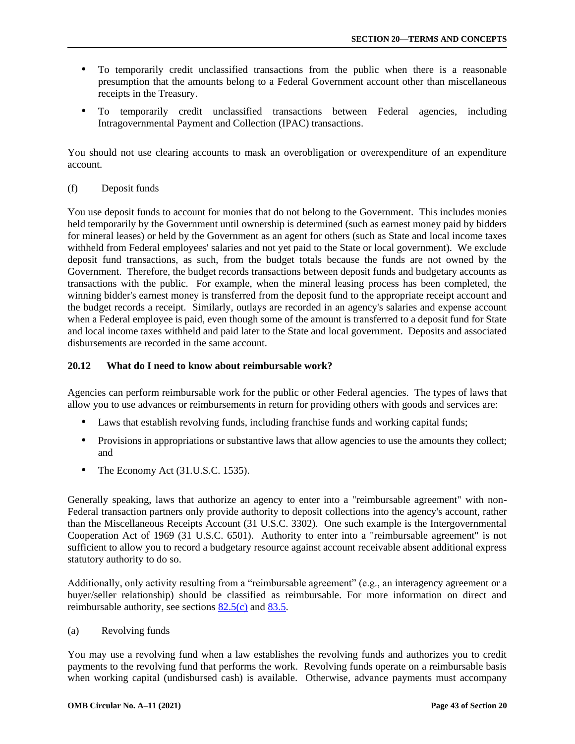- To temporarily credit unclassified transactions from the public when there is a reasonable presumption that the amounts belong to a Federal Government account other than miscellaneous receipts in the Treasury.
- To temporarily credit unclassified transactions between Federal agencies, including Intragovernmental Payment and Collection (IPAC) transactions.

You should not use clearing accounts to mask an overobligation or overexpenditure of an expenditure account.

(f) Deposit funds

You use deposit funds to account for monies that do not belong to the Government. This includes monies held temporarily by the Government until ownership is determined (such as earnest money paid by bidders for mineral leases) or held by the Government as an agent for others (such as State and local income taxes withheld from Federal employees' salaries and not yet paid to the State or local government). We exclude deposit fund transactions, as such, from the budget totals because the funds are not owned by the Government. Therefore, the budget records transactions between deposit funds and budgetary accounts as transactions with the public. For example, when the mineral leasing process has been completed, the winning bidder's earnest money is transferred from the deposit fund to the appropriate receipt account and the budget records a receipt. Similarly, outlays are recorded in an agency's salaries and expense account when a Federal employee is paid, even though some of the amount is transferred to a deposit fund for State and local income taxes withheld and paid later to the State and local government. Deposits and associated disbursements are recorded in the same account.

### 20.12 What do I need to know about reimbursable work?

Agencies can perform reimbursable work for the public or other Federal agencies. The types of laws that allow you to use advances or reimbursements in return for providing others with goods and services are:

- Laws that establish revolving funds, including franchise funds and working capital funds;
- Provisions in appropriations or substantive laws that allow agencies to use the amounts they collect; and
- The Economy Act (31.U.S.C. 1535).

Generally speaking, laws that authorize an agency to enter into a "reimbursable agreement" with non-Federal transaction partners only provide authority to deposit collections into the agency's account, rather than the Miscellaneous Receipts Account (31 U.S.C. 3302). One such example is the Intergovernmental Cooperation Act of 1969 (31 U.S.C. 6501). Authority to enter into a "reimbursable agreement" is not sufficient to allow you to record a budgetary resource against account receivable absent additional express statutory authority to do so.

Additionally, only activity resulting from a "reimbursable agreement" (e.g., an interagency agreement or a buyer/seller relationship) should be classified as reimbursable. For more information on direct and reimbursable authority, see sections 82.5(c) and 83.5.

(a) Revolving funds

You may use a revolving fund when a law establishes the revolving funds and authorizes you to credit payments to the revolving fund that performs the work. Revolving funds operate on a reimbursable basis when working capital (undisbursed cash) is available. Otherwise, advance payments must accompany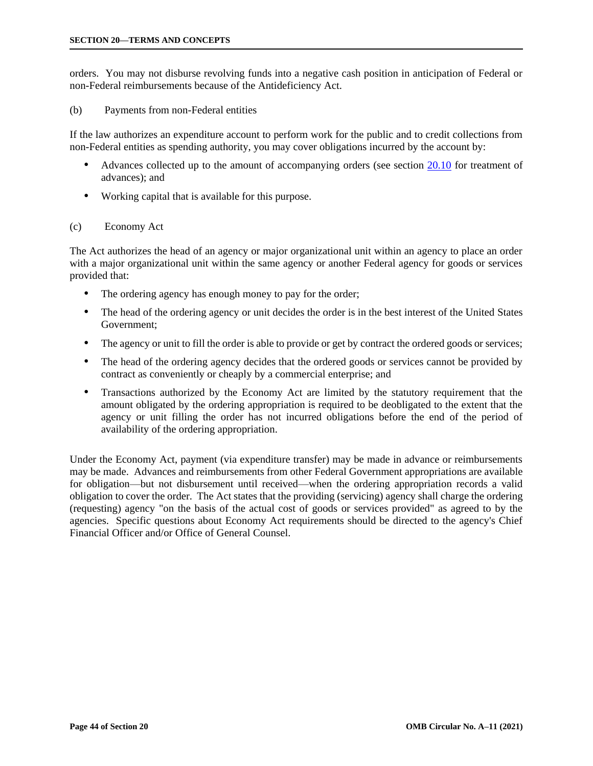orders. You may not disburse revolving funds into a negative cash position in anticipation of Federal or non-Federal reimbursements because of the Antideficiency Act.

(b) Payments from non-Federal entities

If the law authorizes an expenditure account to perform work for the public and to credit collections from non-Federal entities as spending authority, you may cover obligations incurred by the account by:

- Advances collected up to the amount of accompanying orders (see section 20.10 for treatment of advances); and
- Working capital that is available for this purpose.

(c) Economy Act

The Act authorizes the head of an agency or major organizational unit within an agency to place an order with a major organizational unit within the same agency or another Federal agency for goods or services provided that:

- The ordering agency has enough money to pay for the order;
- The head of the ordering agency or unit decides the order is in the best interest of the United States Government;
- The agency or unit to fill the order is able to provide or get by contract the ordered goods or services;
- The head of the ordering agency decides that the ordered goods or services cannot be provided by contract as conveniently or cheaply by a commercial enterprise; and
- Transactions authorized by the Economy Act are limited by the statutory requirement that the amount obligated by the ordering appropriation is required to be deobligated to the extent that the agency or unit filling the order has not incurred obligations before the end of the period of availability of the ordering appropriation.

Under the Economy Act, payment (via expenditure transfer) may be made in advance or reimbursements may be made. Advances and reimbursements from other Federal Government appropriations are available for obligation—but not disbursement until received—when the ordering appropriation records a valid obligation to cover the order. The Act states that the providing (servicing) agency shall charge the ordering (requesting) agency "on the basis of the actual cost of goods or services provided" as agreed to by the agencies. Specific questions about Economy Act requirements should be directed to the agency's Chief Financial Officer and/or Office of General Counsel.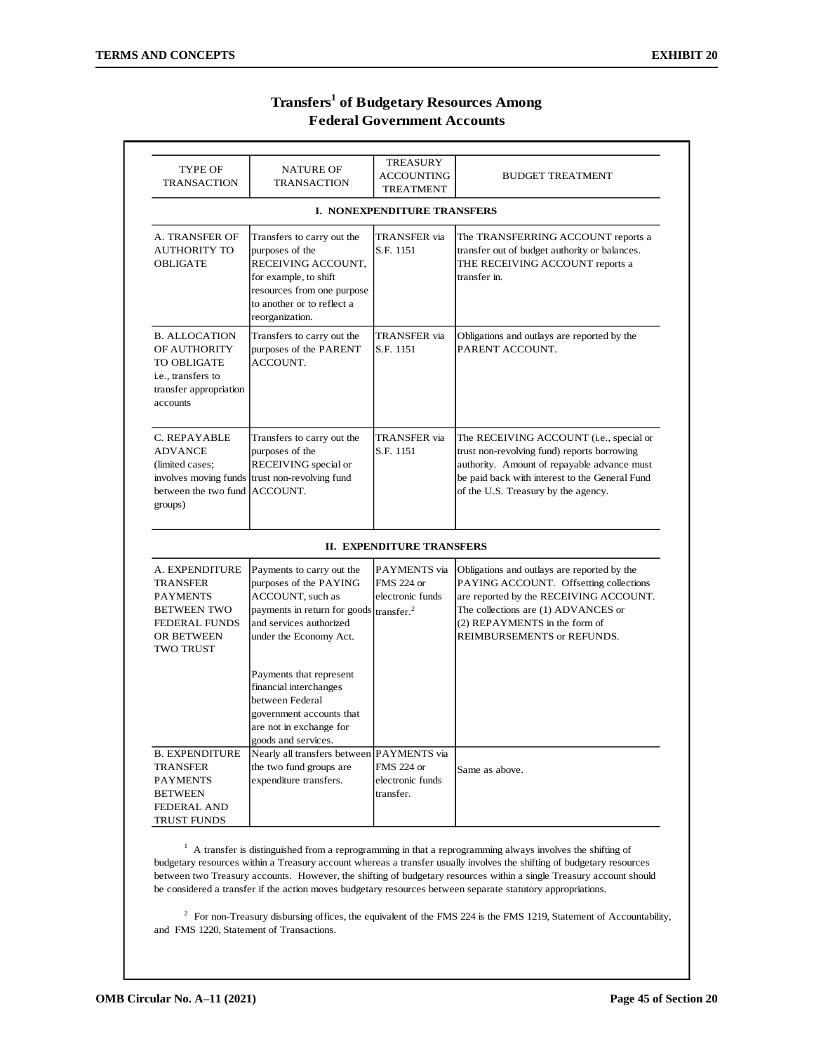# Transfers[1] of Budgetary Resources Among Federal Government Accounts

| TYPE OF TRANSACTION | NATURE OF TRANSACTION | TREASURY ACCOUNTING TREATMENT | BUDGET TREATMENT |
|---|---|---|---|
| **I. NONEXPENDITURE TRANSFERS** | | | |
| A. TRANSFER OF AUTHORITY TO OBLIGATE | Transfers to carry out the purposes of the RECEIVING ACCOUNT, for example, to shift resources from one purpose to another or to reflect a reorganization. | TRANSFER via S.F. 1151 | The TRANSFERRING ACCOUNT reports a transfer out of budget authority or balances. THE RECEIVING ACCOUNT reports a transfer in. |
| B. ALLOCATION OF AUTHORITY TO OBLIGATE i.e., transfers to transfer appropriation accounts | Transfers to carry out the purposes of the PARENT ACCOUNT. | TRANSFER via S.F. 1151 | Obligations and outlays are reported by the PARENT ACCOUNT. |
| C. REPAYABLE ADVANCE (limited cases; involves moving funds between the two fund groups) | Transfers to carry out the purposes of the RECEIVING special or trust non-revolving fund ACCOUNT. | TRANSFER via S.F. 1151 | The RECEIVING ACCOUNT (i.e., special or trust non-revolving fund) reports borrowing authority. Amount of repayable advance must be paid back with interest to the General Fund of the U.S. Treasury by the agency. |
| **II. EXPENDITURE TRANSFERS** | | | |
| A. EXPENDITURE TRANSFER PAYMENTS BETWEEN TWO FEDERAL FUNDS OR BETWEEN TWO TRUST | Payments to carry out the purposes of the PAYING ACCOUNT, such as payments in return for goods and services authorized under the Economy Act.<br><br>Payments that represent financial interchanges between Federal government accounts that are not in exchange for goods and services. | PAYMENTS via FMS 224 or electronic funds transfer.[2] | Obligations and outlays are reported by the PAYING ACCOUNT. Offsetting collections are reported by the RECEIVING ACCOUNT. The collections are (1) ADVANCES or (2) REPAYMENTS in the form of REIMBURSEMENTS or REFUNDS. |
| B. EXPENDITURE TRANSFER PAYMENTS BETWEEN FEDERAL AND TRUST FUNDS | Nearly all transfers between the two fund groups are expenditure transfers. | PAYMENTS via FMS 224 or electronic funds transfer. | Same as above. |

[1] A transfer is distinguished from a reprogramming in that a reprogramming always involves the shifting of budgetary resources within a Treasury account whereas a transfer usually involves the shifting of budgetary resources between two Treasury accounts. However, the shifting of budgetary resources within a single Treasury account should be considered a transfer if the action moves budgetary resources between separate statutory appropriations.

[2] For non-Treasury disbursing offices, the equivalent of the FMS 224 is the FMS 1219, Statement of Accountability, and FMS 1220, Statement of Transactions.